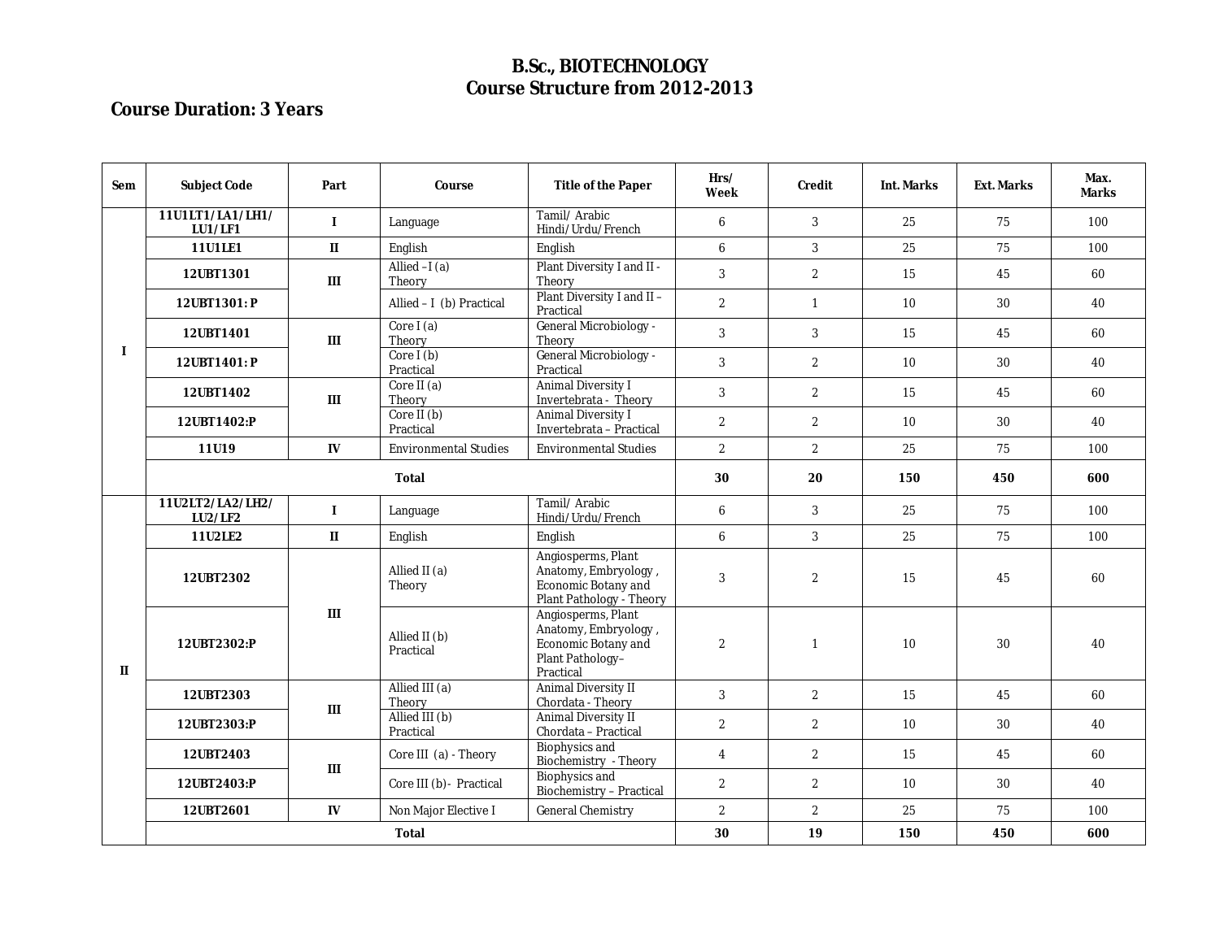# B.Sc., BIOTECHNOLOGY

## Course Structure from 2012-2013

**Course Duration: 3 Years**

| Sem | Subject Code | Part | Course | Title of the Paper | Hrs/ Week | Credit | Int. Marks | Ext. Marks | Max. Marks |
|---|---|---|---|---|---|---|---|---|---|
| I | 11U1LT1/LA1/LH1/ LU1/LF1 | I | Language | Tamil/ Arabic Hindi/Urdu/French | 6 | 3 | 25 | 75 | 100 |
| | 11U1LE1 | II | English | English | 6 | 3 | 25 | 75 | 100 |
| | 12UBT1301 | III | Allied –I (a) Theory | Plant Diversity I and II - Theory | 3 | 2 | 15 | 45 | 60 |
| | 12UBT1301: P | | Allied – I (b) Practical | Plant Diversity I and II – Practical | 2 | 1 | 10 | 30 | 40 |
| | 12UBT1401 | III | Core I (a) Theory | General Microbiology - Theory | 3 | 3 | 15 | 45 | 60 |
| | 12UBT1401: P | | Core I (b) Practical | General Microbiology - Practical | 3 | 2 | 10 | 30 | 40 |
| | 12UBT1402 | III | Core II (a) Theory | Animal Diversity I Invertebrata - Theory | 3 | 2 | 15 | 45 | 60 |
| | 12UBT1402:P | | Core II (b) Practical | Animal Diversity I Invertebrata – Practical | 2 | 2 | 10 | 30 | 40 |
| | 11U19 | IV | Environmental Studies | Environmental Studies | 2 | 2 | 25 | 75 | 100 |
| | **Total** | | | | **30** | **20** | **150** | **450** | **600** |
| II | 11U2LT2/LA2/LH2/ LU2/LF2 | I | Language | Tamil/ Arabic Hindi/Urdu/French | 6 | 3 | 25 | 75 | 100 |
| | 11U2LE2 | II | English | English | 6 | 3 | 25 | 75 | 100 |
| | 12UBT2302 | III | Allied II (a) Theory | Angiosperms, Plant Anatomy, Embryology , Economic Botany and Plant Pathology - Theory | 3 | 2 | 15 | 45 | 60 |
| | 12UBT2302:P | | Allied II (b) Practical | Angiosperms, Plant Anatomy, Embryology , Economic Botany and Plant Pathology– Practical | 2 | 1 | 10 | 30 | 40 |
| | 12UBT2303 | III | Allied III (a) Theory | Animal Diversity II Chordata - Theory | 3 | 2 | 15 | 45 | 60 |
| | 12UBT2303:P | | Allied III (b) Practical | Animal Diversity II Chordata – Practical | 2 | 2 | 10 | 30 | 40 |
| | 12UBT2403 | III | Core III (a) - Theory | Biophysics and Biochemistry - Theory | 4 | 2 | 15 | 45 | 60 |
| | 12UBT2403:P | | Core III (b)- Practical | Biophysics and Biochemistry – Practical | 2 | 2 | 10 | 30 | 40 |
| | 12UBT2601 | IV | Non Major Elective I | General Chemistry | 2 | 2 | 25 | 75 | 100 |
| | **Total** | | | | **30** | **19** | **150** | **450** | **600** |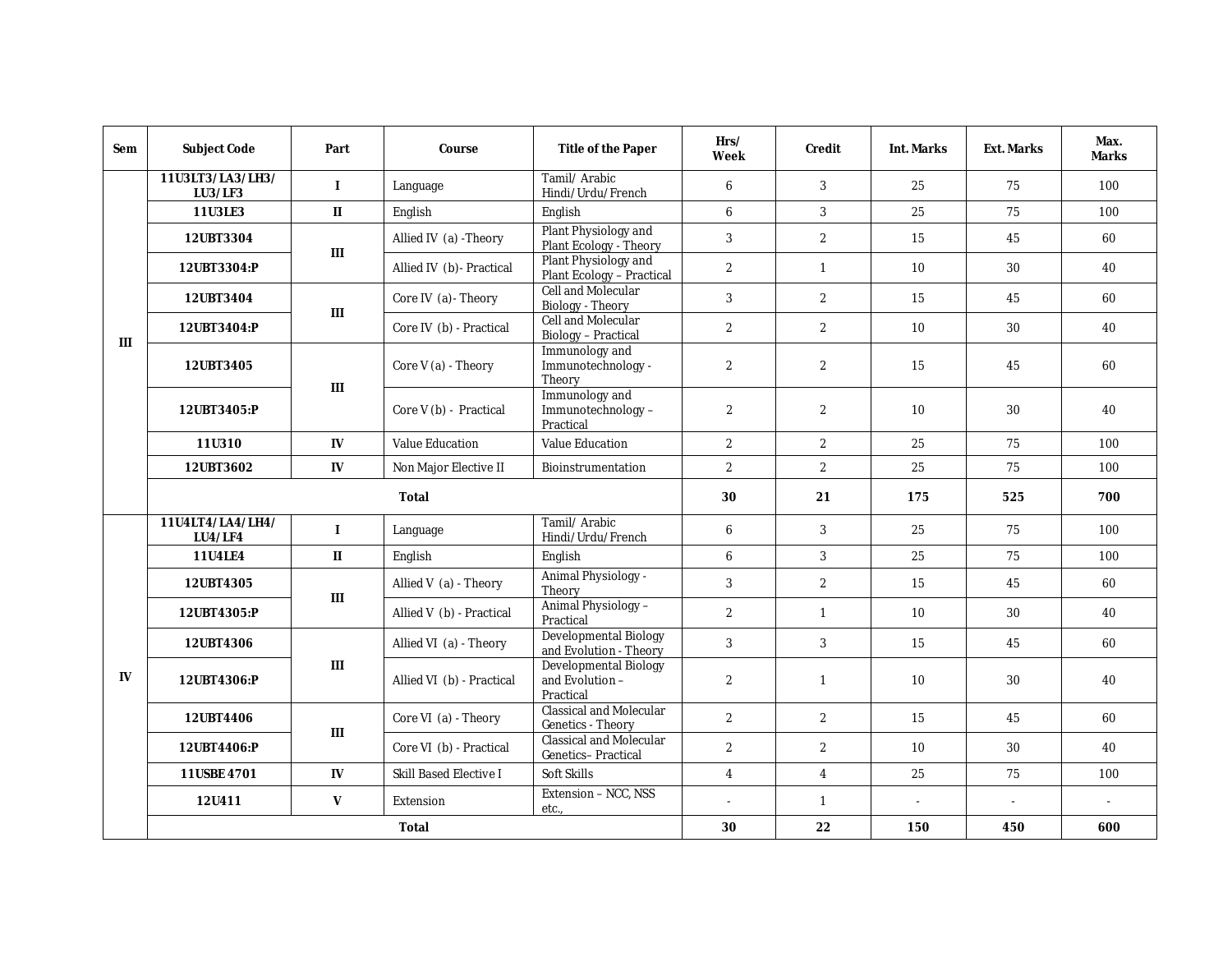| Sem | Subject Code | Part | Course | Title of the Paper | Hrs/ Week | Credit | Int. Marks | Ext. Marks | Max. Marks |
|---|---|---|---|---|---|---|---|---|---|
| III | 11U3LT3/ LA3/ LH3/ LU3/ LF3 | I | Language | Tamil/ Arabic Hindi/Urdu/French | 6 | 3 | 25 | 75 | 100 |
| | 11U3LE3 | II | English | English | 6 | 3 | 25 | 75 | 100 |
| | 12UBT3304 | III | Allied IV (a) -Theory | Plant Physiology and Plant Ecology - Theory | 3 | 2 | 15 | 45 | 60 |
| | 12UBT3304:P | | Allied IV (b)- Practical | Plant Physiology and Plant Ecology – Practical | 2 | 1 | 10 | 30 | 40 |
| | 12UBT3404 | III | Core IV (a)- Theory | Cell and Molecular Biology - Theory | 3 | 2 | 15 | 45 | 60 |
| | 12UBT3404:P | | Core IV (b) - Practical | Cell and Molecular Biology – Practical | 2 | 2 | 10 | 30 | 40 |
| | 12UBT3405 | III | Core V (a) - Theory | Immunology and Immunotechnology - Theory | 2 | 2 | 15 | 45 | 60 |
| | 12UBT3405:P | | Core V (b) - Practical | Immunology and Immunotechnology – Practical | 2 | 2 | 10 | 30 | 40 |
| | 11U310 | IV | Value Education | Value Education | 2 | 2 | 25 | 75 | 100 |
| | 12UBT3602 | IV | Non Major Elective II | Bioinstrumentation | 2 | 2 | 25 | 75 | 100 |
| | **Total** | | | | **30** | **21** | **175** | **525** | **700** |
| IV | 11U4LT4/ LA4/ LH4/ LU4/ LF4 | I | Language | Tamil/ Arabic Hindi/Urdu/French | 6 | 3 | 25 | 75 | 100 |
| | 11U4LE4 | II | English | English | 6 | 3 | 25 | 75 | 100 |
| | 12UBT4305 | III | Allied V (a) - Theory | Animal Physiology - Theory | 3 | 2 | 15 | 45 | 60 |
| | 12UBT4305:P | | Allied V (b) - Practical | Animal Physiology – Practical | 2 | 1 | 10 | 30 | 40 |
| | 12UBT4306 | III | Allied VI (a) - Theory | Developmental Biology and Evolution - Theory | 3 | 3 | 15 | 45 | 60 |
| | 12UBT4306:P | | Allied VI (b) - Practical | Developmental Biology and Evolution – Practical | 2 | 1 | 10 | 30 | 40 |
| | 12UBT4406 | III | Core VI (a) - Theory | Classical and Molecular Genetics - Theory | 2 | 2 | 15 | 45 | 60 |
| | 12UBT4406:P | | Core VI (b) - Practical | Classical and Molecular Genetics– Practical | 2 | 2 | 10 | 30 | 40 |
| | 11USBE4701 | IV | Skill Based Elective I | Soft Skills | 4 | 4 | 25 | 75 | 100 |
| | 12U411 | V | Extension | Extension – NCC, NSS etc., | - | 1 | - | - | - |
| | **Total** | | | | **30** | **22** | **150** | **450** | **600** |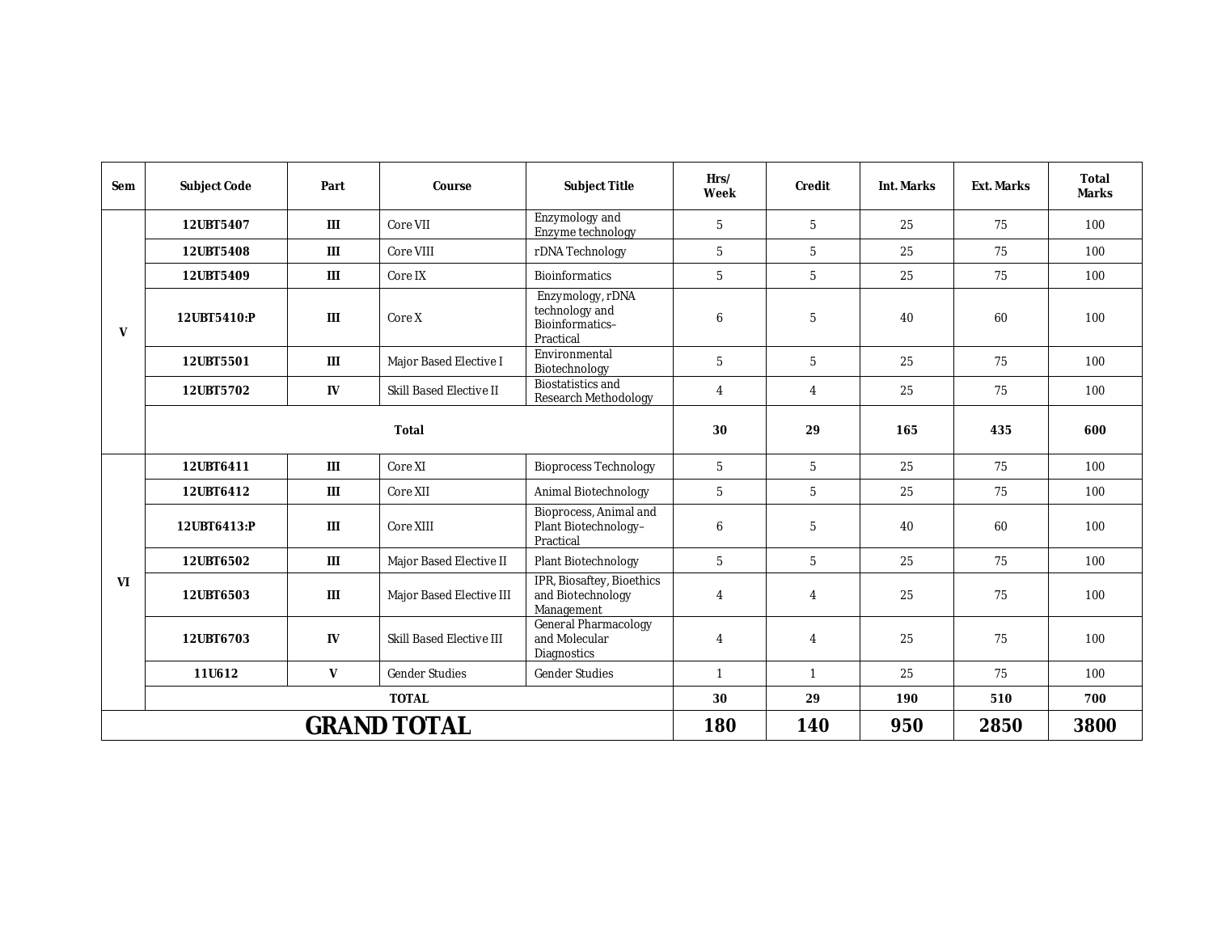| Sem | Subject Code | Part | Course | Subject Title | Hrs/ Week | Credit | Int. Marks | Ext. Marks | Total Marks |
|---|---|---|---|---|---|---|---|---|---|
| V | **12UBT5407** | **III** | Core VII | Enzymology and Enzyme technology | 5 | 5 | 25 | 75 | 100 |
| | **12UBT5408** | **III** | Core VIII | rDNA Technology | 5 | 5 | 25 | 75 | 100 |
| | **12UBT5409** | **III** | Core IX | Bioinformatics | 5 | 5 | 25 | 75 | 100 |
| | **12UBT5410:P** | **III** | Core X | Enzymology, rDNA technology and Bioinformatics– Practical | 6 | 5 | 40 | 60 | 100 |
| | **12UBT5501** | **III** | Major Based Elective I | Environmental Biotechnology | 5 | 5 | 25 | 75 | 100 |
| | **12UBT5702** | **IV** | Skill Based Elective II | Biostatistics and Research Methodology | 4 | 4 | 25 | 75 | 100 |
| | **Total** | | | | **30** | **29** | **165** | **435** | **600** |
| VI | **12UBT6411** | **III** | Core XI | Bioprocess Technology | 5 | 5 | 25 | 75 | 100 |
| | **12UBT6412** | **III** | Core XII | Animal Biotechnology | 5 | 5 | 25 | 75 | 100 |
| | **12UBT6413:P** | **III** | Core XIII | Bioprocess, Animal and Plant Biotechnology– Practical | 6 | 5 | 40 | 60 | 100 |
| | **12UBT6502** | **III** | Major Based Elective II | Plant Biotechnology | 5 | 5 | 25 | 75 | 100 |
| | **12UBT6503** | **III** | Major Based Elective III | IPR, Biosaftey, Bioethics and Biotechnology Management | 4 | 4 | 25 | 75 | 100 |
| | **12UBT6703** | **IV** | Skill Based Elective III | General Pharmacology and Molecular Diagnostics | 4 | 4 | 25 | 75 | 100 |
| | **11U612** | **V** | Gender Studies | Gender Studies | 1 | 1 | 25 | 75 | 100 |
| | **TOTAL** | | | | **30** | **29** | **190** | **510** | **700** |
| **GRAND TOTAL** | | | | | **180** | **140** | **950** | **2850** | **3800** |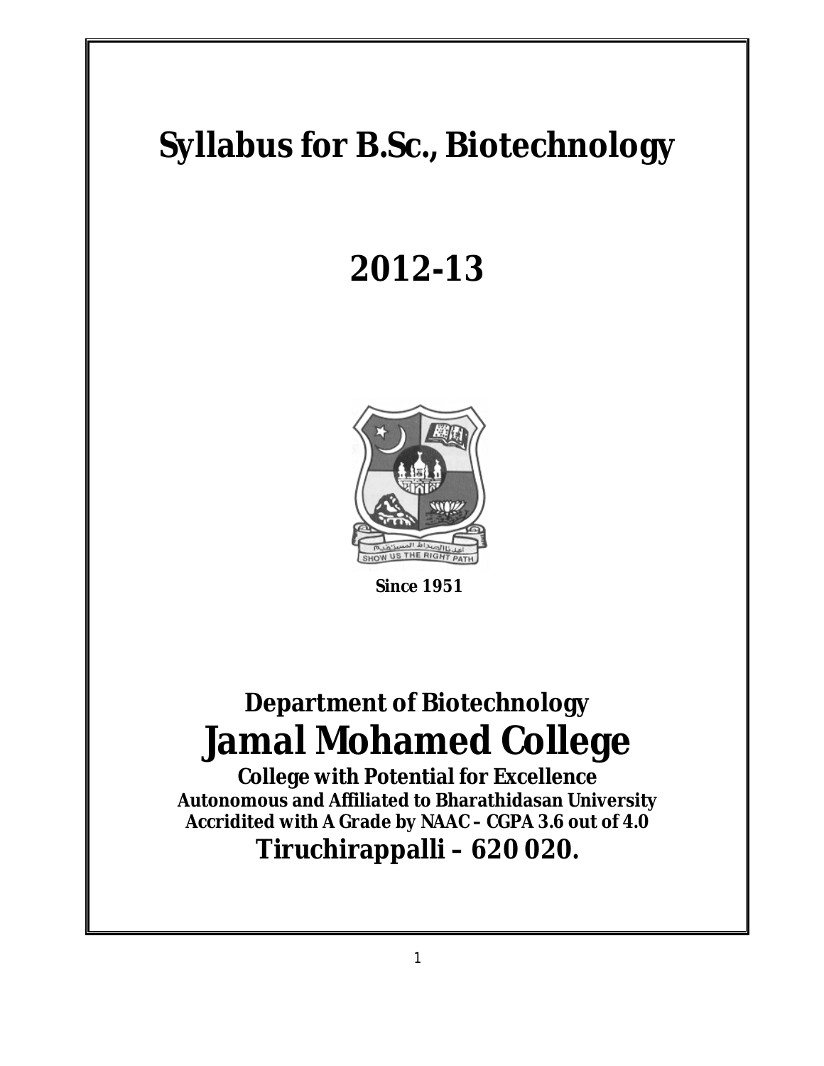# Syllabus for B.Sc., Biotechnology

# 2012-13

**Since 1951**

## Department of Biotechnology

# Jamal Mohamed College

**College with Potential for Excellence**
**Autonomous and Affiliated to Bharathidasan University**
**Accridited with A Grade by NAAC – CGPA 3.6 out of 4.0**

## Tiruchirappalli – 620 020.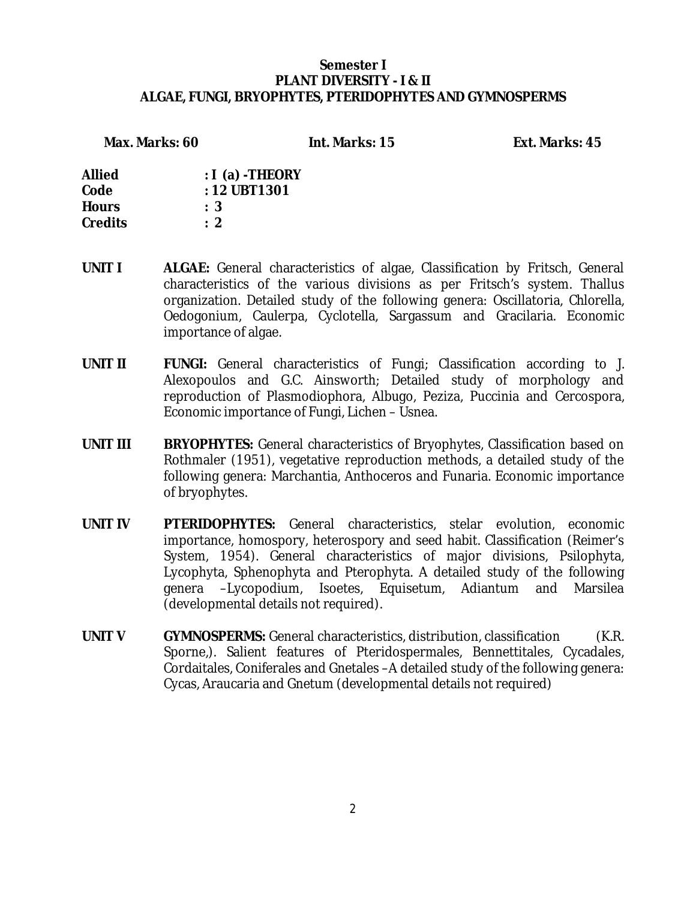# Semester I
## PLANT DIVERSITY - I & II
## ALGAE, FUNGI, BRYOPHYTES, PTERIDOPHYTES AND GYMNOSPERMS

**Max. Marks: 60** **Int. Marks: 15** **Ext. Marks: 45**

**Allied** : **I (a) -THEORY**
**Code** : **12 UBT1301**
**Hours** : **3**
**Credits** : **2**

**UNIT I** **ALGAE:** General characteristics of algae, Classification by Fritsch, General characteristics of the various divisions as per Fritsch's system. Thallus organization. Detailed study of the following genera: Oscillatoria, Chlorella, Oedogonium, Caulerpa, Cyclotella, Sargassum and Gracilaria. Economic importance of algae.

**UNIT II** **FUNGI:** General characteristics of Fungi; Classification according to J. Alexopoulos and G.C. Ainsworth; Detailed study of morphology and reproduction of Plasmodiophora, Albugo, Peziza, Puccinia and Cercospora, Economic importance of Fungi, Lichen – Usnea.

**UNIT III** **BRYOPHYTES:** General characteristics of Bryophytes, Classification based on Rothmaler (1951), vegetative reproduction methods, a detailed study of the following genera: Marchantia, Anthoceros and Funaria. Economic importance of bryophytes.

**UNIT IV** **PTERIDOPHYTES:** General characteristics, stelar evolution, economic importance, homospory, heterospory and seed habit. Classification (Reimer's System, 1954). General characteristics of major divisions, Psilophyta, Lycophyta, Sphenophyta and Pterophyta. A detailed study of the following genera –Lycopodium, Isoetes, Equisetum, Adiantum and Marsilea (developmental details not required).

**UNIT V** **GYMNOSPERMS:** General characteristics, distribution, classification (K.R. Sporne,). Salient features of Pteridospermales, Bennettitales, Cycadales, Cordaitales, Coniferales and Gnetales –A detailed study of the following genera: Cycas, Araucaria and Gnetum (developmental details not required)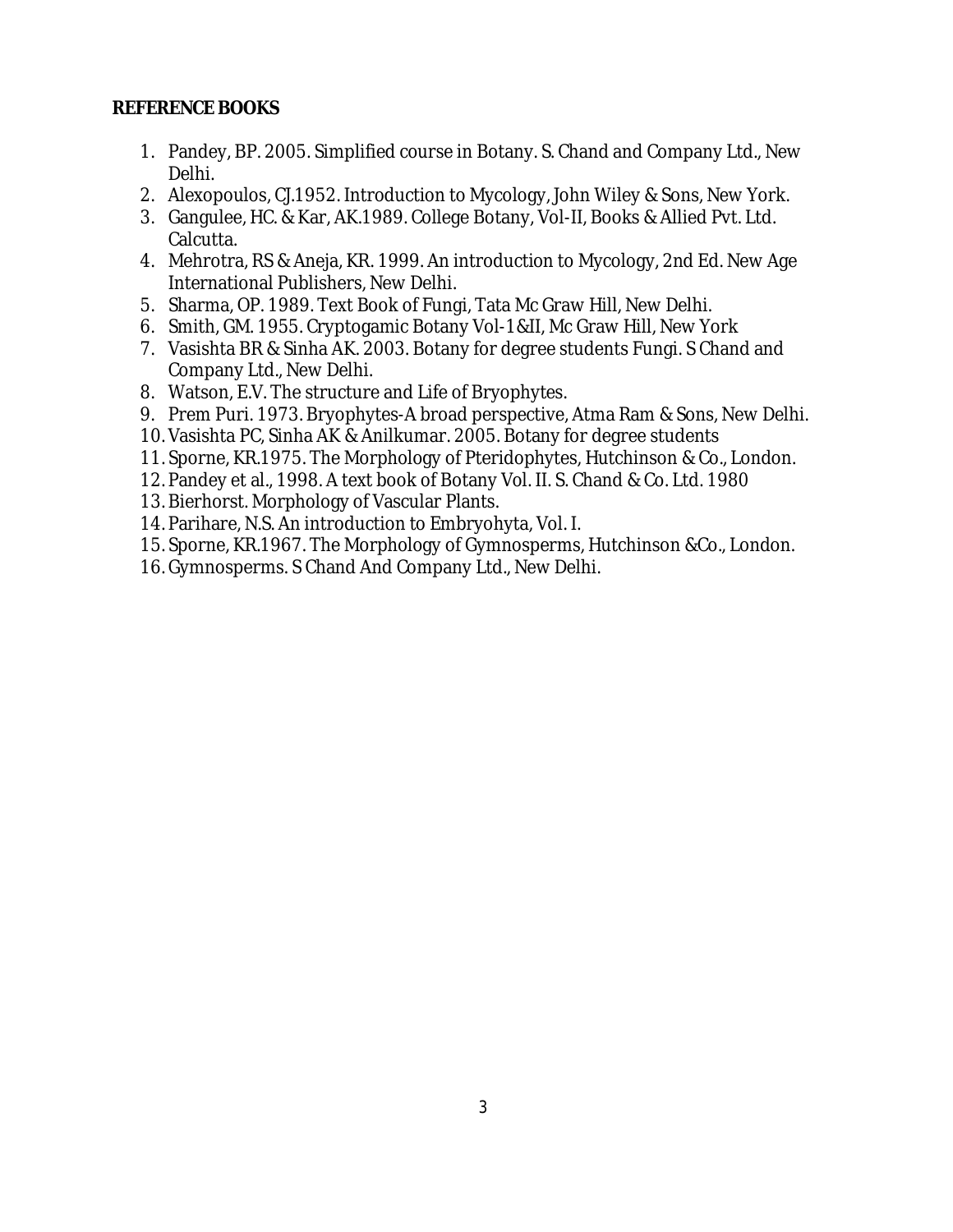**REFERENCE BOOKS**

1. Pandey, BP. 2005. Simplified course in Botany. S. Chand and Company Ltd., New Delhi.
2. Alexopoulos, CJ.1952. Introduction to Mycology, John Wiley & Sons, New York.
3. Gangulee, HC. & Kar, AK.1989. College Botany, Vol-II, Books & Allied Pvt. Ltd. Calcutta.
4. Mehrotra, RS & Aneja, KR. 1999. An introduction to Mycology, 2nd Ed. New Age International Publishers, New Delhi.
5. Sharma, OP. 1989. Text Book of Fungi, Tata Mc Graw Hill, New Delhi.
6. Smith, GM. 1955. Cryptogamic Botany Vol-1&II, Mc Graw Hill, New York
7. Vasishta BR & Sinha AK. 2003. Botany for degree students Fungi. S Chand and Company Ltd., New Delhi.
8. Watson, E.V. The structure and Life of Bryophytes.
9. Prem Puri. 1973. Bryophytes-A broad perspective, Atma Ram & Sons, New Delhi.
10. Vasishta PC, Sinha AK & Anilkumar. 2005. Botany for degree students
11. Sporne, KR.1975. The Morphology of Pteridophytes, Hutchinson & Co., London.
12. Pandey et al., 1998. A text book of Botany Vol. II. S. Chand & Co. Ltd. 1980
13. Bierhorst. Morphology of Vascular Plants.
14. Parihare, N.S. An introduction to Embryohyta, Vol. I.
15. Sporne, KR.1967. The Morphology of Gymnosperms, Hutchinson &Co., London.
16. Gymnosperms. S Chand And Company Ltd., New Delhi.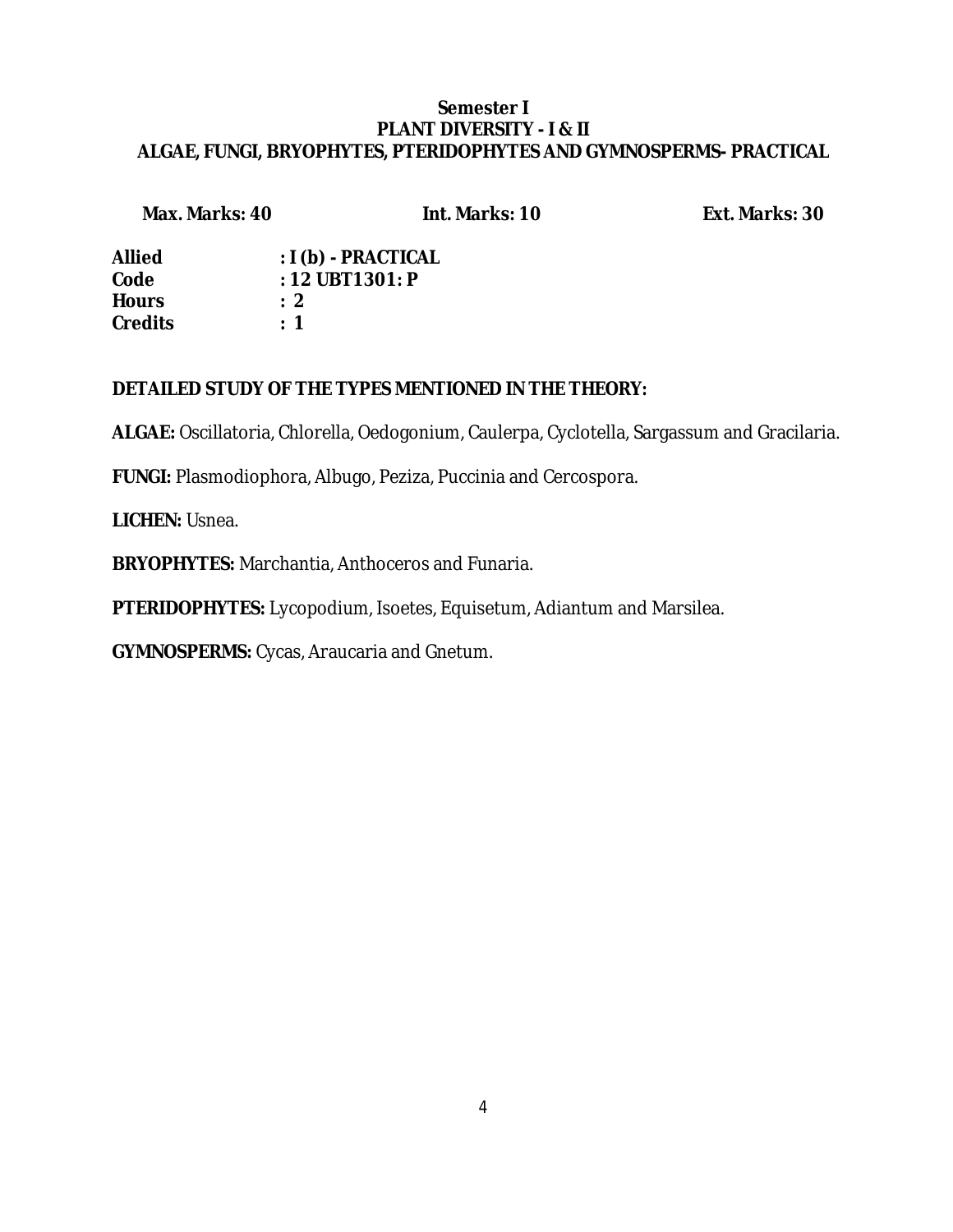## Semester I
## PLANT DIVERSITY - I & II
## ALGAE, FUNGI, BRYOPHYTES, PTERIDOPHYTES AND GYMNOSPERMS- PRACTICAL

**Max. Marks: 40** **Int. Marks: 10** **Ext. Marks: 30**

**Allied** : **I (b) - PRACTICAL**
**Code** : **12 UBT1301: P**
**Hours** : **2**
**Credits** : **1**

**DETAILED STUDY OF THE TYPES MENTIONED IN THE THEORY:**

**ALGAE:** Oscillatoria, Chlorella, Oedogonium, Caulerpa, Cyclotella, Sargassum and Gracilaria.

**FUNGI:** Plasmodiophora, Albugo, Peziza, Puccinia and Cercospora.

**LICHEN:** Usnea.

**BRYOPHYTES:** Marchantia, Anthoceros and Funaria.

**PTERIDOPHYTES:** Lycopodium, Isoetes, Equisetum, Adiantum and Marsilea.

**GYMNOSPERMS:** Cycas, Araucaria and Gnetum.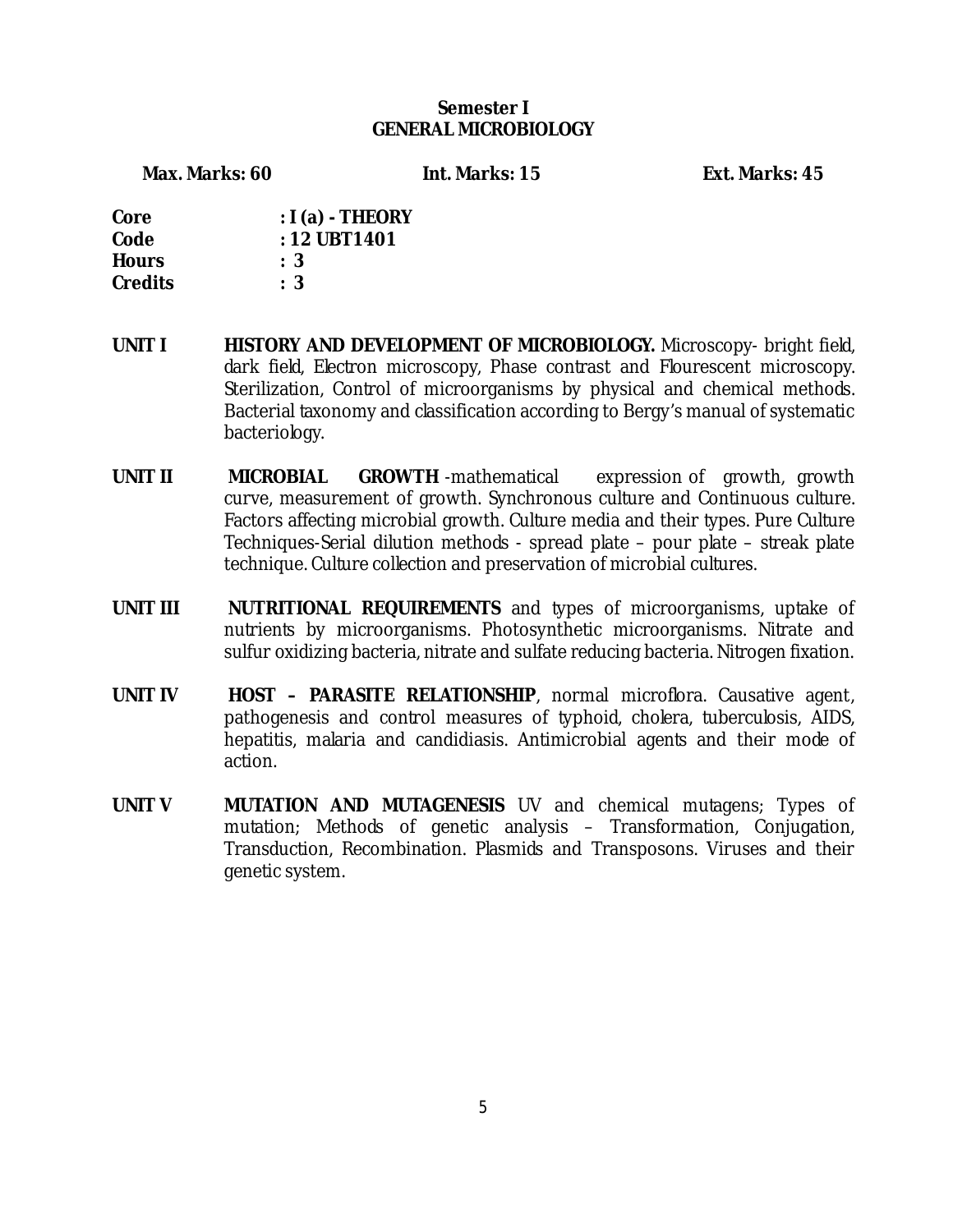## Semester I
## GENERAL MICROBIOLOGY

**Max. Marks: 60** **Int. Marks: 15** **Ext. Marks: 45**

**Core** : **I (a) - THEORY**
**Code** : **12 UBT1401**
**Hours** : **3**
**Credits** : **3**

**UNIT I** **HISTORY AND DEVELOPMENT OF MICROBIOLOGY.** Microscopy- bright field, dark field, Electron microscopy, Phase contrast and Flourescent microscopy. Sterilization, Control of microorganisms by physical and chemical methods. Bacterial taxonomy and classification according to Bergy's manual of systematic bacteriology.

**UNIT II** **MICROBIAL GROWTH** -mathematical expression of growth, growth curve, measurement of growth. Synchronous culture and Continuous culture. Factors affecting microbial growth. Culture media and their types. Pure Culture Techniques-Serial dilution methods - spread plate – pour plate – streak plate technique. Culture collection and preservation of microbial cultures.

**UNIT III** **NUTRITIONAL REQUIREMENTS** and types of microorganisms, uptake of nutrients by microorganisms. Photosynthetic microorganisms. Nitrate and sulfur oxidizing bacteria, nitrate and sulfate reducing bacteria. Nitrogen fixation.

**UNIT IV** **HOST – PARASITE RELATIONSHIP**, normal microflora. Causative agent, pathogenesis and control measures of typhoid, cholera, tuberculosis, AIDS, hepatitis, malaria and candidiasis. Antimicrobial agents and their mode of action.

**UNIT V** **MUTATION AND MUTAGENESIS** UV and chemical mutagens; Types of mutation; Methods of genetic analysis – Transformation, Conjugation, Transduction, Recombination. Plasmids and Transposons. Viruses and their genetic system.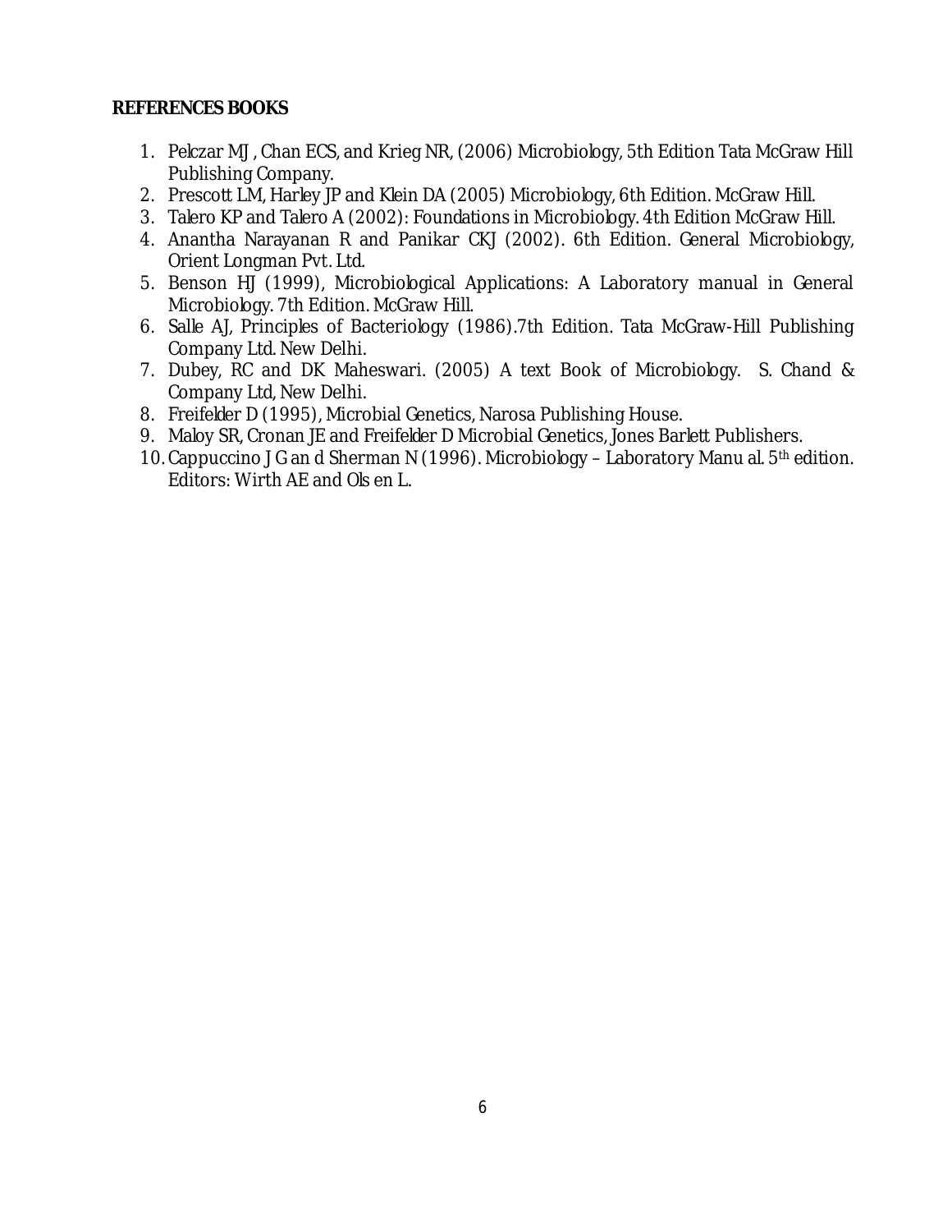**REFERENCES BOOKS**

1. Pelczar MJ , Chan ECS, and Krieg NR, (2006) Microbiology, 5th Edition Tata McGraw Hill Publishing Company.
2. Prescott LM, Harley JP and Klein DA (2005) Microbiology, 6th Edition. McGraw Hill.
3. Talero KP and Talero A (2002): Foundations in Microbiology. 4th Edition McGraw Hill.
4. Anantha Narayanan R and Panikar CKJ (2002). 6th Edition. General Microbiology, Orient Longman Pvt. Ltd.
5. Benson HJ (1999), Microbiological Applications: A Laboratory manual in General Microbiology. 7th Edition. McGraw Hill.
6. Salle AJ, Principles of Bacteriology (1986).7th Edition. Tata McGraw-Hill Publishing Company Ltd. New Delhi.
7. Dubey, RC and DK Maheswari. (2005) A text Book of Microbiology. S. Chand & Company Ltd, New Delhi.
8. Freifelder D (1995), Microbial Genetics, Narosa Publishing House.
9. Maloy SR, Cronan JE and Freifelder D Microbial Genetics, Jones Barlett Publishers.
10. Cappuccino J G an d Sherman N (1996). Microbiology – Laboratory Manu al. 5th edition. Editors: Wirth AE and Ols en L.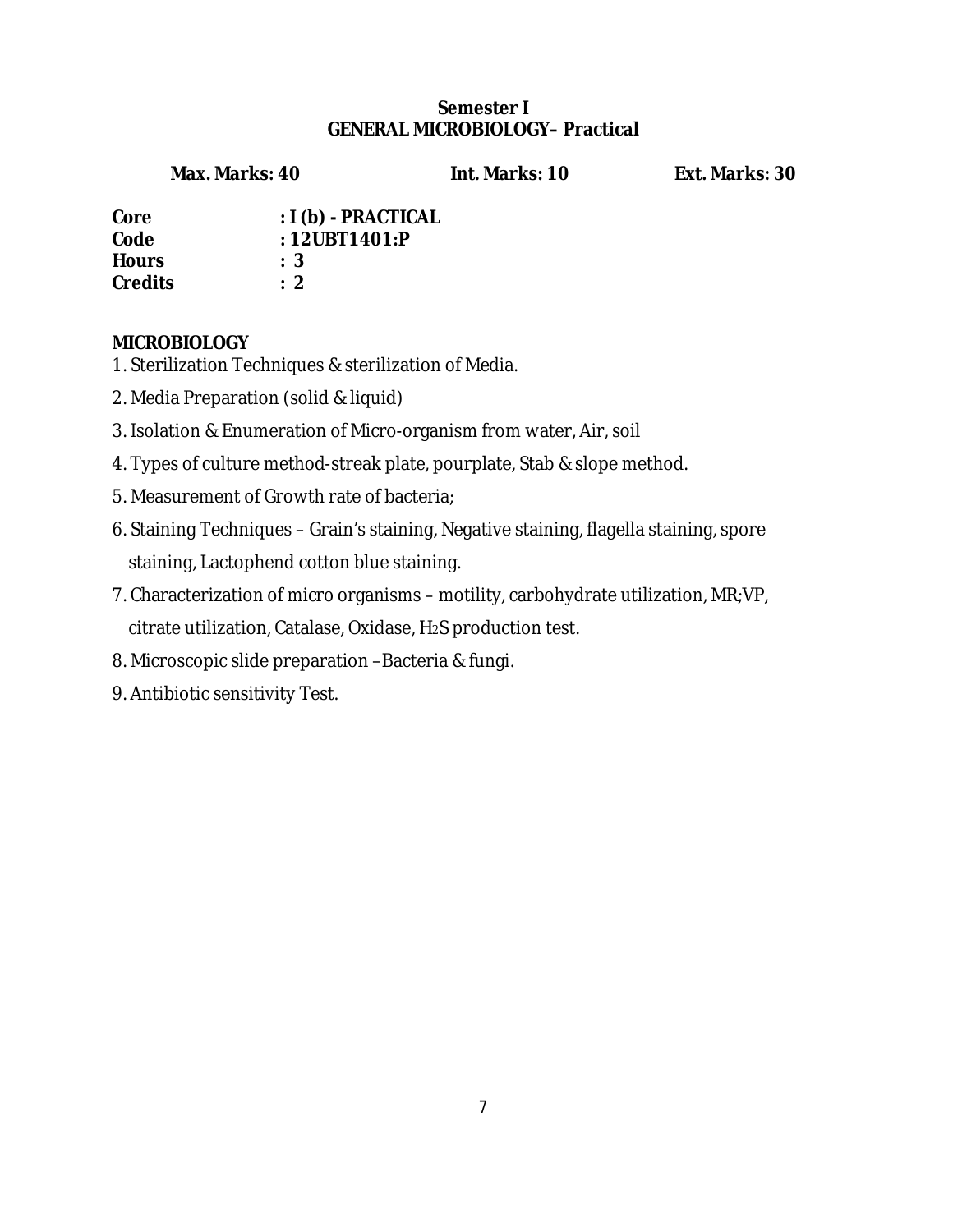**Semester I**
**GENERAL MICROBIOLOGY– Practical**

**Max. Marks: 40** **Int. Marks: 10** **Ext. Marks: 30**

**Core** : **I (b) - PRACTICAL**
**Code** : **12UBT1401:P**
**Hours** : **3**
**Credits** : **2**

**MICROBIOLOGY**

1. Sterilization Techniques & sterilization of Media.
2. Media Preparation (solid & liquid)
3. Isolation & Enumeration of Micro-organism from water, Air, soil
4. Types of culture method-streak plate, pourplate, Stab & slope method.
5. Measurement of Growth rate of bacteria;
6. Staining Techniques – Grain's staining, Negative staining, flagella staining, spore staining, Lactophend cotton blue staining.
7. Characterization of micro organisms – motility, carbohydrate utilization, MR;VP, citrate utilization, Catalase, Oxidase, $H_2S$ production test.
8. Microscopic slide preparation –Bacteria & fungi.
9. Antibiotic sensitivity Test.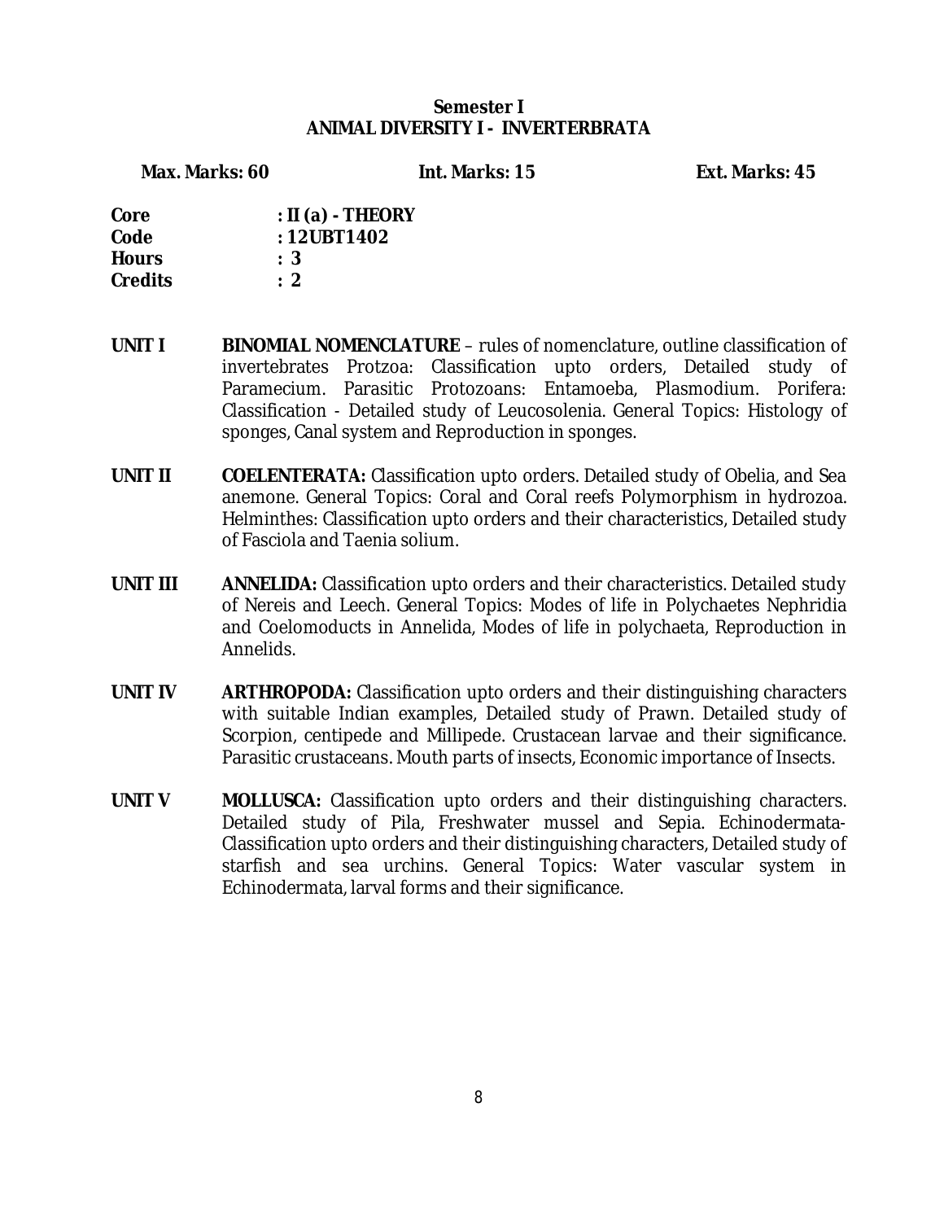**Semester I**
**ANIMAL DIVERSITY I - INVERTERBRATA**

**Max. Marks: 60** **Int. Marks: 15** **Ext. Marks: 45**

| | |
|---|---|
| **Core** | **: II (a) - THEORY** |
| **Code** | **: 12UBT1402** |
| **Hours** | **: 3** |
| **Credits** | **: 2** |

**UNIT I** **BINOMIAL NOMENCLATURE** – rules of nomenclature, outline classification of invertebrates Protzoa: Classification upto orders, Detailed study of Paramecium. Parasitic Protozoans: Entamoeba, Plasmodium. Porifera: Classification - Detailed study of Leucosolenia. General Topics: Histology of sponges, Canal system and Reproduction in sponges.

**UNIT II** **COELENTERATA:** Classification upto orders. Detailed study of Obelia, and Sea anemone. General Topics: Coral and Coral reefs Polymorphism in hydrozoa. Helminthes: Classification upto orders and their characteristics, Detailed study of Fasciola and Taenia solium.

**UNIT III** **ANNELIDA:** Classification upto orders and their characteristics. Detailed study of Nereis and Leech. General Topics: Modes of life in Polychaetes Nephridia and Coelomoducts in Annelida, Modes of life in polychaeta, Reproduction in Annelids.

**UNIT IV** **ARTHROPODA:** Classification upto orders and their distinguishing characters with suitable Indian examples, Detailed study of Prawn. Detailed study of Scorpion, centipede and Millipede. Crustacean larvae and their significance. Parasitic crustaceans. Mouth parts of insects, Economic importance of Insects.

**UNIT V** **MOLLUSCA:** Classification upto orders and their distinguishing characters. Detailed study of Pila, Freshwater mussel and Sepia. Echinodermata-Classification upto orders and their distinguishing characters, Detailed study of starfish and sea urchins. General Topics: Water vascular system in Echinodermata, larval forms and their significance.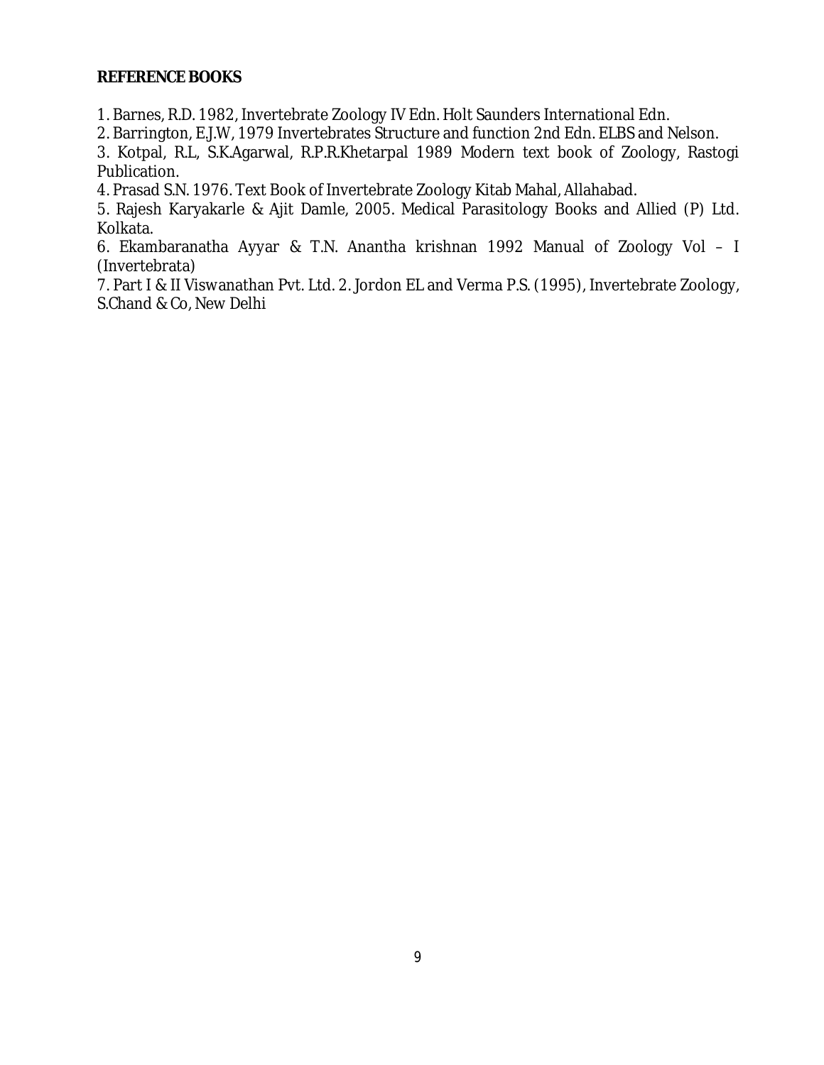**REFERENCE BOOKS**

1. Barnes, R.D. 1982, Invertebrate Zoology IV Edn. Holt Saunders International Edn.
2. Barrington, E.J.W, 1979 Invertebrates Structure and function 2nd Edn. ELBS and Nelson.
3. Kotpal, R.L, S.K.Agarwal, R.P.R.Khetarpal 1989 Modern text book of Zoology, Rastogi Publication.
4. Prasad S.N. 1976. Text Book of Invertebrate Zoology Kitab Mahal, Allahabad.
5. Rajesh Karyakarle & Ajit Damle, 2005. Medical Parasitology Books and Allied (P) Ltd. Kolkata.
6. Ekambaranatha Ayyar & T.N. Anantha krishnan 1992 Manual of Zoology Vol – I (Invertebrata)
7. Part I & II Viswanathan Pvt. Ltd. 2. Jordon EL and Verma P.S. (1995), Invertebrate Zoology, S.Chand & Co, New Delhi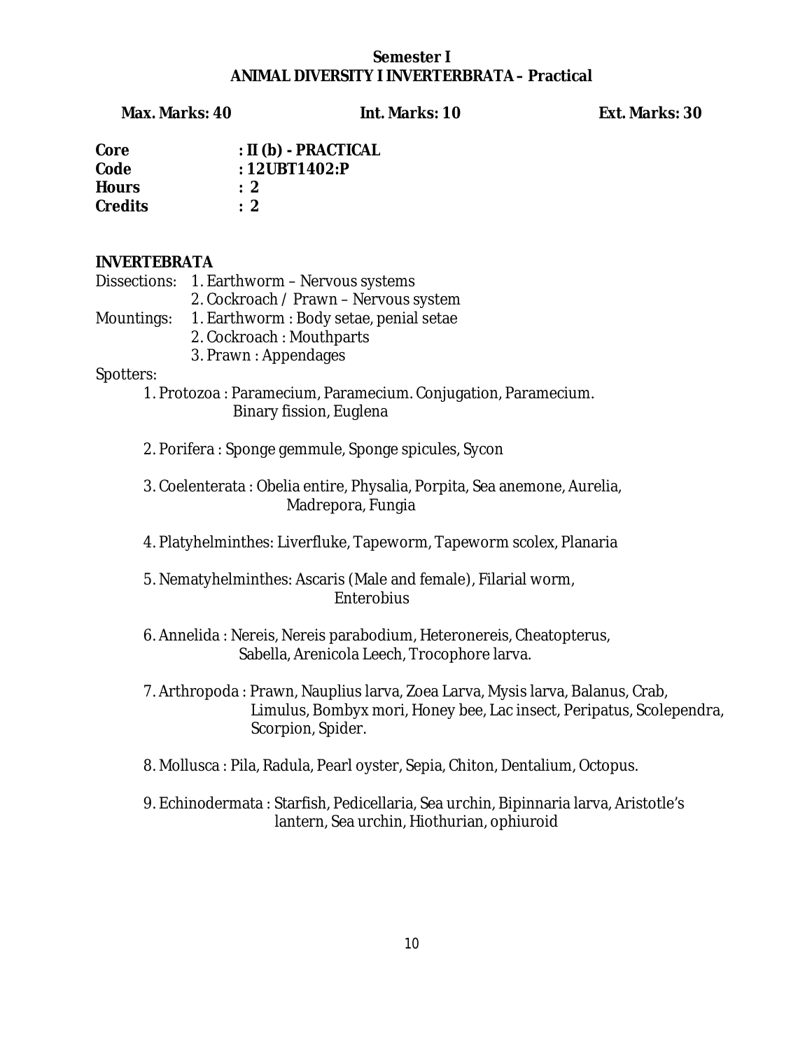**Semester I**
**ANIMAL DIVERSITY I INVERTERBRATA – Practical**

**Max. Marks: 40** **Int. Marks: 10** **Ext. Marks: 30**

| | |
|---|---|
| **Core** | **: II (b) - PRACTICAL** |
| **Code** | **: 12UBT1402:P** |
| **Hours** | **: 2** |
| **Credits** | **: 2** |

**INVERTEBRATA**

Dissections: 1. Earthworm – Nervous systems
2. Cockroach / Prawn – Nervous system

Mountings: 1. Earthworm : Body setae, penial setae
2. Cockroach : Mouthparts
3. Prawn : Appendages

Spotters:

1. Protozoa : Paramecium, Paramecium. Conjugation, Paramecium. Binary fission, Euglena

2. Porifera : Sponge gemmule, Sponge spicules, Sycon

3. Coelenterata : Obelia entire, Physalia, Porpita, Sea anemone, Aurelia, Madrepora, Fungia

4. Platyhelminthes: Liverfluke, Tapeworm, Tapeworm scolex, Planaria

5. Nematyhelminthes: Ascaris (Male and female), Filarial worm, Enterobius

6. Annelida : Nereis, Nereis parabodium, Heteronereis, Cheatopterus, Sabella, Arenicola Leech, Trocophore larva.

7. Arthropoda : Prawn, Nauplius larva, Zoea Larva, Mysis larva, Balanus, Crab, Limulus, Bombyx mori, Honey bee, Lac insect, Peripatus, Scolependra, Scorpion, Spider.

8. Mollusca : Pila, Radula, Pearl oyster, Sepia, Chiton, Dentalium, Octopus.

9. Echinodermata : Starfish, Pedicellaria, Sea urchin, Bipinnaria larva, Aristotle's lantern, Sea urchin, Hiothurian, ophiuroid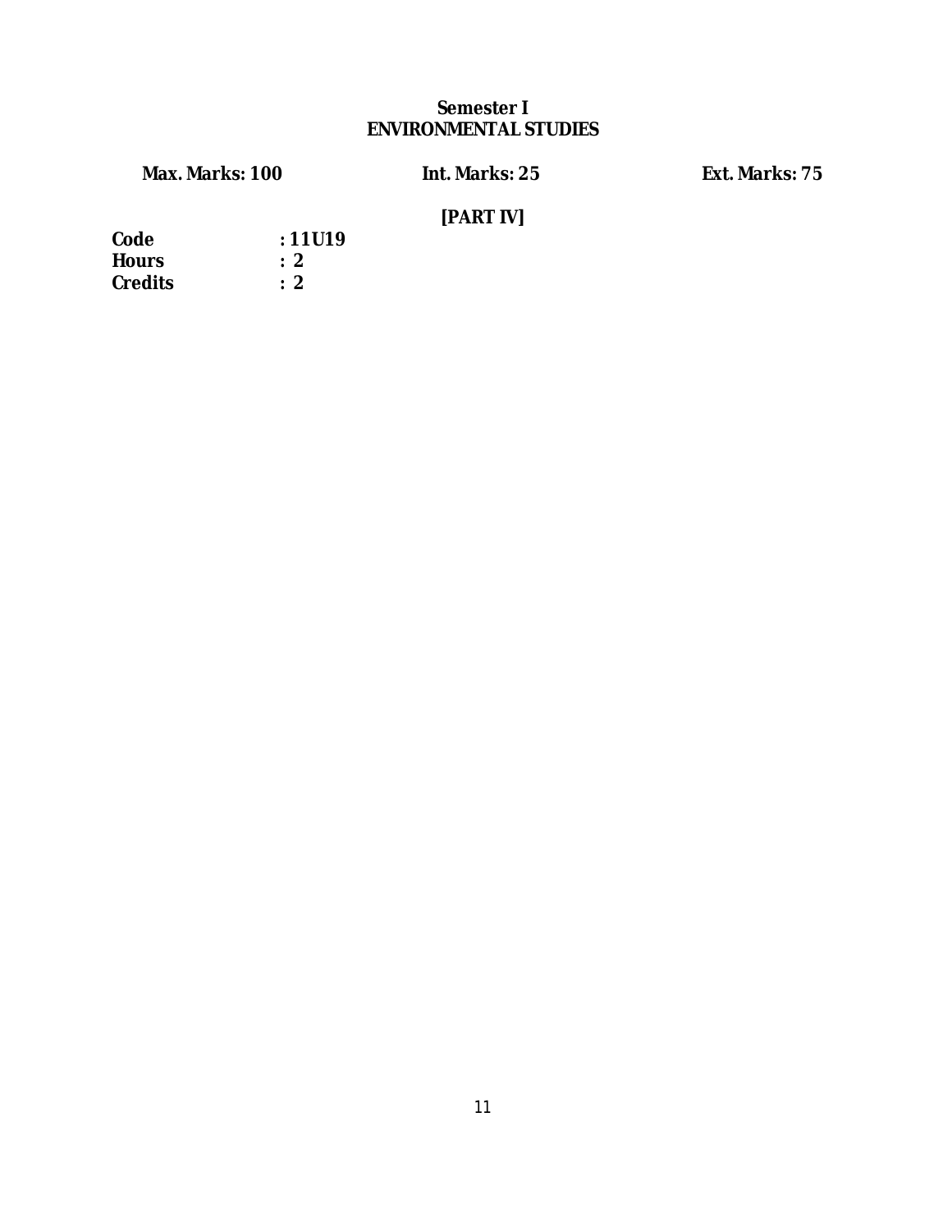**Semester I**
**ENVIRONMENTAL STUDIES**

**Max. Marks: 100** **Int. Marks: 25** **Ext. Marks: 75**

**[PART IV]**

**Code : 11U19**
**Hours : 2**
**Credits : 2**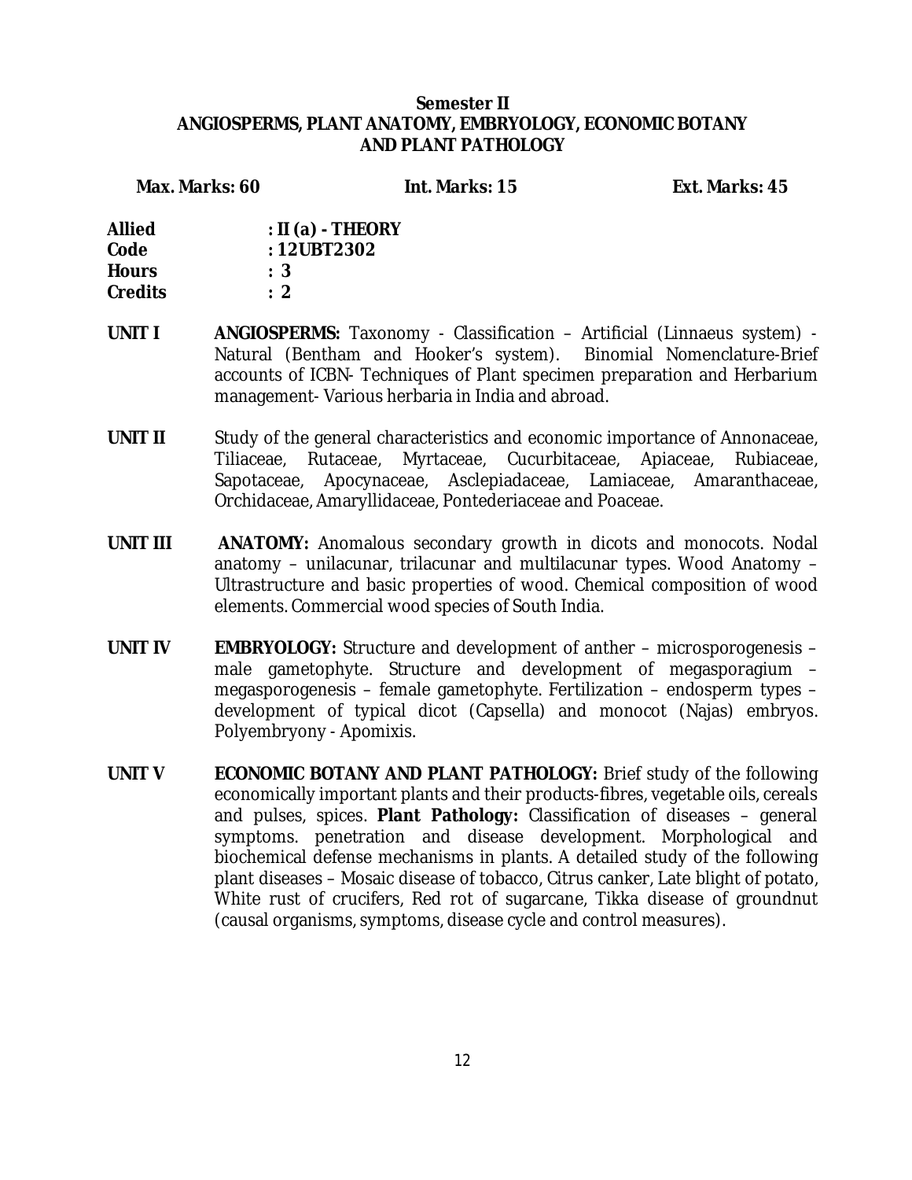## Semester II
## ANGIOSPERMS, PLANT ANATOMY, EMBRYOLOGY, ECONOMIC BOTANY AND PLANT PATHOLOGY

**Max. Marks: 60** **Int. Marks: 15** **Ext. Marks: 45**

| | |
|---|---|
| **Allied** | **: II (a) - THEORY** |
| **Code** | **: 12UBT2302** |
| **Hours** | **: 3** |
| **Credits** | **: 2** |

**UNIT I** **ANGIOSPERMS:** Taxonomy - Classification – Artificial (Linnaeus system) - Natural (Bentham and Hooker's system). Binomial Nomenclature-Brief accounts of ICBN- Techniques of Plant specimen preparation and Herbarium management- Various herbaria in India and abroad.

**UNIT II** Study of the general characteristics and economic importance of Annonaceae, Tiliaceae, Rutaceae, Myrtaceae, Cucurbitaceae, Apiaceae, Rubiaceae, Sapotaceae, Apocynaceae, Asclepiadaceae, Lamiaceae, Amaranthaceae, Orchidaceae, Amaryllidaceae, Pontederiaceae and Poaceae.

**UNIT III** **ANATOMY:** Anomalous secondary growth in dicots and monocots. Nodal anatomy – unilacunar, trilacunar and multilacunar types. Wood Anatomy – Ultrastructure and basic properties of wood. Chemical composition of wood elements. Commercial wood species of South India.

**UNIT IV** **EMBRYOLOGY:** Structure and development of anther – microsporogenesis – male gametophyte. Structure and development of megasporagium – megasporogenesis – female gametophyte. Fertilization – endosperm types – development of typical dicot (Capsella) and monocot (Najas) embryos. Polyembryony - Apomixis.

**UNIT V** **ECONOMIC BOTANY AND PLANT PATHOLOGY:** Brief study of the following economically important plants and their products-fibres, vegetable oils, cereals and pulses, spices. **Plant Pathology:** Classification of diseases – general symptoms. penetration and disease development. Morphological and biochemical defense mechanisms in plants. A detailed study of the following plant diseases – Mosaic disease of tobacco, Citrus canker, Late blight of potato, White rust of crucifers, Red rot of sugarcane, Tikka disease of groundnut (causal organisms, symptoms, disease cycle and control measures).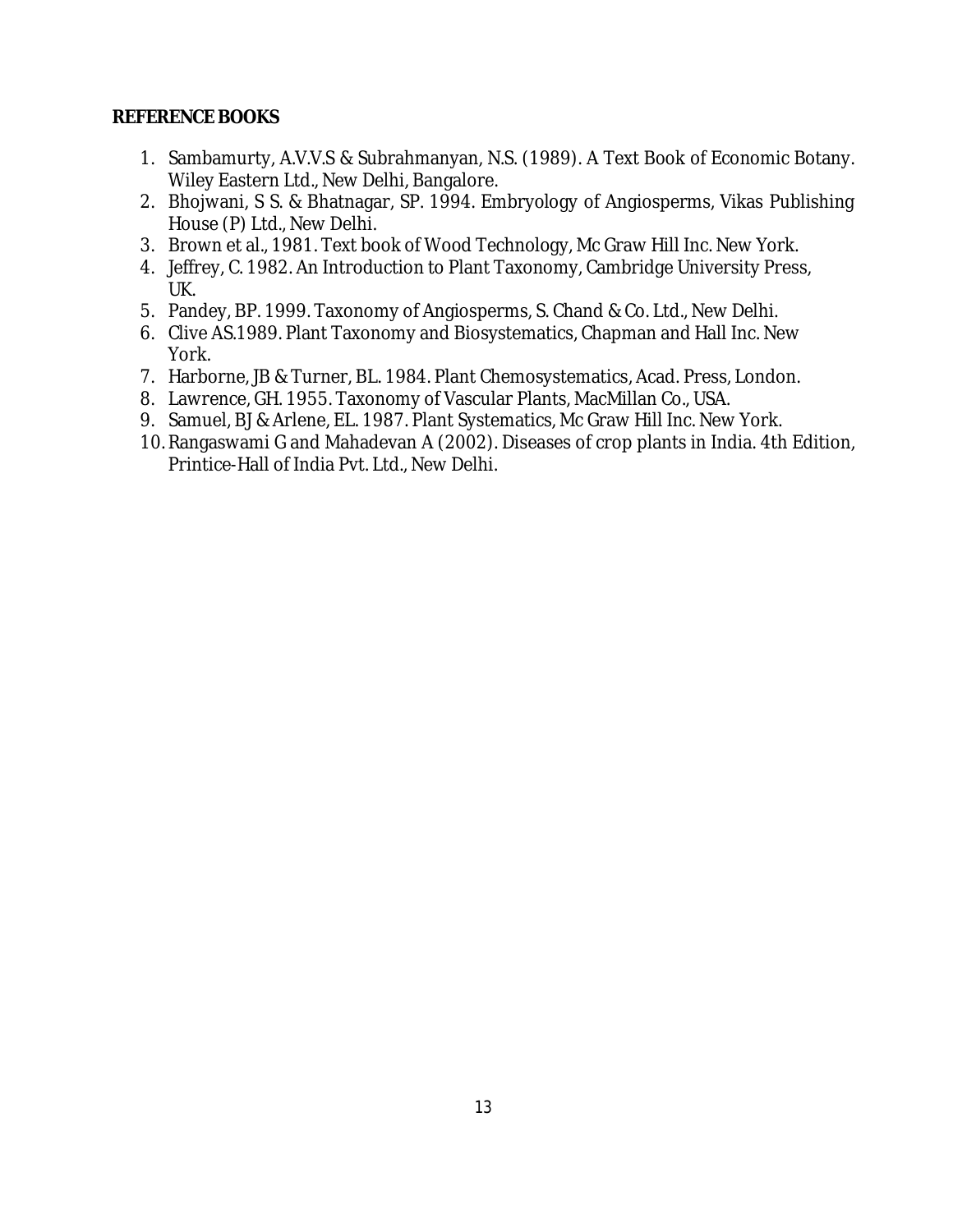**REFERENCE BOOKS**

1. Sambamurty, A.V.V.S & Subrahmanyan, N.S. (1989). A Text Book of Economic Botany. Wiley Eastern Ltd., New Delhi, Bangalore.
2. Bhojwani, S S. & Bhatnagar, SP. 1994. Embryology of Angiosperms, Vikas Publishing House (P) Ltd., New Delhi.
3. Brown et al., 1981. Text book of Wood Technology, Mc Graw Hill Inc. New York.
4. Jeffrey, C. 1982. An Introduction to Plant Taxonomy, Cambridge University Press, UK.
5. Pandey, BP. 1999. Taxonomy of Angiosperms, S. Chand & Co. Ltd., New Delhi.
6. Clive AS.1989. Plant Taxonomy and Biosystematics, Chapman and Hall Inc. New York.
7. Harborne, JB & Turner, BL. 1984. Plant Chemosystematics, Acad. Press, London.
8. Lawrence, GH. 1955. Taxonomy of Vascular Plants, MacMillan Co., USA.
9. Samuel, BJ & Arlene, EL. 1987. Plant Systematics, Mc Graw Hill Inc. New York.
10. Rangaswami G and Mahadevan A (2002). Diseases of crop plants in India. 4th Edition, Printice-Hall of India Pvt. Ltd., New Delhi.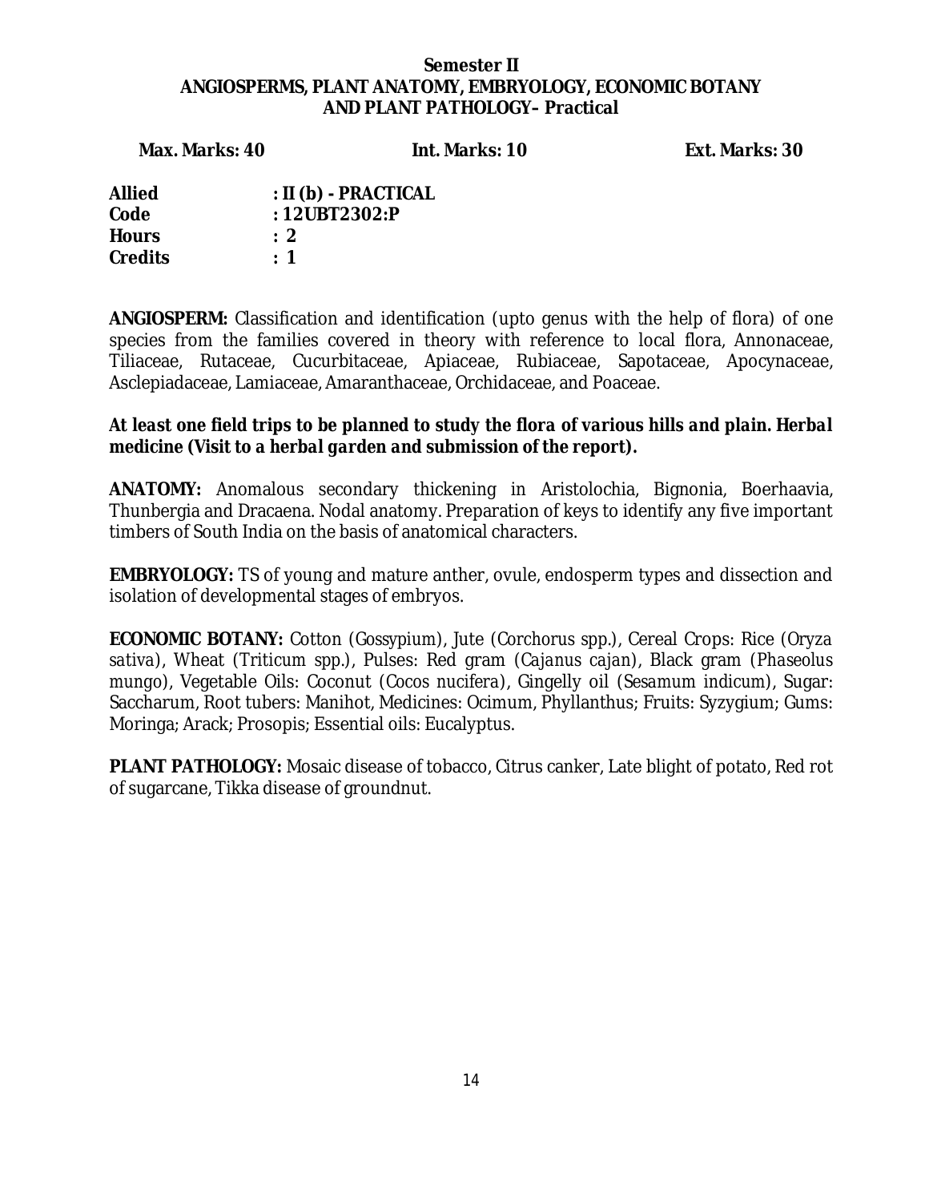**Semester II**
**ANGIOSPERMS, PLANT ANATOMY, EMBRYOLOGY, ECONOMIC BOTANY AND PLANT PATHOLOGY– Practical**

**Max. Marks: 40** **Int. Marks: 10** **Ext. Marks: 30**

| | |
|---|---|
| **Allied** | **: II (b) - PRACTICAL** |
| **Code** | **: 12UBT2302:P** |
| **Hours** | **: 2** |
| **Credits** | **: 1** |

**ANGIOSPERM:** Classification and identification (upto genus with the help of flora) of one species from the families covered in theory with reference to local flora, Annonaceae, Tiliaceae, Rutaceae, Cucurbitaceae, Apiaceae, Rubiaceae, Sapotaceae, Apocynaceae, Asclepiadaceae, Lamiaceae, Amaranthaceae, Orchidaceae, and Poaceae.

***At least one field trips to be planned to study the flora of various hills and plain. Herbal medicine (Visit to a herbal garden and submission of the report).***

**ANATOMY:** Anomalous secondary thickening in Aristolochia, Bignonia, Boerhaavia, Thunbergia and Dracaena. Nodal anatomy. Preparation of keys to identify any five important timbers of South India on the basis of anatomical characters.

**EMBRYOLOGY:** TS of young and mature anther, ovule, endosperm types and dissection and isolation of developmental stages of embryos.

**ECONOMIC BOTANY:** Cotton (*Gossypium*), Jute (*Corchorus spp.*), Cereal Crops: Rice (*Oryza sativa*), Wheat (*Triticum spp.*), Pulses: Red gram (*Cajanus cajan*), Black gram (*Phaseolus mungo*), Vegetable Oils: Coconut (*Cocos nucifera*), Gingelly oil (*Sesamum indicum*), Sugar: Saccharum, Root tubers: Manihot, Medicines: Ocimum, Phyllanthus; Fruits: Syzygium; Gums: Moringa; Arack; Prosopis; Essential oils: Eucalyptus.

**PLANT PATHOLOGY:** Mosaic disease of tobacco, Citrus canker, Late blight of potato, Red rot of sugarcane, Tikka disease of groundnut.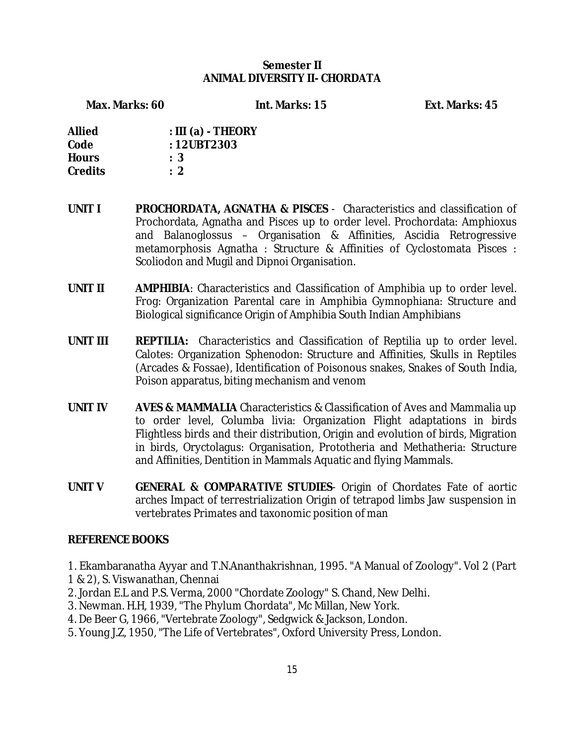**Semester II**
**ANIMAL DIVERSITY II- CHORDATA**

**Max. Marks: 60** **Int. Marks: 15** **Ext. Marks: 45**

**Allied** : **III (a) - THEORY**
**Code** : **12UBT2303**
**Hours** : **3**
**Credits** : **2**

**UNIT I** **PROCHORDATA, AGNATHA & PISCES** - Characteristics and classification of Prochordata, Agnatha and Pisces up to order level. Prochordata: Amphioxus and Balanoglossus – Organisation & Affinities, Ascidia Retrogressive metamorphosis Agnatha : Structure & Affinities of Cyclostomata Pisces : Scoliodon and Mugil and Dipnoi Organisation.

**UNIT II** **AMPHIBIA**: Characteristics and Classification of Amphibia up to order level. Frog: Organization Parental care in Amphibia Gymnophiana: Structure and Biological significance Origin of Amphibia South Indian Amphibians

**UNIT III** **REPTILIA:** Characteristics and Classification of Reptilia up to order level. Calotes: Organization Sphenodon: Structure and Affinities, Skulls in Reptiles (Arcades & Fossae), Identification of Poisonous snakes, Snakes of South India, Poison apparatus, biting mechanism and venom

**UNIT IV** **AVES & MAMMALIA** Characteristics & Classification of Aves and Mammalia up to order level, Columba livia: Organization Flight adaptations in birds Flightless birds and their distribution, Origin and evolution of birds, Migration in birds, Oryctolagus: Organisation, Prototheria and Methatheria: Structure and Affinities, Dentition in Mammals Aquatic and flying Mammals.

**UNIT V** **GENERAL & COMPARATIVE STUDIES**- Origin of Chordates Fate of aortic arches Impact of terrestrialization Origin of tetrapod limbs Jaw suspension in vertebrates Primates and taxonomic position of man

**REFERENCE BOOKS**

1. Ekambaranatha Ayyar and T.N.Ananthakrishnan, 1995. "A Manual of Zoology". Vol 2 (Part 1 & 2), S. Viswanathan, Chennai
2. Jordan E.L and P.S. Verma, 2000 "Chordate Zoology" S. Chand, New Delhi.
3. Newman. H.H, 1939, "The Phylum Chordata", Mc Millan, New York.
4. De Beer G, 1966, "Vertebrate Zoology", Sedgwick & Jackson, London.
5. Young J.Z, 1950, "The Life of Vertebrates", Oxford University Press, London.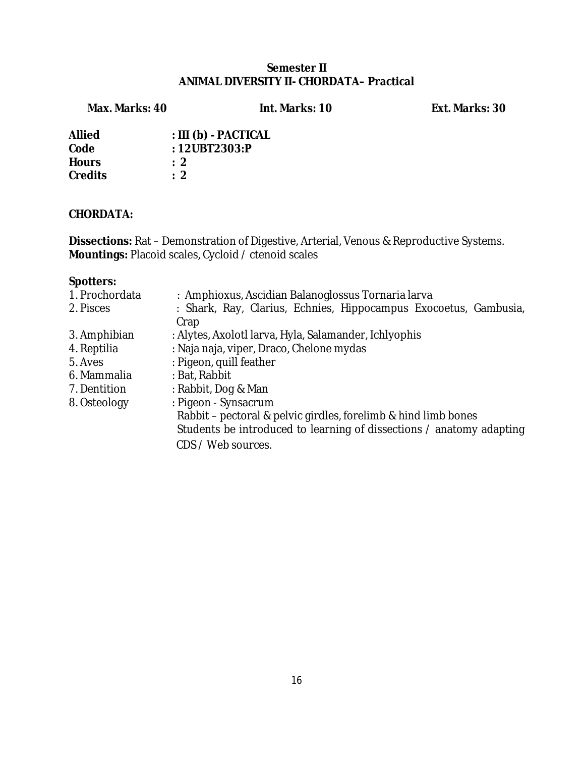**Semester II**
**ANIMAL DIVERSITY II- CHORDATA– Practical**

**Max. Marks: 40** **Int. Marks: 10** **Ext. Marks: 30**

| | |
|---|---|
| **Allied** | **: III (b) - PACTICAL** |
| **Code** | **: 12UBT2303:P** |
| **Hours** | **: 2** |
| **Credits** | **: 2** |

**CHORDATA:**

**Dissections:** Rat – Demonstration of Digestive, Arterial, Venous & Reproductive Systems.
**Mountings:** Placoid scales, Cycloid / ctenoid scales

**Spotters:**

| | |
|---|---|
| 1. Prochordata | : Amphioxus, Ascidian Balanoglossus Tornaria larva |
| 2. Pisces | : Shark, Ray, Clarius, Echnies, Hippocampus Exocoetus, Gambusia, Crap |
| 3. Amphibian | : Alytes, Axolotl larva, Hyla, Salamander, Ichlyophis |
| 4. Reptilia | : Naja naja, viper, Draco, Chelone mydas |
| 5. Aves | : Pigeon, quill feather |
| 6. Mammalia | : Bat, Rabbit |
| 7. Dentition | : Rabbit, Dog & Man |
| 8. Osteology | : Pigeon - Synsacrum<br>Rabbit – pectoral & pelvic girdles, forelimb & hind limb bones<br>Students be introduced to learning of dissections / anatomy adapting CDS / Web sources. |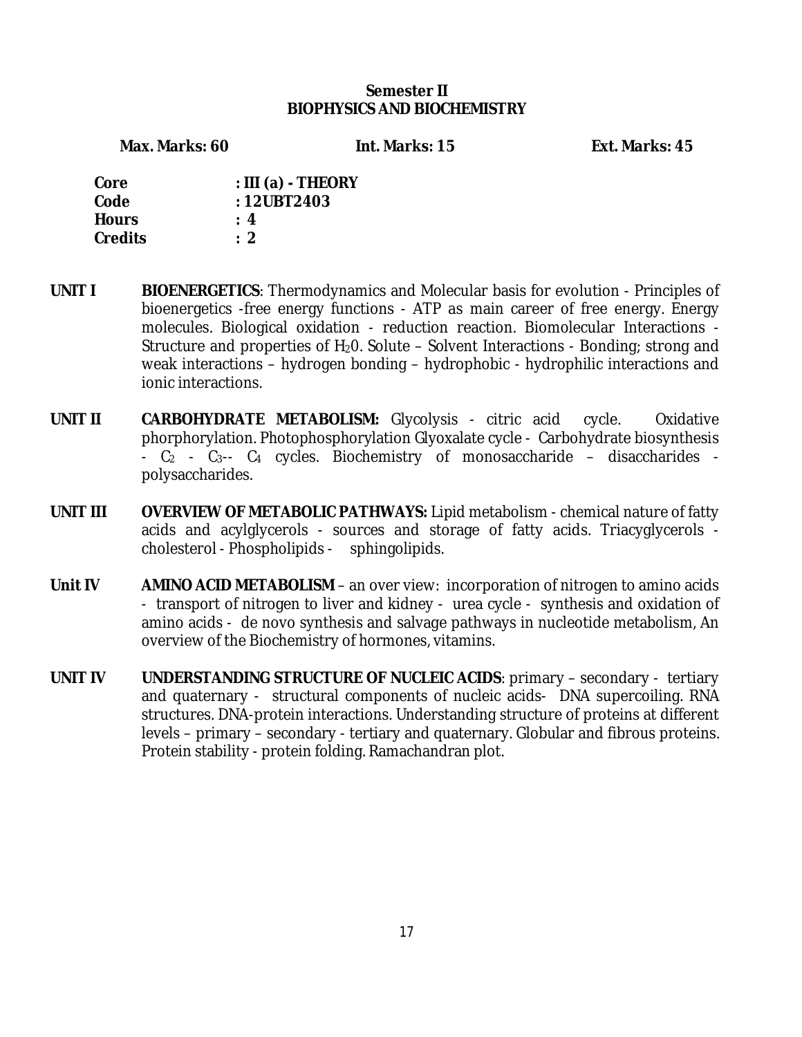**Semester II**
**BIOPHYSICS AND BIOCHEMISTRY**

**Max. Marks: 60** **Int. Marks: 15** **Ext. Marks: 45**

| | |
|---|---|
| **Core** | **: III (a) - THEORY** |
| **Code** | **: 12UBT2403** |
| **Hours** | **: 4** |
| **Credits** | **: 2** |

**UNIT I** **BIOENERGETICS**: Thermodynamics and Molecular basis for evolution - Principles of bioenergetics -free energy functions - ATP as main career of free energy. Energy molecules. Biological oxidation - reduction reaction. Biomolecular Interactions - Structure and properties of $H_20$. Solute – Solvent Interactions - Bonding; strong and weak interactions – hydrogen bonding – hydrophobic - hydrophilic interactions and ionic interactions.

**UNIT II** **CARBOHYDRATE METABOLISM:** Glycolysis - citric acid cycle. Oxidative phorphorylation. Photophosphorylation Glyoxalate cycle - Carbohydrate biosynthesis - $C_2$ - $C_3$-- $C_4$ cycles. Biochemistry of monosaccharide – disaccharides - polysaccharides.

**UNIT III** **OVERVIEW OF METABOLIC PATHWAYS:** Lipid metabolism - chemical nature of fatty acids and acylglycerols - sources and storage of fatty acids. Triacyglycerols - cholesterol - Phospholipids - sphingolipids.

**Unit IV** **AMINO ACID METABOLISM** – an over view: incorporation of nitrogen to amino acids - transport of nitrogen to liver and kidney - urea cycle - synthesis and oxidation of amino acids - de novo synthesis and salvage pathways in nucleotide metabolism, An overview of the Biochemistry of hormones, vitamins.

**UNIT IV** **UNDERSTANDING STRUCTURE OF NUCLEIC ACIDS**: primary – secondary - tertiary and quaternary - structural components of nucleic acids- DNA supercoiling. RNA structures. DNA-protein interactions. Understanding structure of proteins at different levels – primary – secondary - tertiary and quaternary. Globular and fibrous proteins. Protein stability - protein folding. Ramachandran plot.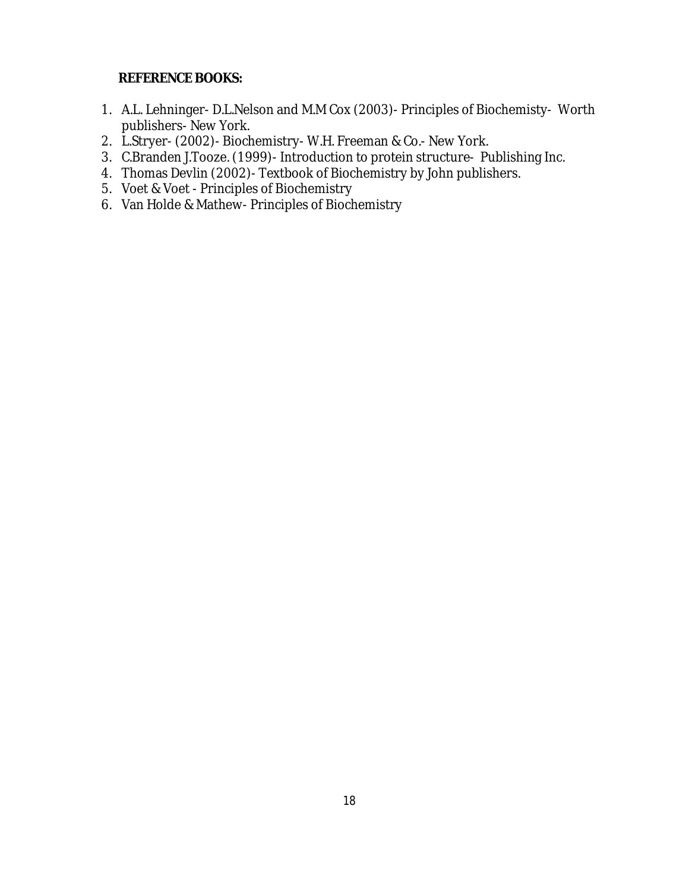**REFERENCE BOOKS:**

1. A.L. Lehninger- D.L.Nelson and M.M Cox (2003)- Principles of Biochemisty- Worth publishers- New York.
2. L.Stryer- (2002)- Biochemistry- W.H. Freeman & Co.- New York.
3. C.Branden J.Tooze. (1999)- Introduction to protein structure- Publishing Inc.
4. Thomas Devlin (2002)- Textbook of Biochemistry by John publishers.
5. Voet & Voet - Principles of Biochemistry
6. Van Holde & Mathew- Principles of Biochemistry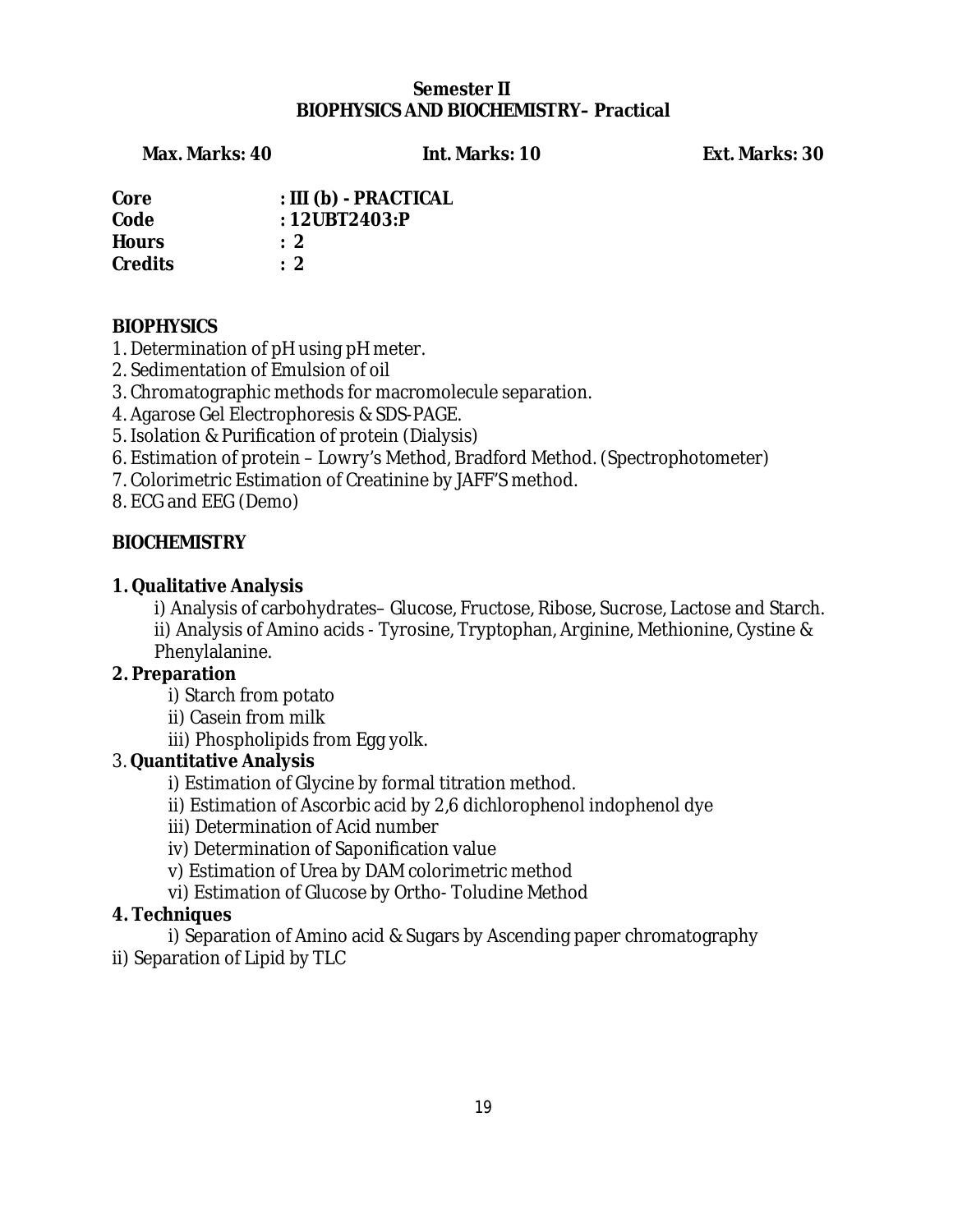**Semester II**
**BIOPHYSICS AND BIOCHEMISTRY– Practical**

**Max. Marks: 40** **Int. Marks: 10** **Ext. Marks: 30**

| | |
|---|---|
| **Core** | **: III (b) - PRACTICAL** |
| **Code** | **: 12UBT2403:P** |
| **Hours** | **: 2** |
| **Credits** | **: 2** |

**BIOPHYSICS**

1. Determination of pH using pH meter.
2. Sedimentation of Emulsion of oil
3. Chromatographic methods for macromolecule separation.
4. Agarose Gel Electrophoresis & SDS-PAGE.
5. Isolation & Purification of protein (Dialysis)
6. Estimation of protein – Lowry's Method, Bradford Method. (Spectrophotometer)
7. Colorimetric Estimation of Creatinine by JAFF'S method.
8. ECG and EEG (Demo)

**BIOCHEMISTRY**

**1. Qualitative Analysis**

i) Analysis of carbohydrates– Glucose, Fructose, Ribose, Sucrose, Lactose and Starch.
ii) Analysis of Amino acids - Tyrosine, Tryptophan, Arginine, Methionine, Cystine & Phenylalanine.

**2. Preparation**

i) Starch from potato
ii) Casein from milk
iii) Phospholipids from Egg yolk.

3. **Quantitative Analysis**

i) Estimation of Glycine by formal titration method.
ii) Estimation of Ascorbic acid by 2,6 dichlorophenol indophenol dye
iii) Determination of Acid number
iv) Determination of Saponification value
v) Estimation of Urea by DAM colorimetric method
vi) Estimation of Glucose by Ortho- Toludine Method

**4. Techniques**

i) Separation of Amino acid & Sugars by Ascending paper chromatography
ii) Separation of Lipid by TLC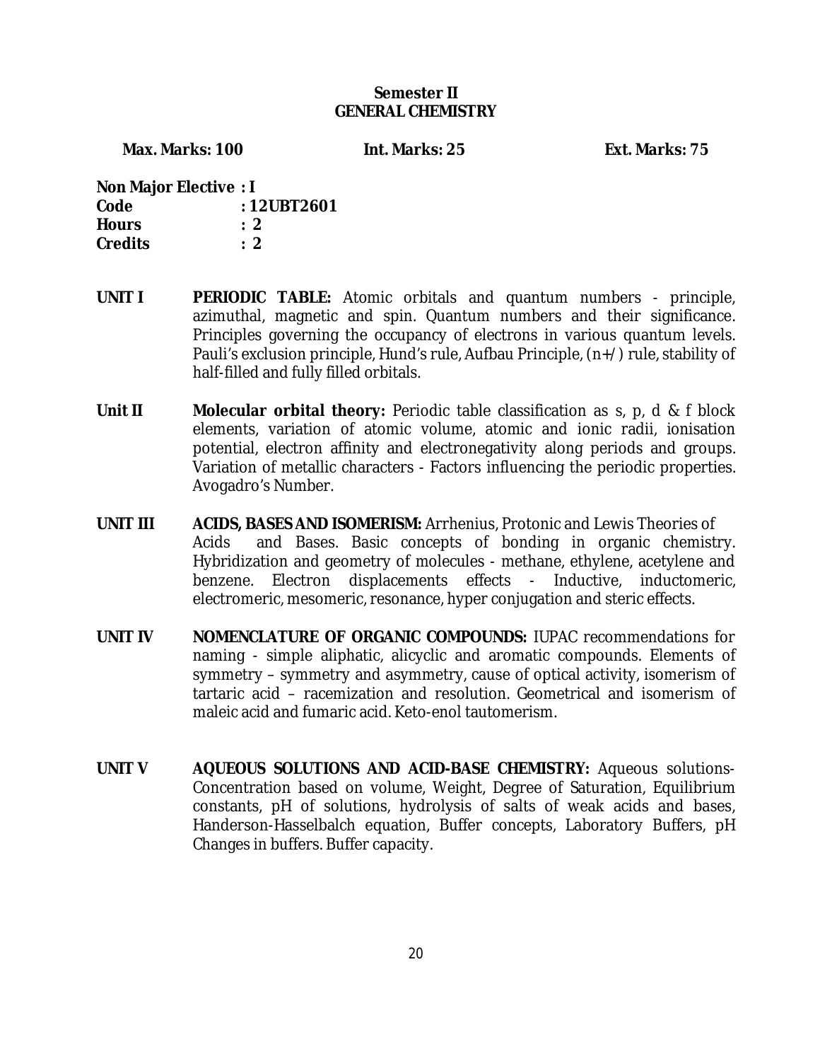**Semester II**
**GENERAL CHEMISTRY**

**Max. Marks: 100** **Int. Marks: 25** **Ext. Marks: 75**

**Non Major Elective : I**
**Code : 12UBT2601**
**Hours : 2**
**Credits : 2**

**UNIT I** **PERIODIC TABLE:** Atomic orbitals and quantum numbers - principle, azimuthal, magnetic and spin. Quantum numbers and their significance. Principles governing the occupancy of electrons in various quantum levels. Pauli's exclusion principle, Hund's rule, Aufbau Principle, (n+/) rule, stability of half-filled and fully filled orbitals.

**Unit II** **Molecular orbital theory:** Periodic table classification as s, p, d & f block elements, variation of atomic volume, atomic and ionic radii, ionisation potential, electron affinity and electronegativity along periods and groups. Variation of metallic characters - Factors influencing the periodic properties. Avogadro's Number.

**UNIT III** **ACIDS, BASES AND ISOMERISM:** Arrhenius, Protonic and Lewis Theories of Acids and Bases. Basic concepts of bonding in organic chemistry. Hybridization and geometry of molecules - methane, ethylene, acetylene and benzene. Electron displacements effects - Inductive, inductomeric, electromeric, mesomeric, resonance, hyper conjugation and steric effects.

**UNIT IV** **NOMENCLATURE OF ORGANIC COMPOUNDS:** IUPAC recommendations for naming - simple aliphatic, alicyclic and aromatic compounds. Elements of symmetry – symmetry and asymmetry, cause of optical activity, isomerism of tartaric acid – racemization and resolution. Geometrical and isomerism of maleic acid and fumaric acid. Keto-enol tautomerism.

**UNIT V** **AQUEOUS SOLUTIONS AND ACID-BASE CHEMISTRY:** Aqueous solutions- Concentration based on volume, Weight, Degree of Saturation, Equilibrium constants, pH of solutions, hydrolysis of salts of weak acids and bases, Handerson-Hasselbalch equation, Buffer concepts, Laboratory Buffers, pH Changes in buffers. Buffer capacity.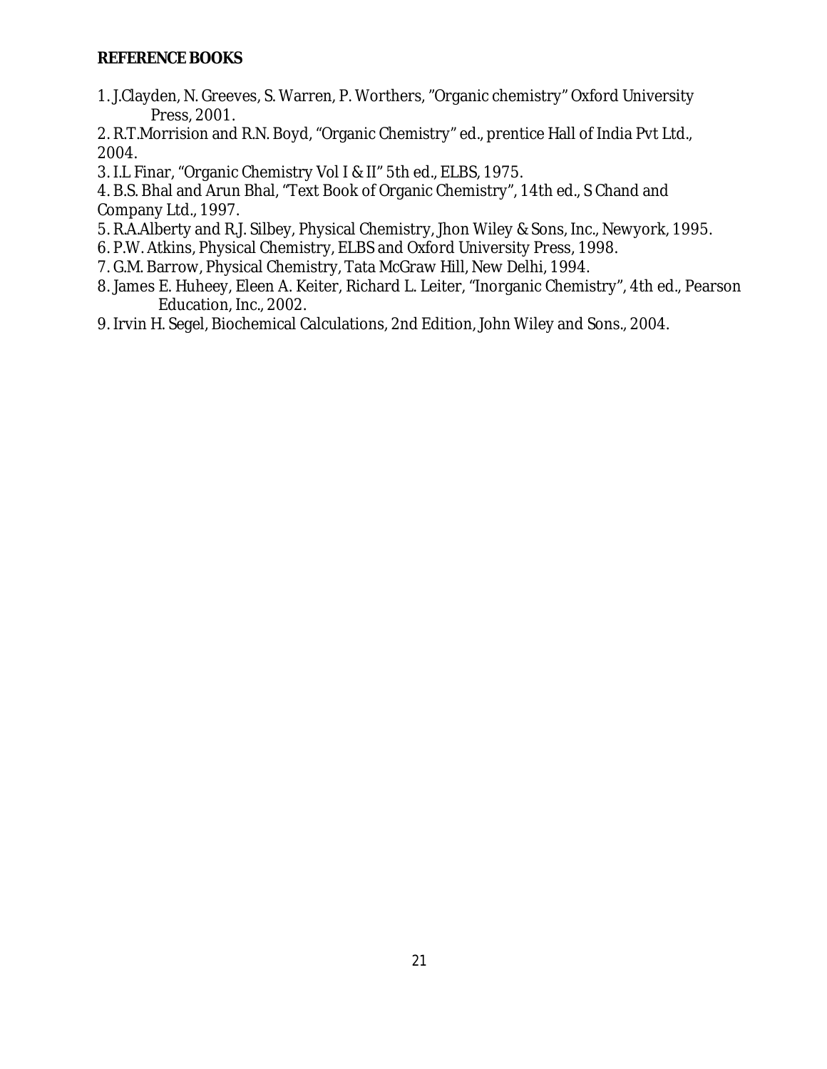**REFERENCE BOOKS**

1. J.Clayden, N. Greeves, S. Warren, P. Worthers, "Organic chemistry" Oxford University Press, 2001.
2. R.T.Morrision and R.N. Boyd, "Organic Chemistry" ed., prentice Hall of India Pvt Ltd., 2004.
3. I.L Finar, "Organic Chemistry Vol I & II" 5th ed., ELBS, 1975.
4. B.S. Bhal and Arun Bhal, "Text Book of Organic Chemistry", 14th ed., S Chand and Company Ltd., 1997.
5. R.A.Alberty and R.J. Silbey, Physical Chemistry, Jhon Wiley & Sons, Inc., Newyork, 1995.
6. P.W. Atkins, Physical Chemistry, ELBS and Oxford University Press, 1998.
7. G.M. Barrow, Physical Chemistry, Tata McGraw Hill, New Delhi, 1994.
8. James E. Huheey, Eleen A. Keiter, Richard L. Leiter, "Inorganic Chemistry", 4th ed., Pearson Education, Inc., 2002.
9. Irvin H. Segel, Biochemical Calculations, 2nd Edition, John Wiley and Sons., 2004.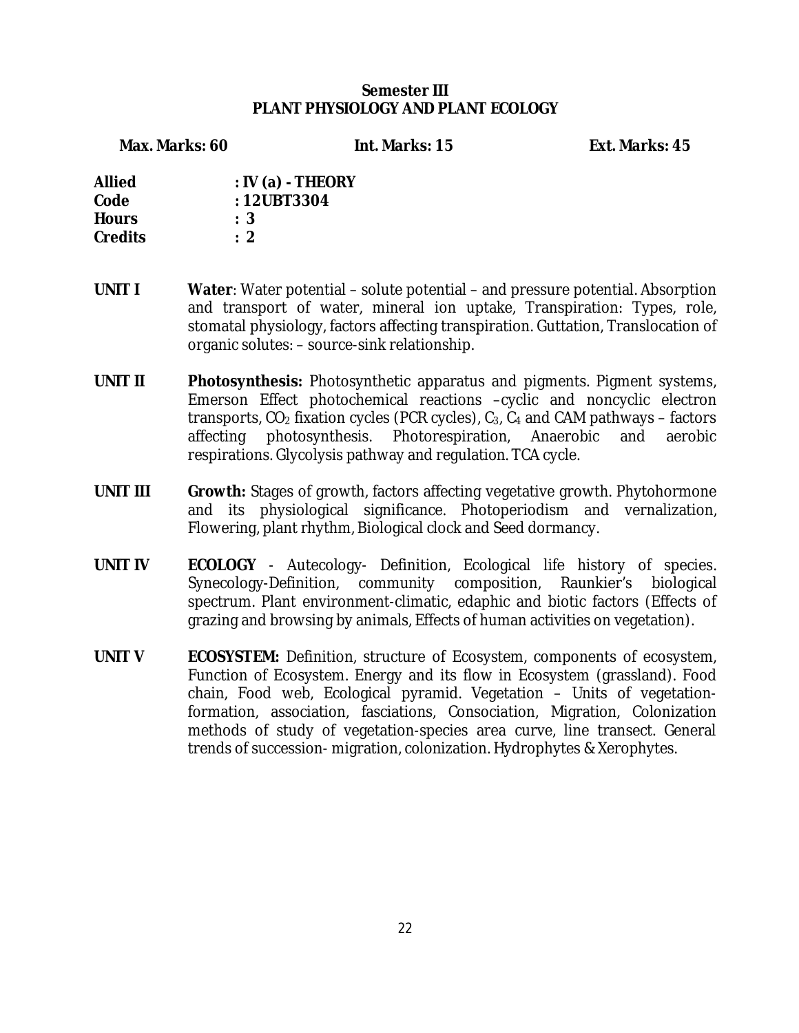## Semester III
## PLANT PHYSIOLOGY AND PLANT ECOLOGY

**Max. Marks: 60** **Int. Marks: 15** **Ext. Marks: 45**

**Allied** : **IV (a) - THEORY**
**Code** : **12UBT3304**
**Hours** : **3**
**Credits** : **2**

**UNIT I** **Water**: Water potential – solute potential – and pressure potential. Absorption and transport of water, mineral ion uptake, Transpiration: Types, role, stomatal physiology, factors affecting transpiration. Guttation, Translocation of organic solutes: – source-sink relationship.

**UNIT II** **Photosynthesis:** Photosynthetic apparatus and pigments. Pigment systems, Emerson Effect photochemical reactions –cyclic and noncyclic electron transports, $CO_2$ fixation cycles (PCR cycles), $C_3$, $C_4$ and CAM pathways – factors affecting photosynthesis. Photorespiration, Anaerobic and aerobic respirations. Glycolysis pathway and regulation. TCA cycle.

**UNIT III** **Growth:** Stages of growth, factors affecting vegetative growth. Phytohormone and its physiological significance. Photoperiodism and vernalization, Flowering, plant rhythm, Biological clock and Seed dormancy.

**UNIT IV** **ECOLOGY** - Autecology- Definition, Ecological life history of species. Synecology-Definition, community composition, Raunkier's biological spectrum. Plant environment-climatic, edaphic and biotic factors (Effects of grazing and browsing by animals, Effects of human activities on vegetation).

**UNIT V** **ECOSYSTEM:** Definition, structure of Ecosystem, components of ecosystem, Function of Ecosystem. Energy and its flow in Ecosystem (grassland). Food chain, Food web, Ecological pyramid. Vegetation – Units of vegetation-formation, association, fasciations, Consociation, Migration, Colonization methods of study of vegetation-species area curve, line transect. General trends of succession- migration, colonization. Hydrophytes & Xerophytes.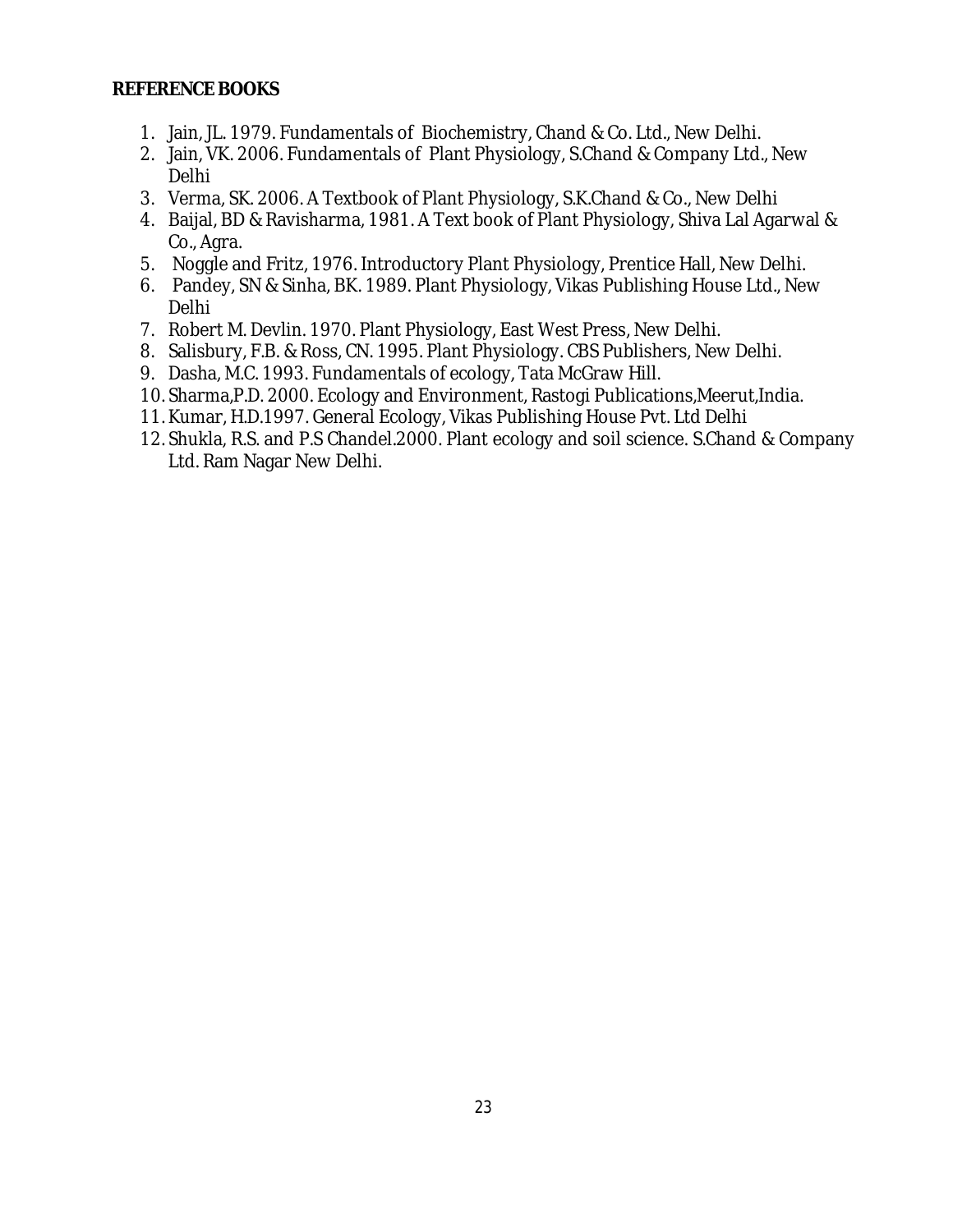**REFERENCE BOOKS**

1. Jain, JL. 1979. Fundamentals of Biochemistry, Chand & Co. Ltd., New Delhi.
2. Jain, VK. 2006. Fundamentals of Plant Physiology, S.Chand & Company Ltd., New Delhi
3. Verma, SK. 2006. A Textbook of Plant Physiology, S.K.Chand & Co., New Delhi
4. Baijal, BD & Ravisharma, 1981. A Text book of Plant Physiology, Shiva Lal Agarwal & Co., Agra.
5. Noggle and Fritz, 1976. Introductory Plant Physiology, Prentice Hall, New Delhi.
6. Pandey, SN & Sinha, BK. 1989. Plant Physiology, Vikas Publishing House Ltd., New Delhi
7. Robert M. Devlin. 1970. Plant Physiology, East West Press, New Delhi.
8. Salisbury, F.B. & Ross, CN. 1995. Plant Physiology. CBS Publishers, New Delhi.
9. Dasha, M.C. 1993. Fundamentals of ecology, Tata McGraw Hill.
10. Sharma,P.D. 2000. Ecology and Environment, Rastogi Publications,Meerut,India.
11. Kumar, H.D.1997. General Ecology, Vikas Publishing House Pvt. Ltd Delhi
12. Shukla, R.S. and P.S Chandel.2000. Plant ecology and soil science. S.Chand & Company Ltd. Ram Nagar New Delhi.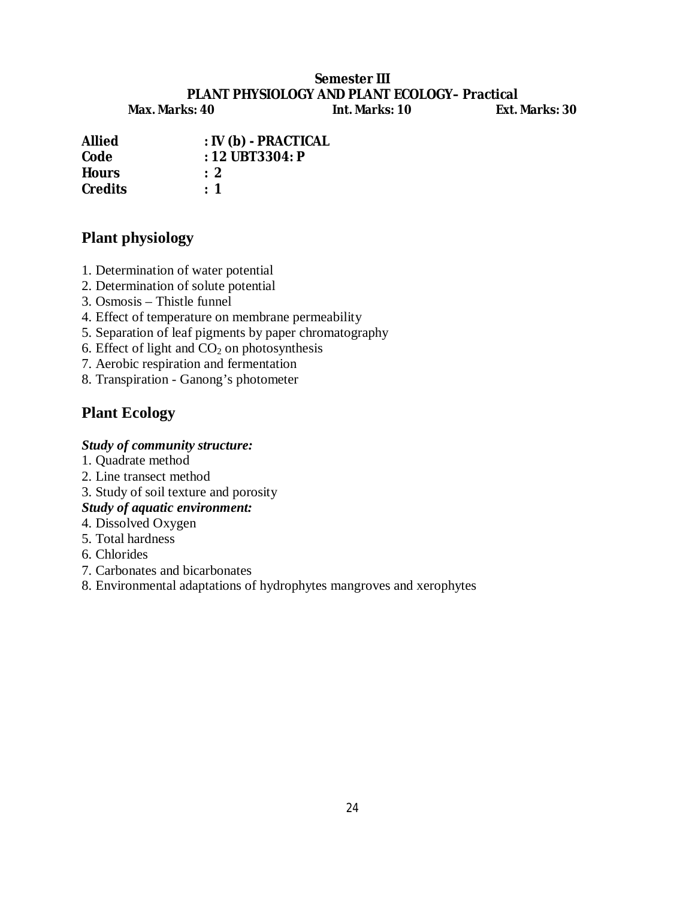**Semester III**

**PLANT PHYSIOLOGY AND PLANT ECOLOGY– Practical**

**Max. Marks: 40** **Int. Marks: 10** **Ext. Marks: 30**

**Allied** **: IV (b) - PRACTICAL**
**Code** **: 12 UBT3304: P**
**Hours** **: 2**
**Credits** **: 1**

## Plant physiology

1. Determination of water potential
2. Determination of solute potential
3. Osmosis – Thistle funnel
4. Effect of temperature on membrane permeability
5. Separation of leaf pigments by paper chromatography
6. Effect of light and $CO_2$ on photosynthesis
7. Aerobic respiration and fermentation
8. Transpiration - Ganong’s photometer

## Plant Ecology

***Study of community structure:***

1. Quadrate method
2. Line transect method
3. Study of soil texture and porosity

***Study of aquatic environment:***

4. Dissolved Oxygen
5. Total hardness
6. Chlorides
7. Carbonates and bicarbonates
8. Environmental adaptations of hydrophytes mangroves and xerophytes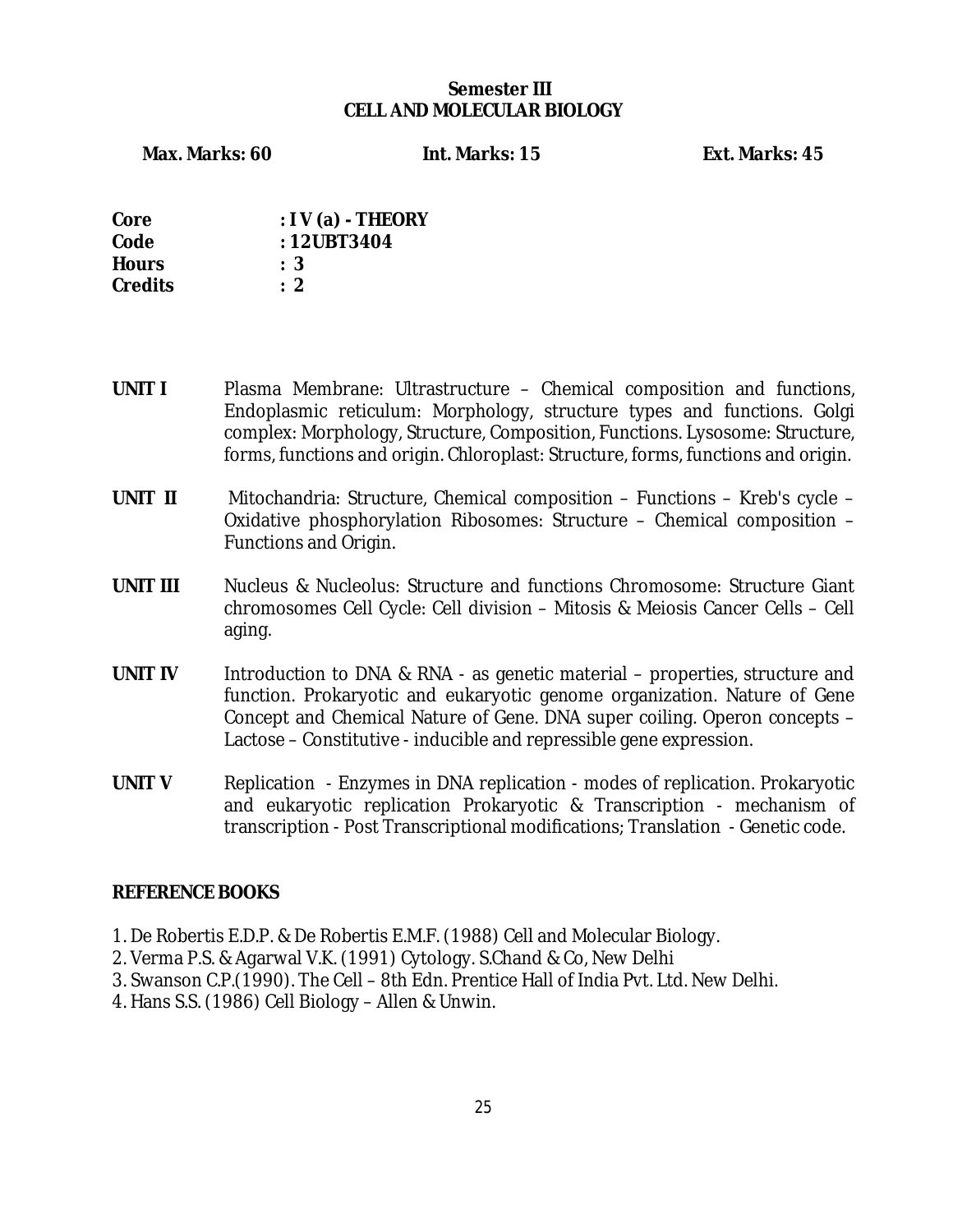**Semester III**
**CELL AND MOLECULAR BIOLOGY**

**Max. Marks: 60** **Int. Marks: 15** **Ext. Marks: 45**

**Core** : **I V (a) - THEORY**
**Code** : **12UBT3404**
**Hours** : **3**
**Credits** : **2**

**UNIT I** Plasma Membrane: Ultrastructure – Chemical composition and functions, Endoplasmic reticulum: Morphology, structure types and functions. Golgi complex: Morphology, Structure, Composition, Functions. Lysosome: Structure, forms, functions and origin. Chloroplast: Structure, forms, functions and origin.

**UNIT II** Mitochandria: Structure, Chemical composition – Functions – Kreb's cycle – Oxidative phosphorylation Ribosomes: Structure – Chemical composition – Functions and Origin.

**UNIT III** Nucleus & Nucleolus: Structure and functions Chromosome: Structure Giant chromosomes Cell Cycle: Cell division – Mitosis & Meiosis Cancer Cells – Cell aging.

**UNIT IV** Introduction to DNA & RNA - as genetic material – properties, structure and function. Prokaryotic and eukaryotic genome organization. Nature of Gene Concept and Chemical Nature of Gene. DNA super coiling. Operon concepts – Lactose – Constitutive - inducible and repressible gene expression.

**UNIT V** Replication - Enzymes in DNA replication - modes of replication. Prokaryotic and eukaryotic replication Prokaryotic & Transcription - mechanism of transcription - Post Transcriptional modifications; Translation - Genetic code.

**REFERENCE BOOKS**

1. De Robertis E.D.P. & De Robertis E.M.F. (1988) Cell and Molecular Biology.
2. Verma P.S. & Agarwal V.K. (1991) Cytology. S.Chand & Co, New Delhi
3. Swanson C.P.(1990). The Cell – 8th Edn. Prentice Hall of India Pvt. Ltd. New Delhi.
4. Hans S.S. (1986) Cell Biology – Allen & Unwin.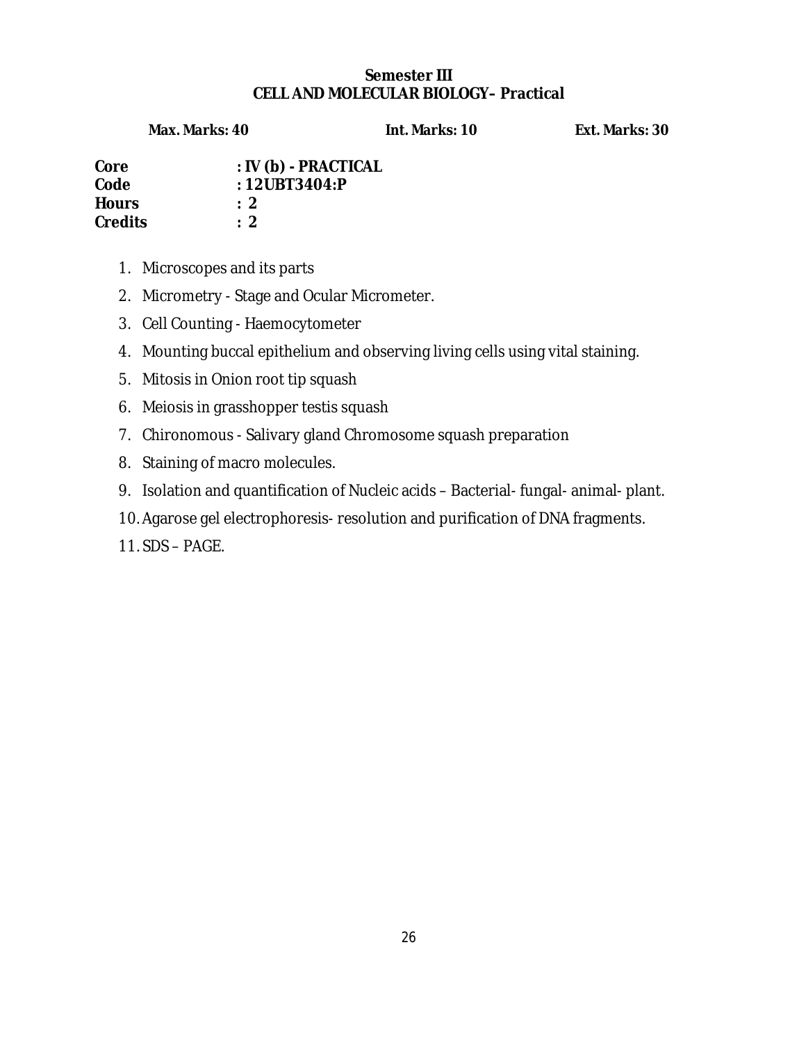## Semester III
## CELL AND MOLECULAR BIOLOGY– Practical

**Max. Marks: 40** **Int. Marks: 10** **Ext. Marks: 30**

**Core** : **IV (b) - PRACTICAL**
**Code** : **12UBT3404:P**
**Hours** : **2**
**Credits** : **2**

1. Microscopes and its parts
2. Micrometry - Stage and Ocular Micrometer.
3. Cell Counting - Haemocytometer
4. Mounting buccal epithelium and observing living cells using vital staining.
5. Mitosis in Onion root tip squash
6. Meiosis in grasshopper testis squash
7. Chironomous - Salivary gland Chromosome squash preparation
8. Staining of macro molecules.
9. Isolation and quantification of Nucleic acids – Bacterial- fungal- animal- plant.
10. Agarose gel electrophoresis- resolution and purification of DNA fragments.
11. SDS – PAGE.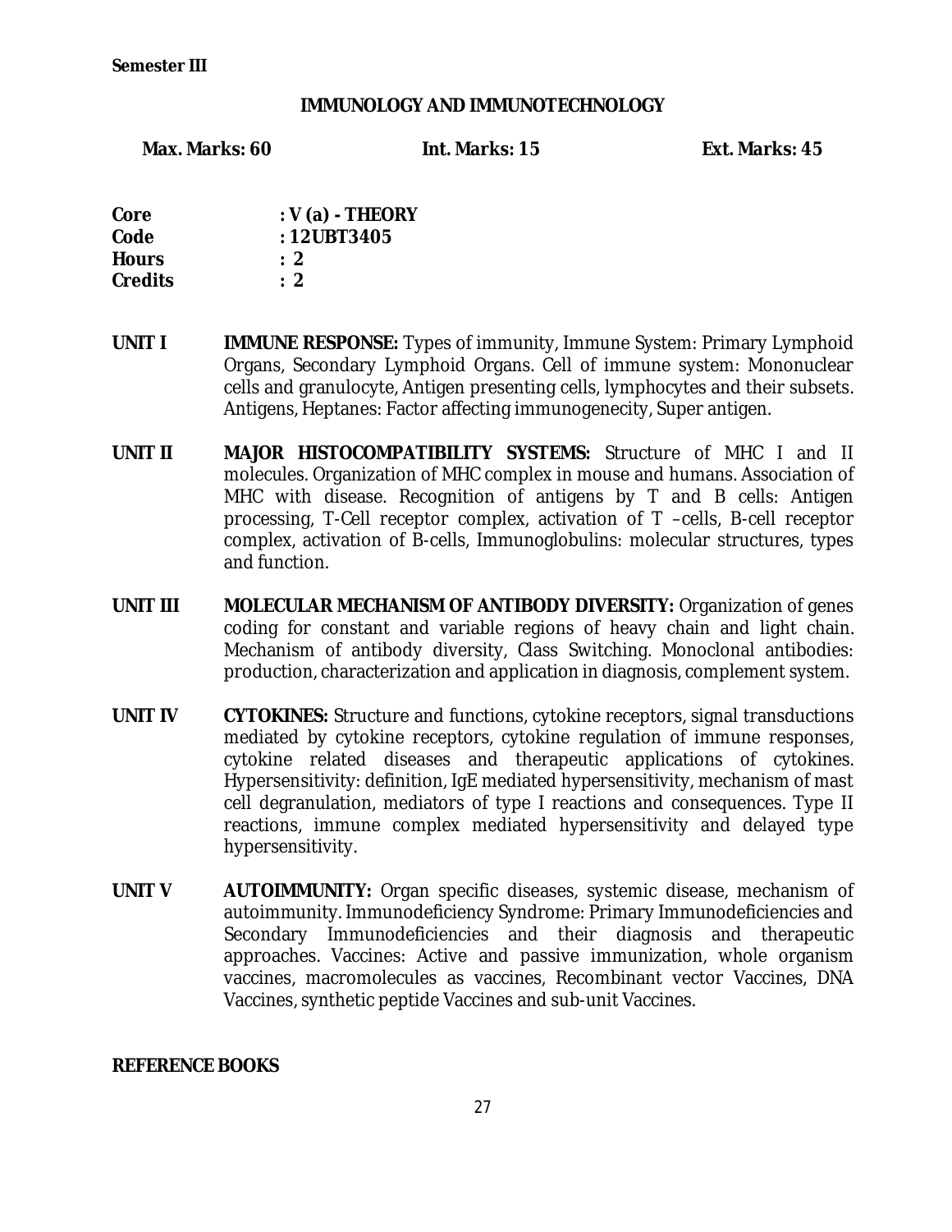**Semester III**

## IMMUNOLOGY AND IMMUNOTECHNOLOGY

**Max. Marks: 60** **Int. Marks: 15** **Ext. Marks: 45**

**Core** : **V (a) - THEORY**
**Code** : **12UBT3405**
**Hours** : **2**
**Credits** : **2**

**UNIT I** **IMMUNE RESPONSE:** Types of immunity, Immune System: Primary Lymphoid Organs, Secondary Lymphoid Organs. Cell of immune system: Mononuclear cells and granulocyte, Antigen presenting cells, lymphocytes and their subsets. Antigens, Heptanes: Factor affecting immunogenecity, Super antigen.

**UNIT II** **MAJOR HISTOCOMPATIBILITY SYSTEMS:** Structure of MHC I and II molecules. Organization of MHC complex in mouse and humans. Association of MHC with disease. Recognition of antigens by T and B cells: Antigen processing, T-Cell receptor complex, activation of T –cells, B-cell receptor complex, activation of B-cells, Immunoglobulins: molecular structures, types and function.

**UNIT III** **MOLECULAR MECHANISM OF ANTIBODY DIVERSITY:** Organization of genes coding for constant and variable regions of heavy chain and light chain. Mechanism of antibody diversity, Class Switching. Monoclonal antibodies: production, characterization and application in diagnosis, complement system.

**UNIT IV** **CYTOKINES:** Structure and functions, cytokine receptors, signal transductions mediated by cytokine receptors, cytokine regulation of immune responses, cytokine related diseases and therapeutic applications of cytokines. Hypersensitivity: definition, IgE mediated hypersensitivity, mechanism of mast cell degranulation, mediators of type I reactions and consequences. Type II reactions, immune complex mediated hypersensitivity and delayed type hypersensitivity.

**UNIT V** **AUTOIMMUNITY:** Organ specific diseases, systemic disease, mechanism of autoimmunity. Immunodeficiency Syndrome: Primary Immunodeficiencies and Secondary Immunodeficiencies and their diagnosis and therapeutic approaches. Vaccines: Active and passive immunization, whole organism vaccines, macromolecules as vaccines, Recombinant vector Vaccines, DNA Vaccines, synthetic peptide Vaccines and sub-unit Vaccines.

**REFERENCE BOOKS**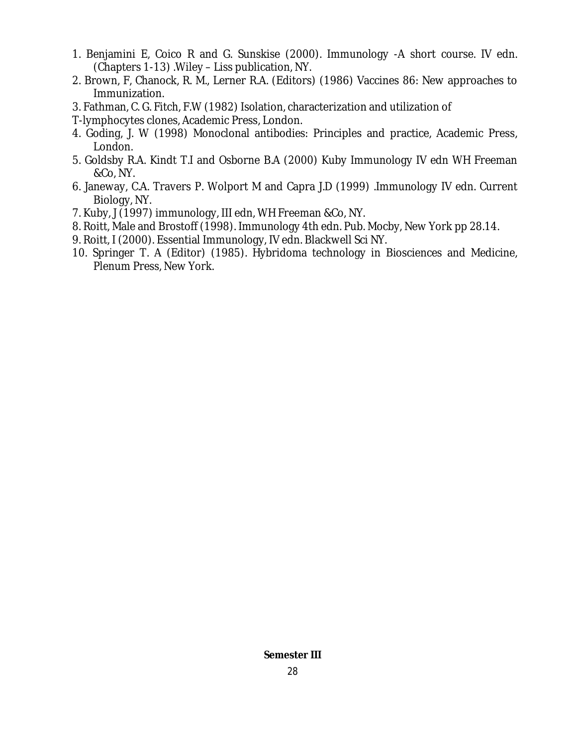1. Benjamini E, Coico R and G. Sunskise (2000). Immunology -A short course. IV edn. (Chapters 1-13) .Wiley – Liss publication, NY.
2. Brown, F, Chanock, R. M., Lerner R.A. (Editors) (1986) Vaccines 86: New approaches to Immunization.
3. Fathman, C. G. Fitch, F.W (1982) Isolation, characterization and utilization of T-lymphocytes clones, Academic Press, London.
4. Goding, J. W (1998) Monoclonal antibodies: Principles and practice, Academic Press, London.
5. Goldsby R.A. Kindt T.I and Osborne B.A (2000) Kuby Immunology IV edn WH Freeman &Co, NY.
6. Janeway, C.A. Travers P. Wolport M and Capra J.D (1999) .Immunology IV edn. Current Biology, NY.
7. Kuby, J (1997) immunology, III edn, WH Freeman &Co, NY.
8. Roitt, Male and Brostoff (1998). Immunology 4th edn. Pub. Mocby, New York pp 28.14.
9. Roitt, I (2000). Essential Immunology, IV edn. Blackwell Sci NY.
10. Springer T. A (Editor) (1985). Hybridoma technology in Biosciences and Medicine, Plenum Press, New York.

**Semester III**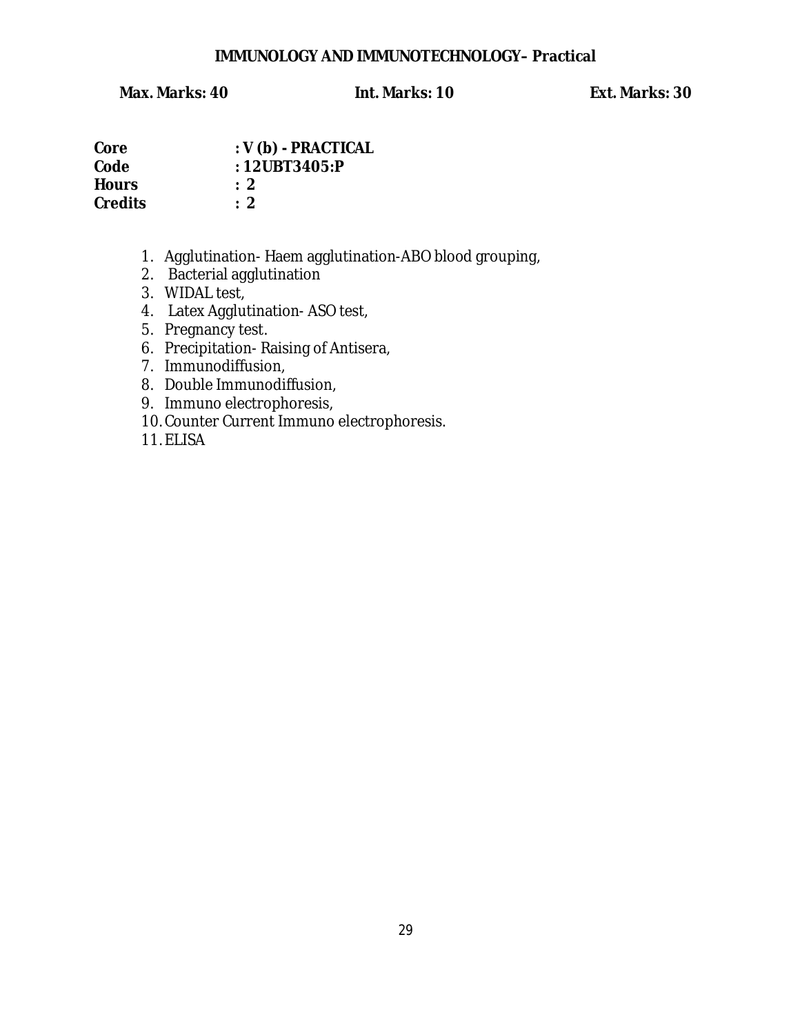## IMMUNOLOGY AND IMMUNOTECHNOLOGY– Practical

**Max. Marks: 40** **Int. Marks: 10** **Ext. Marks: 30**

| | |
|---|---|
| **Core** | **: V (b) - PRACTICAL** |
| **Code** | **: 12UBT3405:P** |
| **Hours** | **: 2** |
| **Credits** | **: 2** |

1. Agglutination- Haem agglutination-ABO blood grouping,
2. Bacterial agglutination
3. WIDAL test,
4. Latex Agglutination- ASO test,
5. Pregnancy test.
6. Precipitation- Raising of Antisera,
7. Immunodiffusion,
8. Double Immunodiffusion,
9. Immuno electrophoresis,
10. Counter Current Immuno electrophoresis.
11. ELISA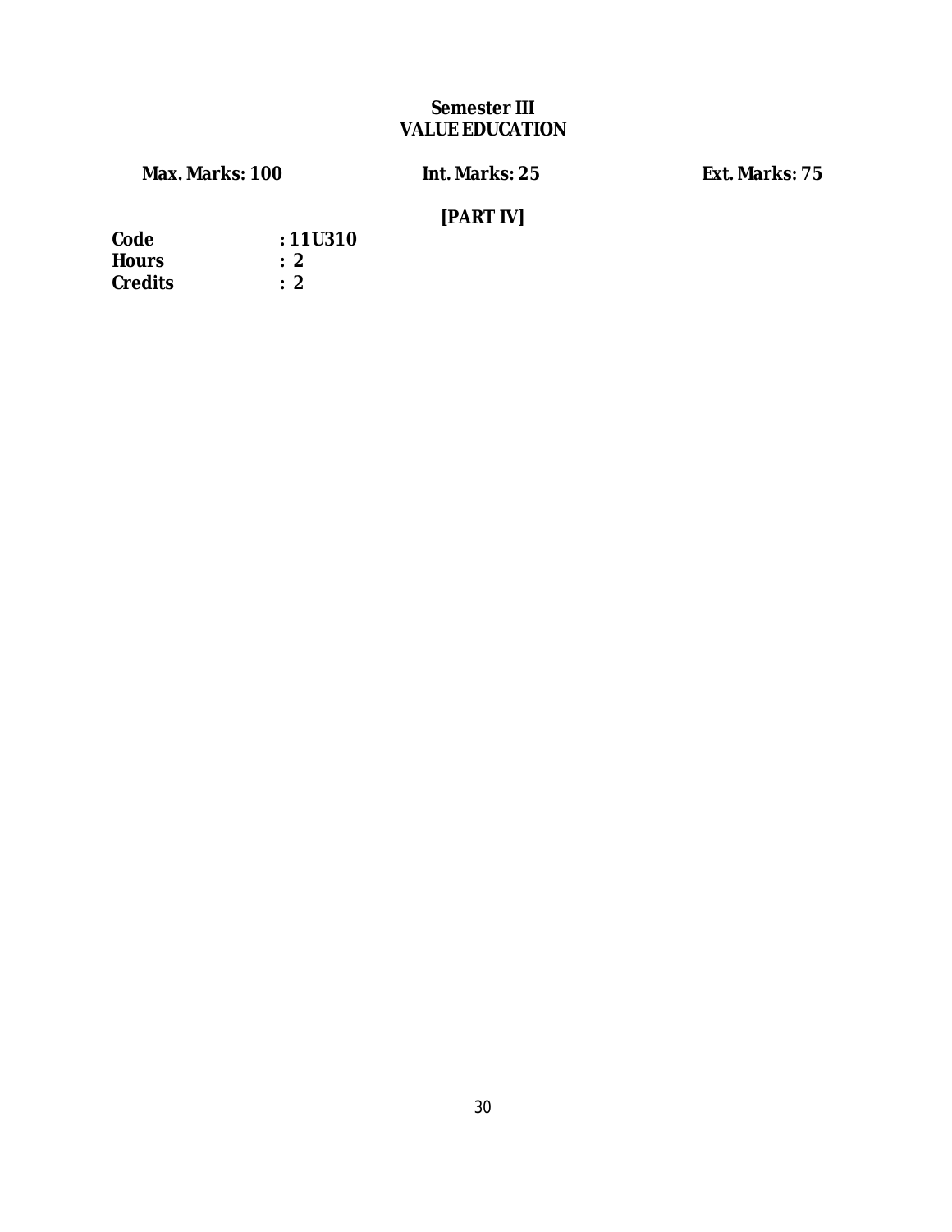## Semester III
## VALUE EDUCATION

**Max. Marks: 100** **Int. Marks: 25** **Ext. Marks: 75**

**[PART IV]**

**Code** : **11U310**
**Hours** : **2**
**Credits** : **2**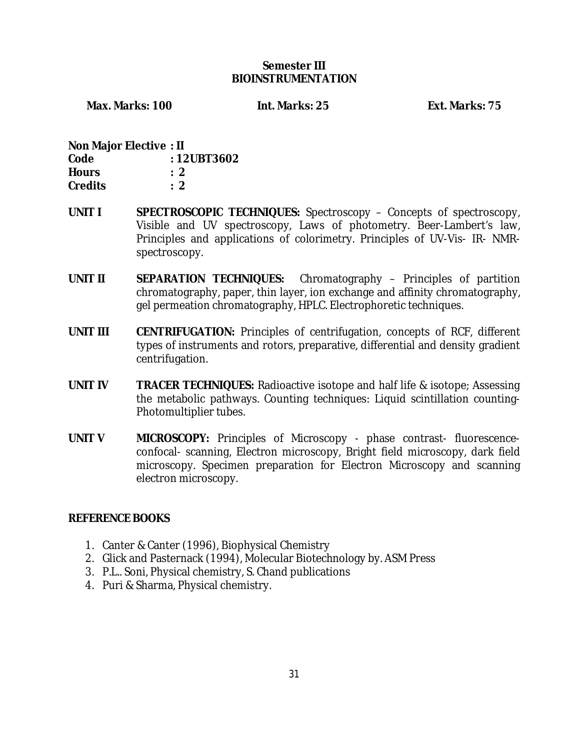## Semester III
## BIOINSTRUMENTATION

**Max. Marks: 100** **Int. Marks: 25** **Ext. Marks: 75**

**Non Major Elective : II**
**Code : 12UBT3602**
**Hours : 2**
**Credits : 2**

**UNIT I** **SPECTROSCOPIC TECHNIQUES:** Spectroscopy – Concepts of spectroscopy, Visible and UV spectroscopy, Laws of photometry. Beer-Lambert's law, Principles and applications of colorimetry. Principles of UV-Vis- IR- NMR-spectroscopy.

**UNIT II** **SEPARATION TECHNIQUES:** Chromatography – Principles of partition chromatography, paper, thin layer, ion exchange and affinity chromatography, gel permeation chromatography, HPLC. Electrophoretic techniques.

**UNIT III** **CENTRIFUGATION:** Principles of centrifugation, concepts of RCF, different types of instruments and rotors, preparative, differential and density gradient centrifugation.

**UNIT IV** **TRACER TECHNIQUES:** Radioactive isotope and half life & isotope; Assessing the metabolic pathways. Counting techniques: Liquid scintillation counting-Photomultiplier tubes.

**UNIT V** **MICROSCOPY:** Principles of Microscopy - phase contrast- fluorescence-confocal- scanning, Electron microscopy, Bright field microscopy, dark field microscopy. Specimen preparation for Electron Microscopy and scanning electron microscopy.

**REFERENCE BOOKS**

1. Canter & Canter (1996), Biophysical Chemistry
2. Glick and Pasternack (1994), Molecular Biotechnology by. ASM Press
3. P.L.. Soni, Physical chemistry, S. Chand publications
4. Puri & Sharma, Physical chemistry.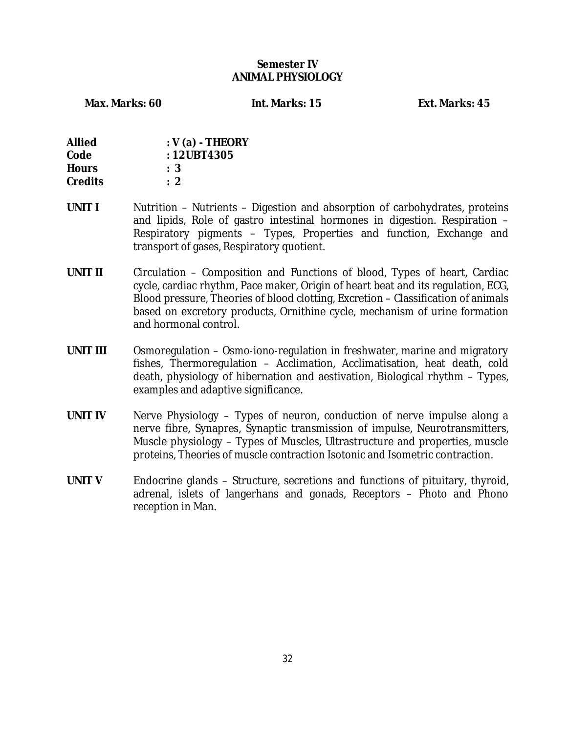## Semester IV
## ANIMAL PHYSIOLOGY

**Max. Marks: 60** **Int. Marks: 15** **Ext. Marks: 45**

**Allied** **: V (a) - THEORY**
**Code** **: 12UBT4305**
**Hours** **: 3**
**Credits** **: 2**

**UNIT I** Nutrition – Nutrients – Digestion and absorption of carbohydrates, proteins and lipids, Role of gastro intestinal hormones in digestion. Respiration – Respiratory pigments – Types, Properties and function, Exchange and transport of gases, Respiratory quotient.

**UNIT II** Circulation – Composition and Functions of blood, Types of heart, Cardiac cycle, cardiac rhythm, Pace maker, Origin of heart beat and its regulation, ECG, Blood pressure, Theories of blood clotting, Excretion – Classification of animals based on excretory products, Ornithine cycle, mechanism of urine formation and hormonal control.

**UNIT III** Osmoregulation – Osmo-iono-regulation in freshwater, marine and migratory fishes, Thermoregulation – Acclimation, Acclimatisation, heat death, cold death, physiology of hibernation and aestivation, Biological rhythm – Types, examples and adaptive significance.

**UNIT IV** Nerve Physiology – Types of neuron, conduction of nerve impulse along a nerve fibre, Synapres, Synaptic transmission of impulse, Neurotransmitters, Muscle physiology – Types of Muscles, Ultrastructure and properties, muscle proteins, Theories of muscle contraction Isotonic and Isometric contraction.

**UNIT V** Endocrine glands – Structure, secretions and functions of pituitary, thyroid, adrenal, islets of langerhans and gonads, Receptors – Photo and Phono reception in Man.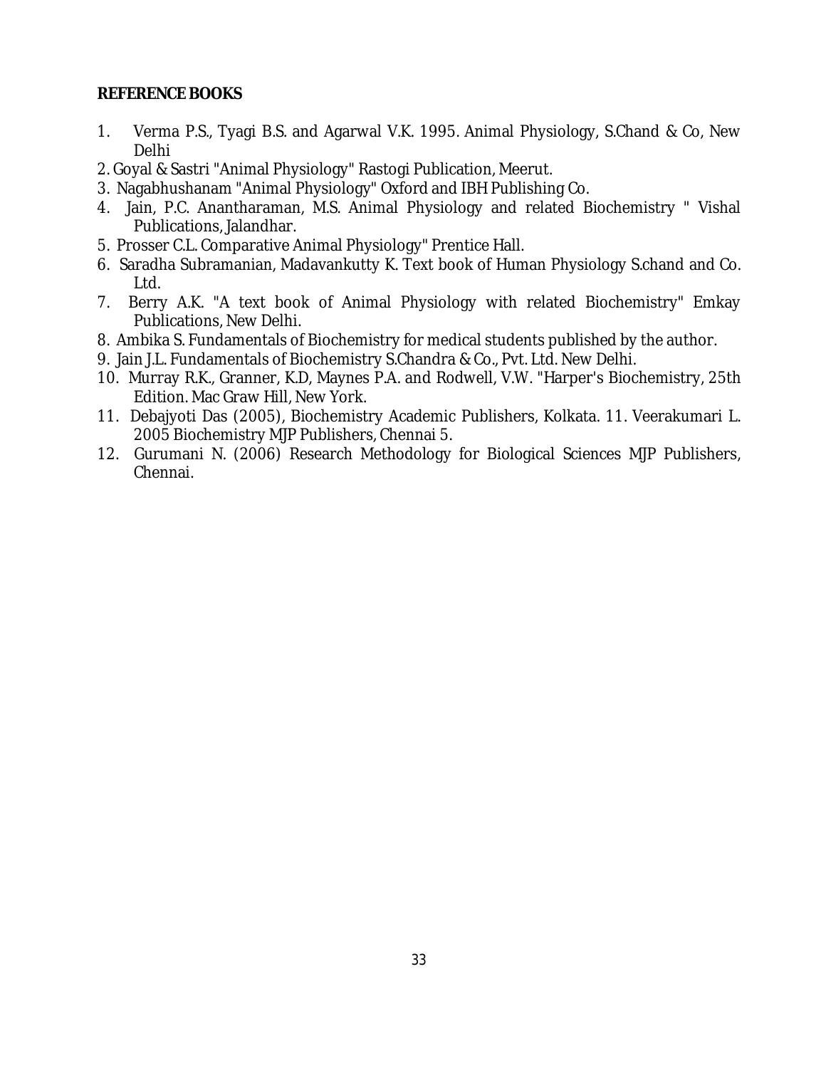**REFERENCE BOOKS**

1. Verma P.S., Tyagi B.S. and Agarwal V.K. 1995. Animal Physiology, S.Chand & Co, New Delhi
2. Goyal & Sastri "Animal Physiology" Rastogi Publication, Meerut.
3. Nagabhushanam "Animal Physiology" Oxford and IBH Publishing Co.
4. Jain, P.C. Anantharaman, M.S. Animal Physiology and related Biochemistry " Vishal Publications, Jalandhar.
5. Prosser C.L. Comparative Animal Physiology" Prentice Hall.
6. Saradha Subramanian, Madavankutty K. Text book of Human Physiology S.chand and Co. Ltd.
7. Berry A.K. "A text book of Animal Physiology with related Biochemistry" Emkay Publications, New Delhi.
8. Ambika S. Fundamentals of Biochemistry for medical students published by the author.
9. Jain J.L. Fundamentals of Biochemistry S.Chandra & Co., Pvt. Ltd. New Delhi.
10. Murray R.K., Granner, K.D, Maynes P.A. and Rodwell, V.W. "Harper's Biochemistry, 25th Edition. Mac Graw Hill, New York.
11. Debajyoti Das (2005), Biochemistry Academic Publishers, Kolkata. 11. Veerakumari L. 2005 Biochemistry MJP Publishers, Chennai 5.
12. Gurumani N. (2006) Research Methodology for Biological Sciences MJP Publishers, Chennai.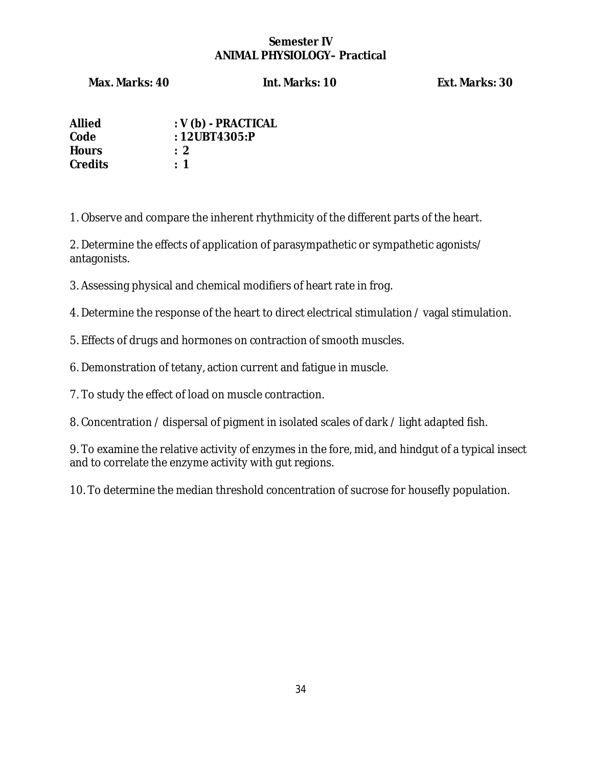## Semester IV
## ANIMAL PHYSIOLOGY– Practical

**Max. Marks: 40** **Int. Marks: 10** **Ext. Marks: 30**

**Allied** : V (b) - PRACTICAL
**Code** : 12UBT4305:P
**Hours** : 2
**Credits** : 1

1. Observe and compare the inherent rhythmicity of the different parts of the heart.

2. Determine the effects of application of parasympathetic or sympathetic agonists/ antagonists.

3. Assessing physical and chemical modifiers of heart rate in frog.

4. Determine the response of the heart to direct electrical stimulation / vagal stimulation.

5. Effects of drugs and hormones on contraction of smooth muscles.

6. Demonstration of tetany, action current and fatigue in muscle.

7. To study the effect of load on muscle contraction.

8. Concentration / dispersal of pigment in isolated scales of dark / light adapted fish.

9. To examine the relative activity of enzymes in the fore, mid, and hindgut of a typical insect and to correlate the enzyme activity with gut regions.

10. To determine the median threshold concentration of sucrose for housefly population.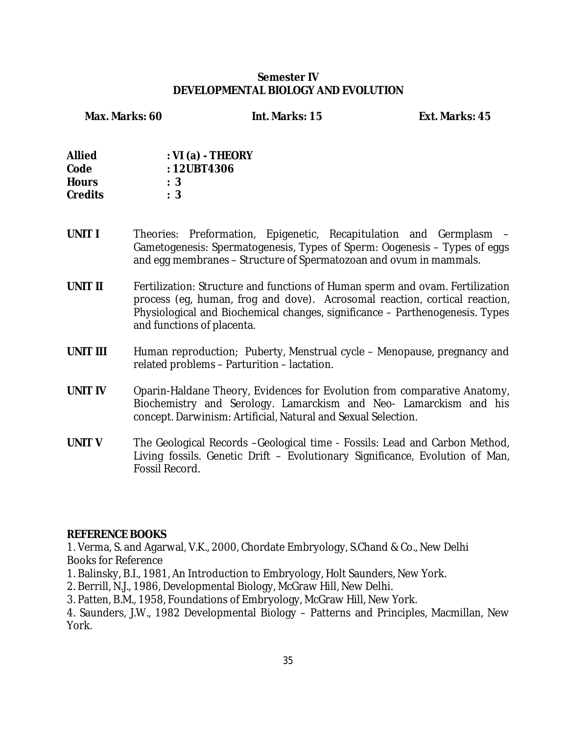## Semester IV
## DEVELOPMENTAL BIOLOGY AND EVOLUTION

**Max. Marks: 60** **Int. Marks: 15** **Ext. Marks: 45**

**Allied** : **VI (a) - THEORY**
**Code** : **12UBT4306**
**Hours** : **3**
**Credits** : **3**

**UNIT I** Theories: Preformation, Epigenetic, Recapitulation and Germplasm – Gametogenesis: Spermatogenesis, Types of Sperm: Oogenesis – Types of eggs and egg membranes – Structure of Spermatozoan and ovum in mammals.

**UNIT II** Fertilization: Structure and functions of Human sperm and ovam. Fertilization process (eg, human, frog and dove). Acrosomal reaction, cortical reaction, Physiological and Biochemical changes, significance – Parthenogenesis. Types and functions of placenta.

**UNIT III** Human reproduction; Puberty, Menstrual cycle – Menopause, pregnancy and related problems – Parturition – lactation.

**UNIT IV** Oparin-Haldane Theory, Evidences for Evolution from comparative Anatomy, Biochemistry and Serology. Lamarckism and Neo- Lamarckism and his concept. Darwinism: Artificial, Natural and Sexual Selection.

**UNIT V** The Geological Records –Geological time - Fossils: Lead and Carbon Method, Living fossils. Genetic Drift – Evolutionary Significance, Evolution of Man, Fossil Record.

**REFERENCE BOOKS**

1. Verma, S. and Agarwal, V.K., 2000, Chordate Embryology, S.Chand & Co., New Delhi

Books for Reference

1. Balinsky, B.I., 1981, An Introduction to Embryology, Holt Saunders, New York.
2. Berrill, N.J., 1986, Developmental Biology, McGraw Hill, New Delhi.
3. Patten, B.M., 1958, Foundations of Embryology, McGraw Hill, New York.
4. Saunders, J.W., 1982 Developmental Biology – Patterns and Principles, Macmillan, New York.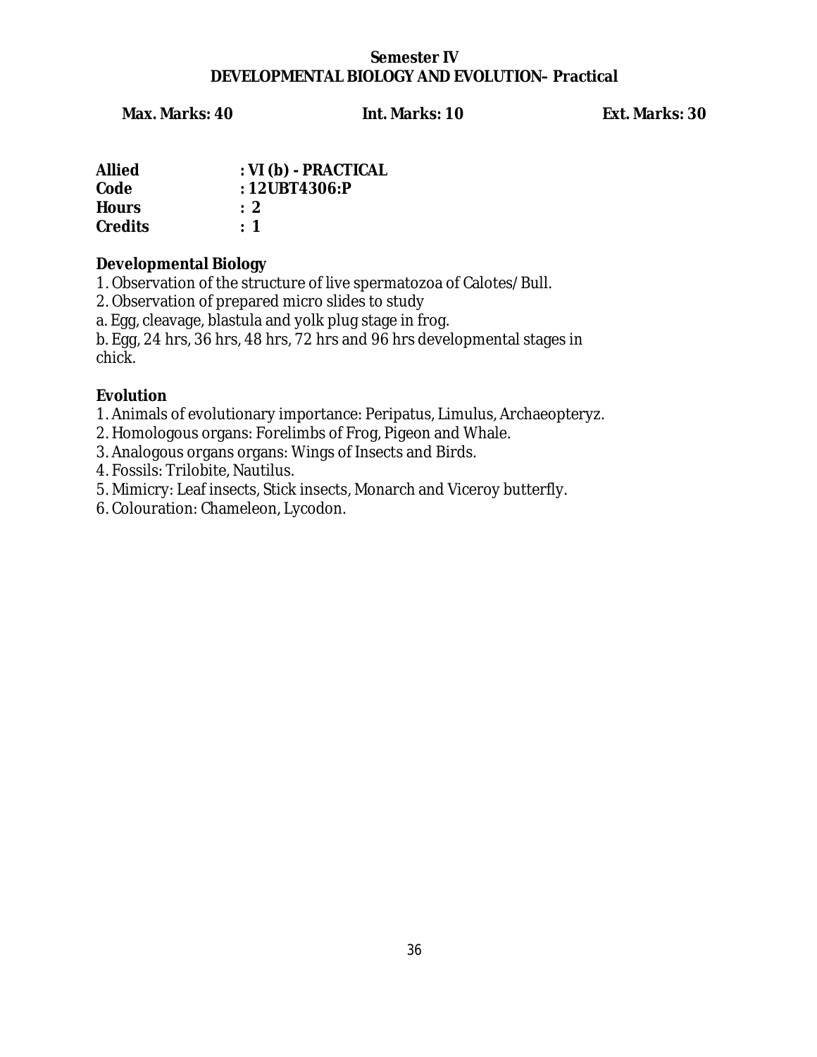**Semester IV**
**DEVELOPMENTAL BIOLOGY AND EVOLUTION– Practical**

**Max. Marks: 40** **Int. Marks: 10** **Ext. Marks: 30**

| | |
|---|---|
| **Allied** | **: VI (b) - PRACTICAL** |
| **Code** | **: 12UBT4306:P** |
| **Hours** | **: 2** |
| **Credits** | **: 1** |

**Developmental Biology**

1. Observation of the structure of live spermatozoa of Calotes/ Bull.
2. Observation of prepared micro slides to study

a. Egg, cleavage, blastula and yolk plug stage in frog.

b. Egg, 24 hrs, 36 hrs, 48 hrs, 72 hrs and 96 hrs developmental stages in chick.

**Evolution**

1. Animals of evolutionary importance: Peripatus, Limulus, Archaeopteryz.
2. Homologous organs: Forelimbs of Frog, Pigeon and Whale.
3. Analogous organs organs: Wings of Insects and Birds.
4. Fossils: Trilobite, Nautilus.
5. Mimicry: Leaf insects, Stick insects, Monarch and Viceroy butterfly.
6. Colouration: Chameleon, Lycodon.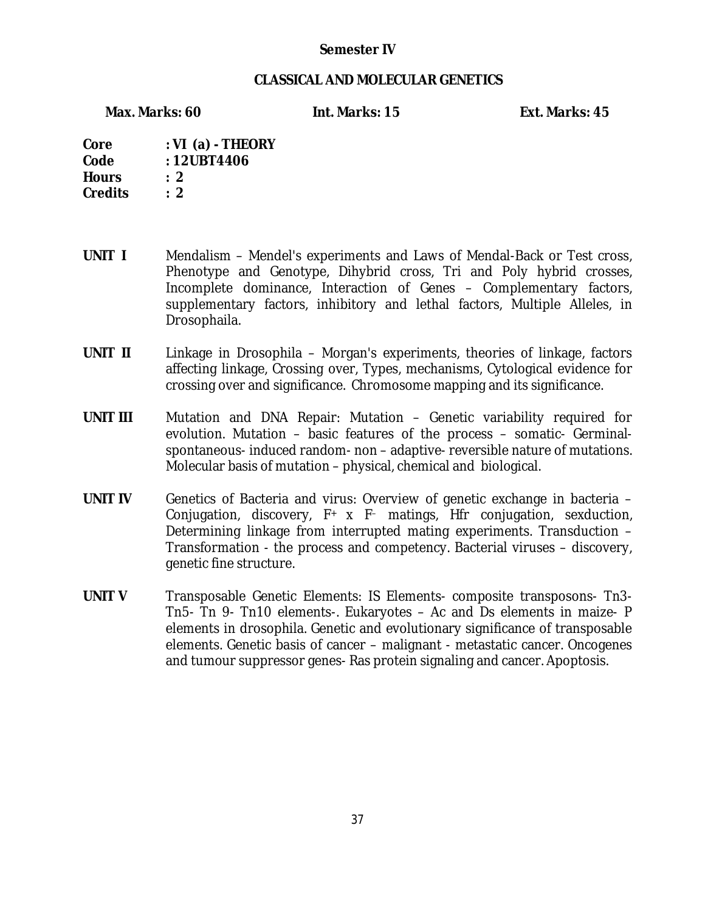**Semester IV**

## CLASSICAL AND MOLECULAR GENETICS

**Max. Marks: 60** **Int. Marks: 15** **Ext. Marks: 45**

**Core** **: VI (a) - THEORY**
**Code** **: 12UBT4406**
**Hours** **: 2**
**Credits** **: 2**

**UNIT I** Mendalism – Mendel's experiments and Laws of Mendal-Back or Test cross, Phenotype and Genotype, Dihybrid cross, Tri and Poly hybrid crosses, Incomplete dominance, Interaction of Genes – Complementary factors, supplementary factors, inhibitory and lethal factors, Multiple Alleles, in Drosophaila.

**UNIT II** Linkage in Drosophila – Morgan's experiments, theories of linkage, factors affecting linkage, Crossing over, Types, mechanisms, Cytological evidence for crossing over and significance. Chromosome mapping and its significance.

**UNIT III** Mutation and DNA Repair: Mutation – Genetic variability required for evolution. Mutation – basic features of the process – somatic- Germinal- spontaneous- induced random- non – adaptive- reversible nature of mutations. Molecular basis of mutation – physical, chemical and biological.

**UNIT IV** Genetics of Bacteria and virus: Overview of genetic exchange in bacteria – Conjugation, discovery, $F^{+}$ x $F^{-}$ matings, Hfr conjugation, sexduction, Determining linkage from interrupted mating experiments. Transduction – Transformation - the process and competency. Bacterial viruses – discovery, genetic fine structure.

**UNIT V** Transposable Genetic Elements: IS Elements- composite transposons- Tn3- Tn5- Tn 9- Tn10 elements-. Eukaryotes – Ac and Ds elements in maize- P elements in drosophila. Genetic and evolutionary significance of transposable elements. Genetic basis of cancer – malignant - metastatic cancer. Oncogenes and tumour suppressor genes- Ras protein signaling and cancer. Apoptosis.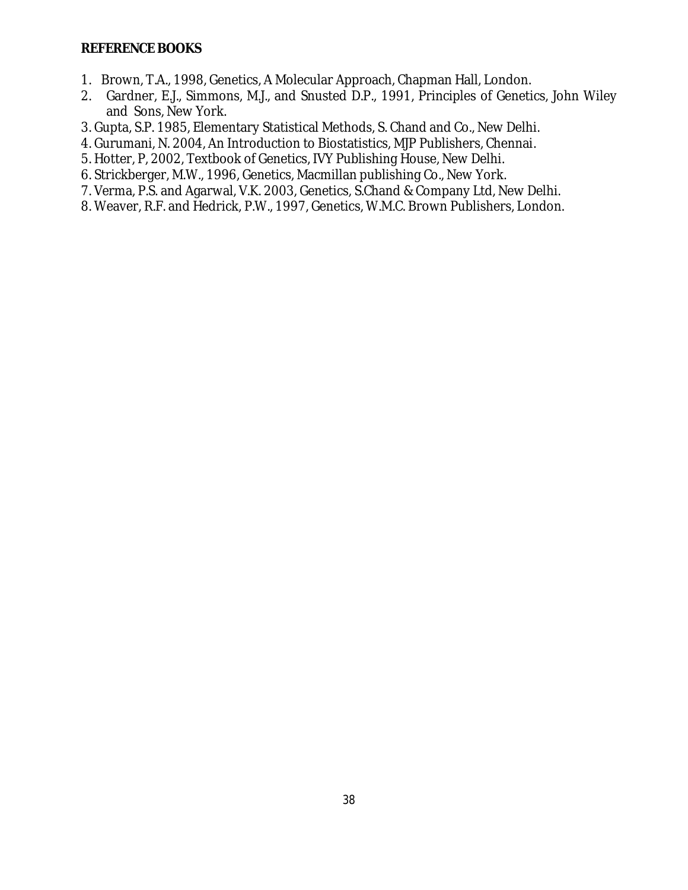**REFERENCE BOOKS**

1. Brown, T.A., 1998, Genetics, A Molecular Approach, Chapman Hall, London.
2. Gardner, E.J., Simmons, M.J., and Snusted D.P., 1991, Principles of Genetics, John Wiley and Sons, New York.
3. Gupta, S.P. 1985, Elementary Statistical Methods, S. Chand and Co., New Delhi.
4. Gurumani, N. 2004, An Introduction to Biostatistics, MJP Publishers, Chennai.
5. Hotter, P, 2002, Textbook of Genetics, IVY Publishing House, New Delhi.
6. Strickberger, M.W., 1996, Genetics, Macmillan publishing Co., New York.
7. Verma, P.S. and Agarwal, V.K. 2003, Genetics, S.Chand & Company Ltd, New Delhi.
8. Weaver, R.F. and Hedrick, P.W., 1997, Genetics, W.M.C. Brown Publishers, London.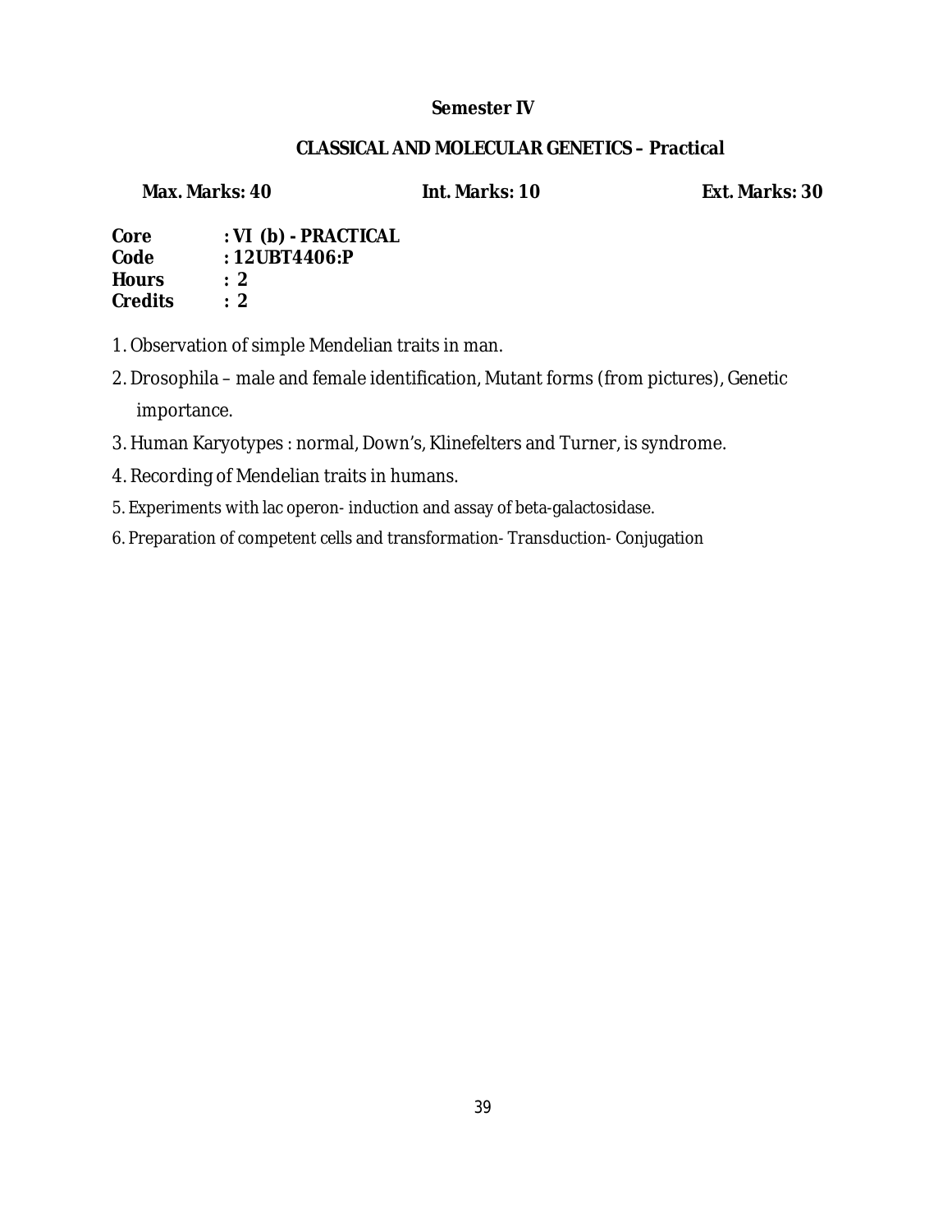**Semester IV**

**CLASSICAL AND MOLECULAR GENETICS – Practical**

**Max. Marks: 40** **Int. Marks: 10** **Ext. Marks: 30**

**Core : VI (b) - PRACTICAL**
**Code : 12UBT4406:P**
**Hours : 2**
**Credits : 2**

1. Observation of simple Mendelian traits in man.
2. Drosophila – male and female identification, Mutant forms (from pictures), Genetic importance.
3. Human Karyotypes : normal, Down's, Klinefelters and Turner, is syndrome.
4. Recording of Mendelian traits in humans.
5. Experiments with lac operon- induction and assay of beta-galactosidase.
6. Preparation of competent cells and transformation- Transduction- Conjugation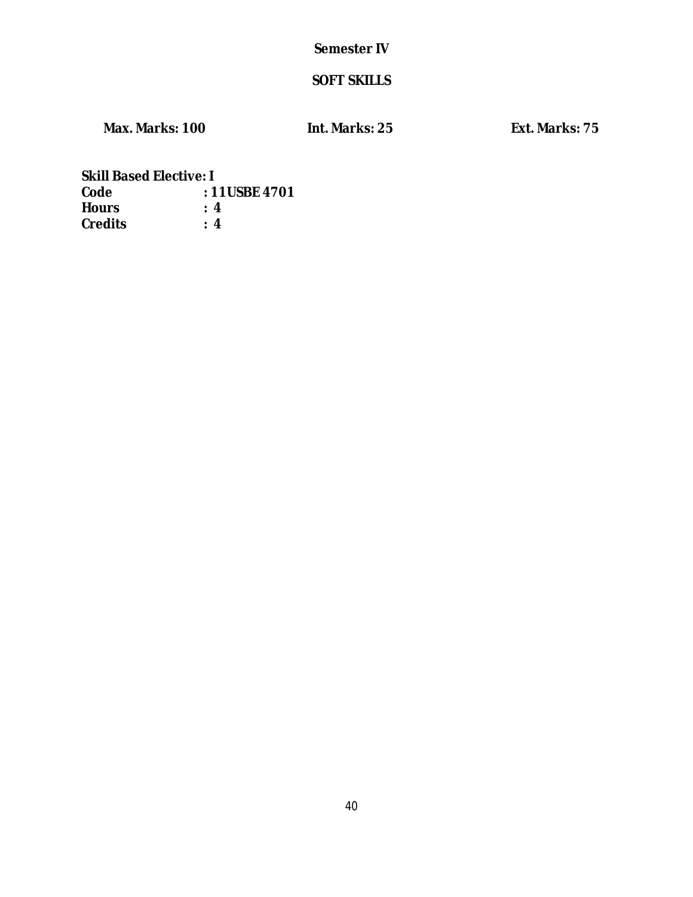**Semester IV**

**SOFT SKILLS**

**Max. Marks: 100** **Int. Marks: 25** **Ext. Marks: 75**

**Skill Based Elective: I**
**Code : 11USBE 4701**
**Hours : 4**
**Credits : 4**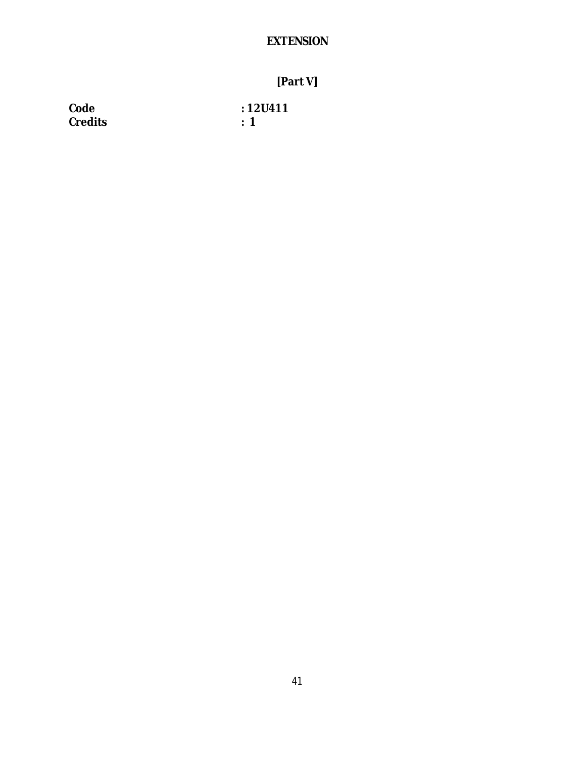# EXTENSION

## [Part V]

**Code** : **12U411**
**Credits** : **1**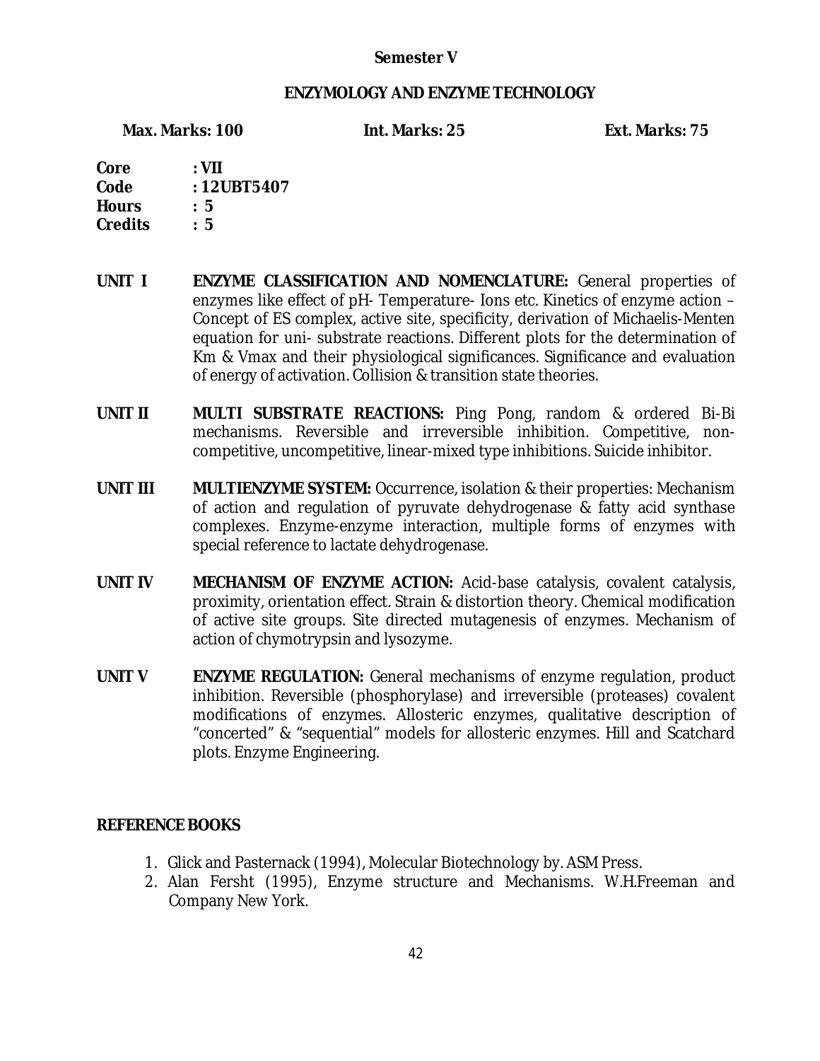**Semester V**

## ENZYMOLOGY AND ENZYME TECHNOLOGY

**Max. Marks: 100** **Int. Marks: 25** **Ext. Marks: 75**

**Core** : **VII**
**Code** : **12UBT5407**
**Hours** : **5**
**Credits** : **5**

**UNIT I** **ENZYME CLASSIFICATION AND NOMENCLATURE:** General properties of enzymes like effect of pH- Temperature- Ions etc. Kinetics of enzyme action – Concept of ES complex, active site, specificity, derivation of Michaelis-Menten equation for uni- substrate reactions. Different plots for the determination of Km & Vmax and their physiological significances. Significance and evaluation of energy of activation. Collision & transition state theories.

**UNIT II** **MULTI SUBSTRATE REACTIONS:** Ping Pong, random & ordered Bi-Bi mechanisms. Reversible and irreversible inhibition. Competitive, non-competitive, uncompetitive, linear-mixed type inhibitions. Suicide inhibitor.

**UNIT III** **MULTIENZYME SYSTEM:** Occurrence, isolation & their properties: Mechanism of action and regulation of pyruvate dehydrogenase & fatty acid synthase complexes. Enzyme-enzyme interaction, multiple forms of enzymes with special reference to lactate dehydrogenase.

**UNIT IV** **MECHANISM OF ENZYME ACTION:** Acid-base catalysis, covalent catalysis, proximity, orientation effect. Strain & distortion theory. Chemical modification of active site groups. Site directed mutagenesis of enzymes. Mechanism of action of chymotrypsin and lysozyme.

**UNIT V** **ENZYME REGULATION:** General mechanisms of enzyme regulation, product inhibition. Reversible (phosphorylase) and irreversible (proteases) covalent modifications of enzymes. Allosteric enzymes, qualitative description of "concerted" & "sequential" models for allosteric enzymes. Hill and Scatchard plots. Enzyme Engineering.

### REFERENCE BOOKS

1. Glick and Pasternack (1994), Molecular Biotechnology by. ASM Press.
2. Alan Fersht (1995), Enzyme structure and Mechanisms. W.H.Freeman and Company New York.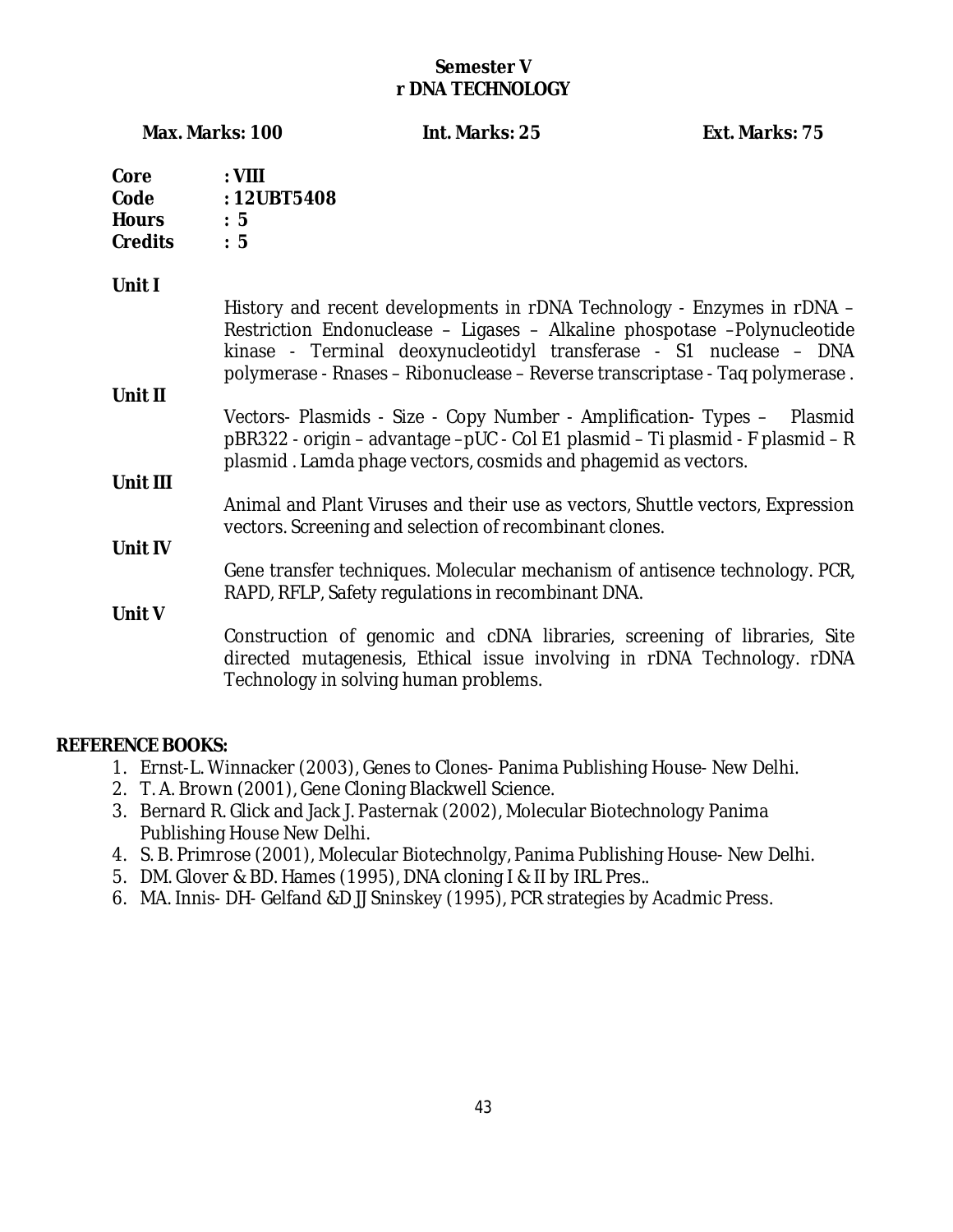## Semester V
## r DNA TECHNOLOGY

**Max. Marks: 100** **Int. Marks: 25** **Ext. Marks: 75**

**Core** : **VIII**
**Code** : **12UBT5408**
**Hours** : **5**
**Credits** : **5**

**Unit I**

History and recent developments in rDNA Technology - Enzymes in rDNA – Restriction Endonuclease – Ligases – Alkaline phospotase –Polynucleotide kinase - Terminal deoxynucleotidyl transferase - S1 nuclease – DNA polymerase - Rnases – Ribonuclease – Reverse transcriptase - Taq polymerase .

**Unit II**

Vectors- Plasmids - Size - Copy Number - Amplification- Types – Plasmid pBR322 - origin – advantage –pUC - Col E1 plasmid – Ti plasmid - F plasmid – R plasmid . Lamda phage vectors, cosmids and phagemid as vectors.

**Unit III**

Animal and Plant Viruses and their use as vectors, Shuttle vectors, Expression vectors. Screening and selection of recombinant clones.

**Unit IV**

Gene transfer techniques. Molecular mechanism of antisence technology. PCR, RAPD, RFLP, Safety regulations in recombinant DNA.

**Unit V**

Construction of genomic and cDNA libraries, screening of libraries, Site directed mutagenesis, Ethical issue involving in rDNA Technology. rDNA Technology in solving human problems.

**REFERENCE BOOKS:**

1. Ernst-L. Winnacker (2003), Genes to Clones- Panima Publishing House- New Delhi.
2. T. A. Brown (2001), Gene Cloning Blackwell Science.
3. Bernard R. Glick and Jack J. Pasternak (2002), Molecular Biotechnology Panima Publishing House New Delhi.
4. S. B. Primrose (2001), Molecular Biotechnolgy, Panima Publishing House- New Delhi.
5. DM. Glover & BD. Hames (1995), DNA cloning I & II by IRL Pres..
6. MA. Innis- DH- Gelfand &D JJ Sninskey (1995), PCR strategies by Acadmic Press.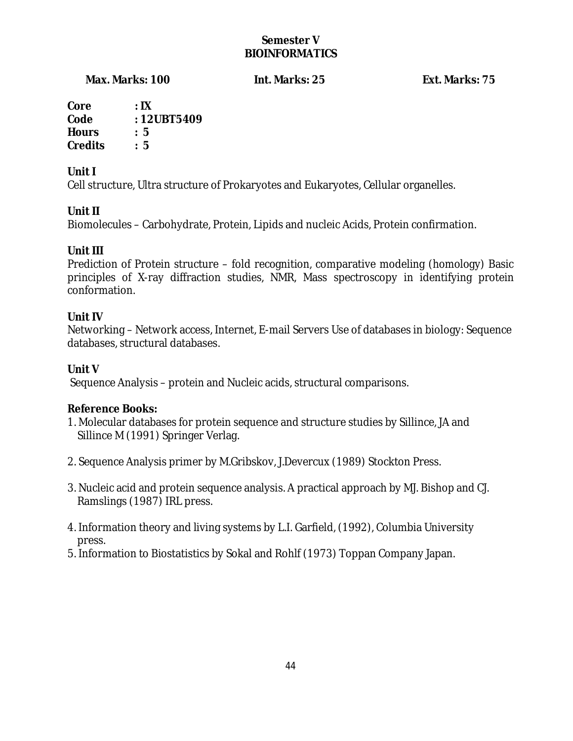## Semester V
## BIOINFORMATICS

**Max. Marks: 100** **Int. Marks: 25** **Ext. Marks: 75**

**Core** : **IX**
**Code** : **12UBT5409**
**Hours** : **5**
**Credits** : **5**

**Unit I**
Cell structure, Ultra structure of Prokaryotes and Eukaryotes, Cellular organelles.

**Unit II**
Biomolecules – Carbohydrate, Protein, Lipids and nucleic Acids, Protein confirmation.

**Unit III**
Prediction of Protein structure – fold recognition, comparative modeling (homology) Basic principles of X-ray diffraction studies, NMR, Mass spectroscopy in identifying protein conformation.

**Unit IV**
Networking – Network access, Internet, E-mail Servers Use of databases in biology: Sequence databases, structural databases.

**Unit V**
Sequence Analysis – protein and Nucleic acids, structural comparisons.

**Reference Books:**

1. Molecular databases for protein sequence and structure studies by Sillince, JA and Sillince M (1991) Springer Verlag.
2. Sequence Analysis primer by M.Gribskov, J.Devercux (1989) Stockton Press.
3. Nucleic acid and protein sequence analysis. A practical approach by MJ. Bishop and CJ. Ramslings (1987) IRL press.
4. Information theory and living systems by L.I. Garfield, (1992), Columbia University press.
5. Information to Biostatistics by Sokal and Rohlf (1973) Toppan Company Japan.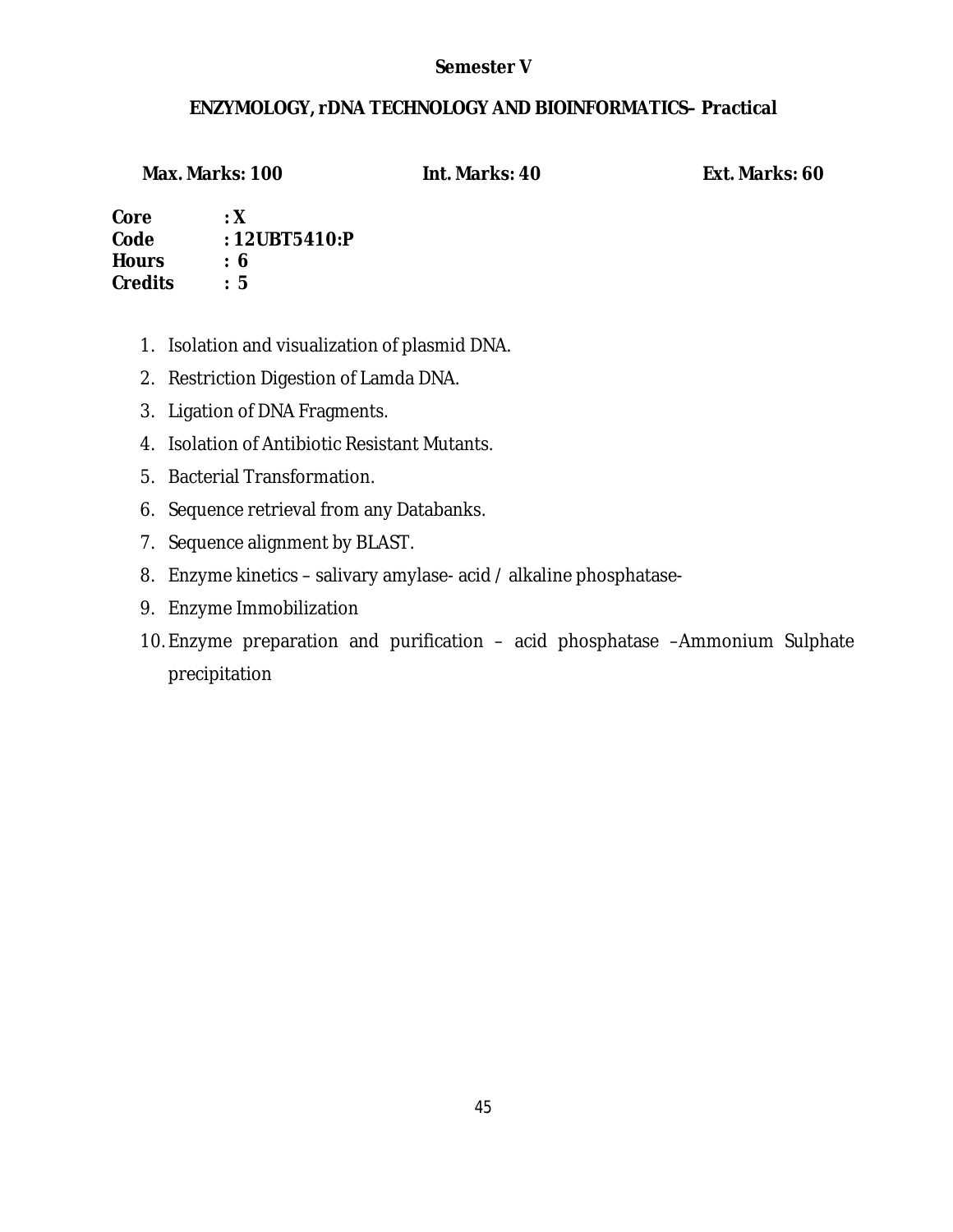**Semester V**

**ENZYMOLOGY, rDNA TECHNOLOGY AND BIOINFORMATICS– Practical**

**Max. Marks: 100** **Int. Marks: 40** **Ext. Marks: 60**

**Core : X**
**Code : 12UBT5410:P**
**Hours : 6**
**Credits : 5**

1. Isolation and visualization of plasmid DNA.
2. Restriction Digestion of Lamda DNA.
3. Ligation of DNA Fragments.
4. Isolation of Antibiotic Resistant Mutants.
5. Bacterial Transformation.
6. Sequence retrieval from any Databanks.
7. Sequence alignment by BLAST.
8. Enzyme kinetics – salivary amylase- acid / alkaline phosphatase-
9. Enzyme Immobilization
10. Enzyme preparation and purification – acid phosphatase –Ammonium Sulphate precipitation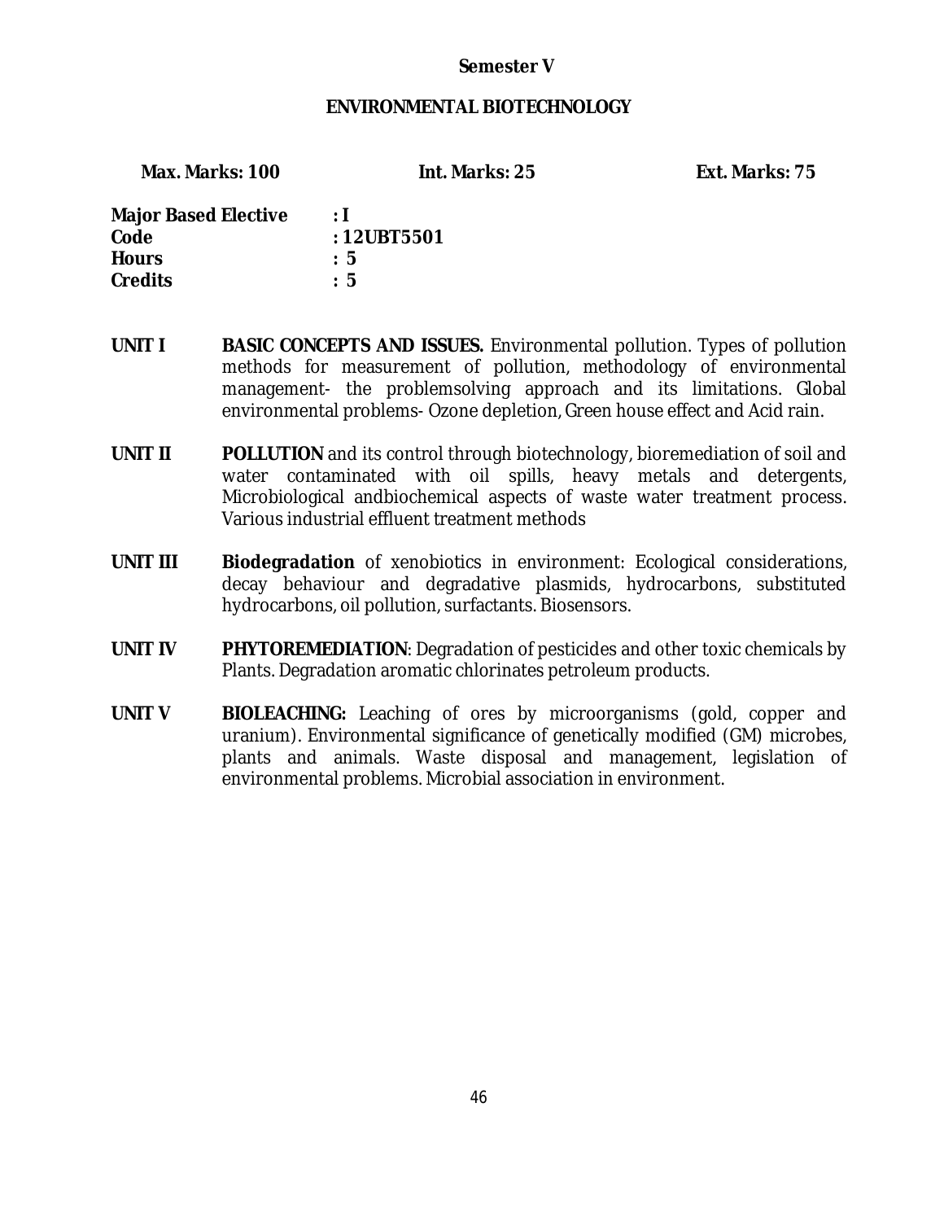**Semester V**

# ENVIRONMENTAL BIOTECHNOLOGY

| Max. Marks: 100 | Int. Marks: 25 | Ext. Marks: 75 |
|---|---|---|

**Major Based Elective** : I
**Code** : 12UBT5501
**Hours** : 5
**Credits** : 5

**UNIT I** **BASIC CONCEPTS AND ISSUES.** Environmental pollution. Types of pollution methods for measurement of pollution, methodology of environmental management- the problemsolving approach and its limitations. Global environmental problems- Ozone depletion, Green house effect and Acid rain.

**UNIT II** **POLLUTION** and its control through biotechnology, bioremediation of soil and water contaminated with oil spills, heavy metals and detergents, Microbiological andbiochemical aspects of waste water treatment process. Various industrial effluent treatment methods

**UNIT III** **Biodegradation** of xenobiotics in environment: Ecological considerations, decay behaviour and degradative plasmids, hydrocarbons, substituted hydrocarbons, oil pollution, surfactants. Biosensors.

**UNIT IV** **PHYTOREMEDIATION**: Degradation of pesticides and other toxic chemicals by Plants. Degradation aromatic chlorinates petroleum products.

**UNIT V** **BIOLEACHING:** Leaching of ores by microorganisms (gold, copper and uranium). Environmental significance of genetically modified (GM) microbes, plants and animals. Waste disposal and management, legislation of environmental problems. Microbial association in environment.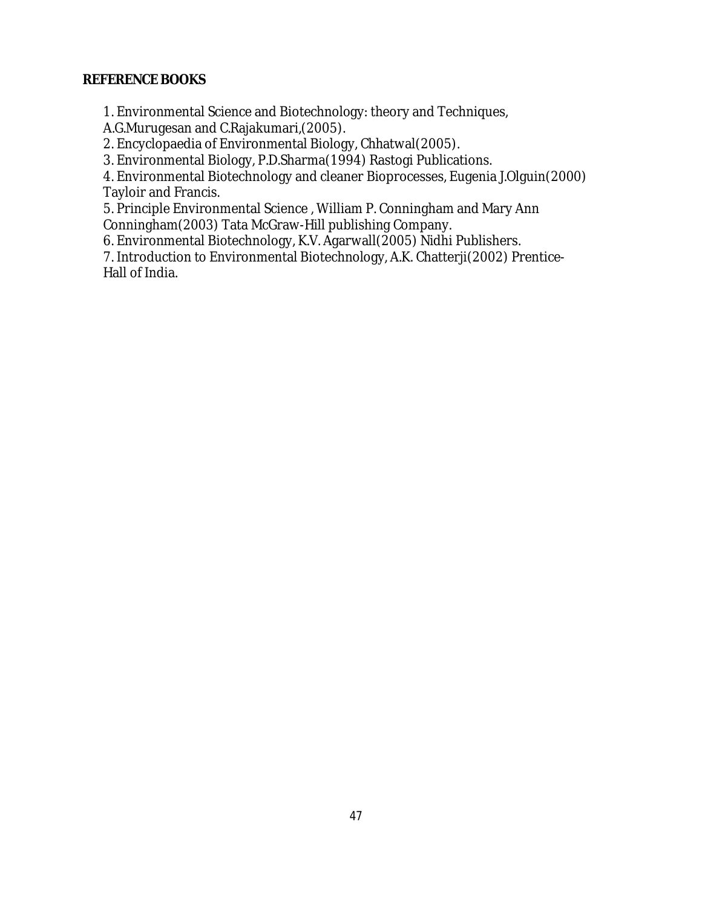**REFERENCE BOOKS**

1. Environmental Science and Biotechnology: theory and Techniques, A.G.Murugesan and C.Rajakumari,(2005).
2. Encyclopaedia of Environmental Biology, Chhatwal(2005).
3. Environmental Biology, P.D.Sharma(1994) Rastogi Publications.
4. Environmental Biotechnology and cleaner Bioprocesses, Eugenia J.Olguin(2000) Tayloir and Francis.
5. Principle Environmental Science , William P. Conningham and Mary Ann Conningham(2003) Tata McGraw-Hill publishing Company.
6. Environmental Biotechnology, K.V. Agarwall(2005) Nidhi Publishers.
7. Introduction to Environmental Biotechnology, A.K. Chatterji(2002) Prentice-Hall of India.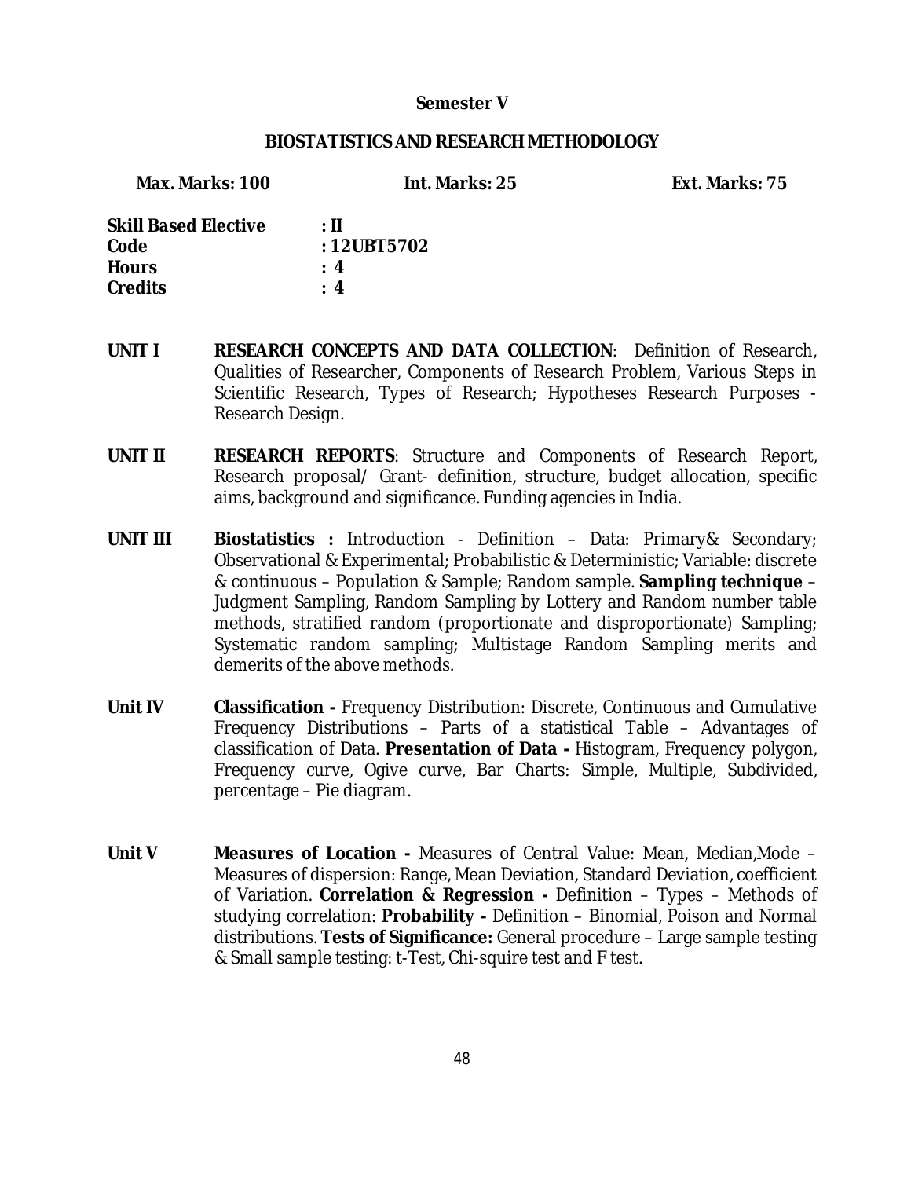**Semester V**

# BIOSTATISTICS AND RESEARCH METHODOLOGY

**Max. Marks: 100** **Int. Marks: 25** **Ext. Marks: 75**

| | |
|---|---|
| **Skill Based Elective** | **: II** |
| **Code** | **: 12UBT5702** |
| **Hours** | **: 4** |
| **Credits** | **: 4** |

**UNIT I** **RESEARCH CONCEPTS AND DATA COLLECTION**: Definition of Research, Qualities of Researcher, Components of Research Problem, Various Steps in Scientific Research, Types of Research; Hypotheses Research Purposes - Research Design.

**UNIT II** **RESEARCH REPORTS**: Structure and Components of Research Report, Research proposal/ Grant- definition, structure, budget allocation, specific aims, background and significance. Funding agencies in India.

**UNIT III** **Biostatistics :** Introduction - Definition – Data: Primary& Secondary; Observational & Experimental; Probabilistic & Deterministic; Variable: discrete & continuous – Population & Sample; Random sample. **Sampling technique** – Judgment Sampling, Random Sampling by Lottery and Random number table methods, stratified random (proportionate and disproportionate) Sampling; Systematic random sampling; Multistage Random Sampling merits and demerits of the above methods.

**Unit IV** **Classification -** Frequency Distribution: Discrete, Continuous and Cumulative Frequency Distributions – Parts of a statistical Table – Advantages of classification of Data. **Presentation of Data -** Histogram, Frequency polygon, Frequency curve, Ogive curve, Bar Charts: Simple, Multiple, Subdivided, percentage – Pie diagram.

**Unit V** **Measures of Location -** Measures of Central Value: Mean, Median,Mode – Measures of dispersion: Range, Mean Deviation, Standard Deviation, coefficient of Variation. **Correlation & Regression -** Definition – Types – Methods of studying correlation: **Probability -** Definition – Binomial, Poison and Normal distributions. **Tests of Significance:** General procedure – Large sample testing & Small sample testing: t-Test, Chi-squire test and F test.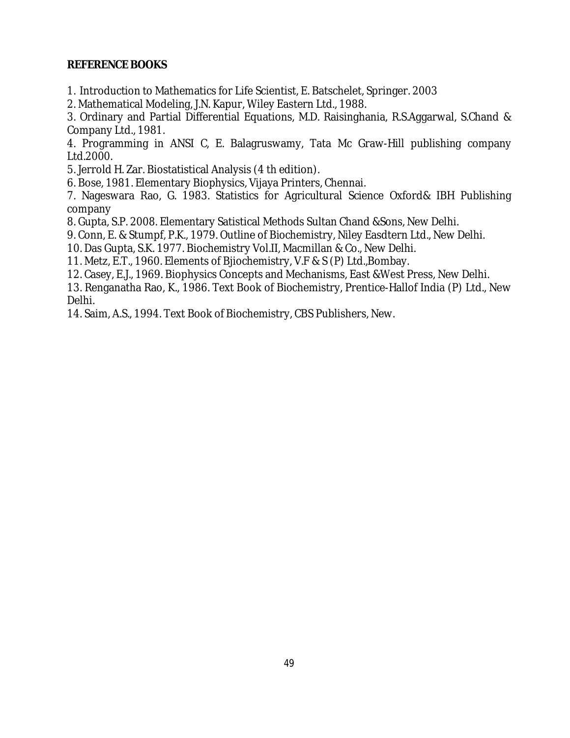**REFERENCE BOOKS**

1. Introduction to Mathematics for Life Scientist, E. Batschelet, Springer. 2003
2. Mathematical Modeling, J.N. Kapur, Wiley Eastern Ltd., 1988.
3. Ordinary and Partial Differential Equations, M.D. Raisinghania, R.S.Aggarwal, S.Chand & Company Ltd., 1981.
4. Programming in ANSI C, E. Balagruswamy, Tata Mc Graw-Hill publishing company Ltd.2000.
5. Jerrold H. Zar. Biostatistical Analysis (4 th edition).
6. Bose, 1981. Elementary Biophysics, Vijaya Printers, Chennai.
7. Nageswara Rao, G. 1983. Statistics for Agricultural Science Oxford& IBH Publishing company
8. Gupta, S.P. 2008. Elementary Satistical Methods Sultan Chand &Sons, New Delhi.
9. Conn, E. & Stumpf, P.K., 1979. Outline of Biochemistry, Niley Easdtern Ltd., New Delhi.
10. Das Gupta, S.K. 1977. Biochemistry Vol.II, Macmillan & Co., New Delhi.
11. Metz, E.T., 1960. Elements of Bjiochemistry, V.F & S (P) Ltd.,Bombay.
12. Casey, E.J., 1969. Biophysics Concepts and Mechanisms, East &West Press, New Delhi.
13. Renganatha Rao, K., 1986. Text Book of Biochemistry, Prentice-Hallof India (P) Ltd., New Delhi.
14. Saim, A.S., 1994. Text Book of Biochemistry, CBS Publishers, New.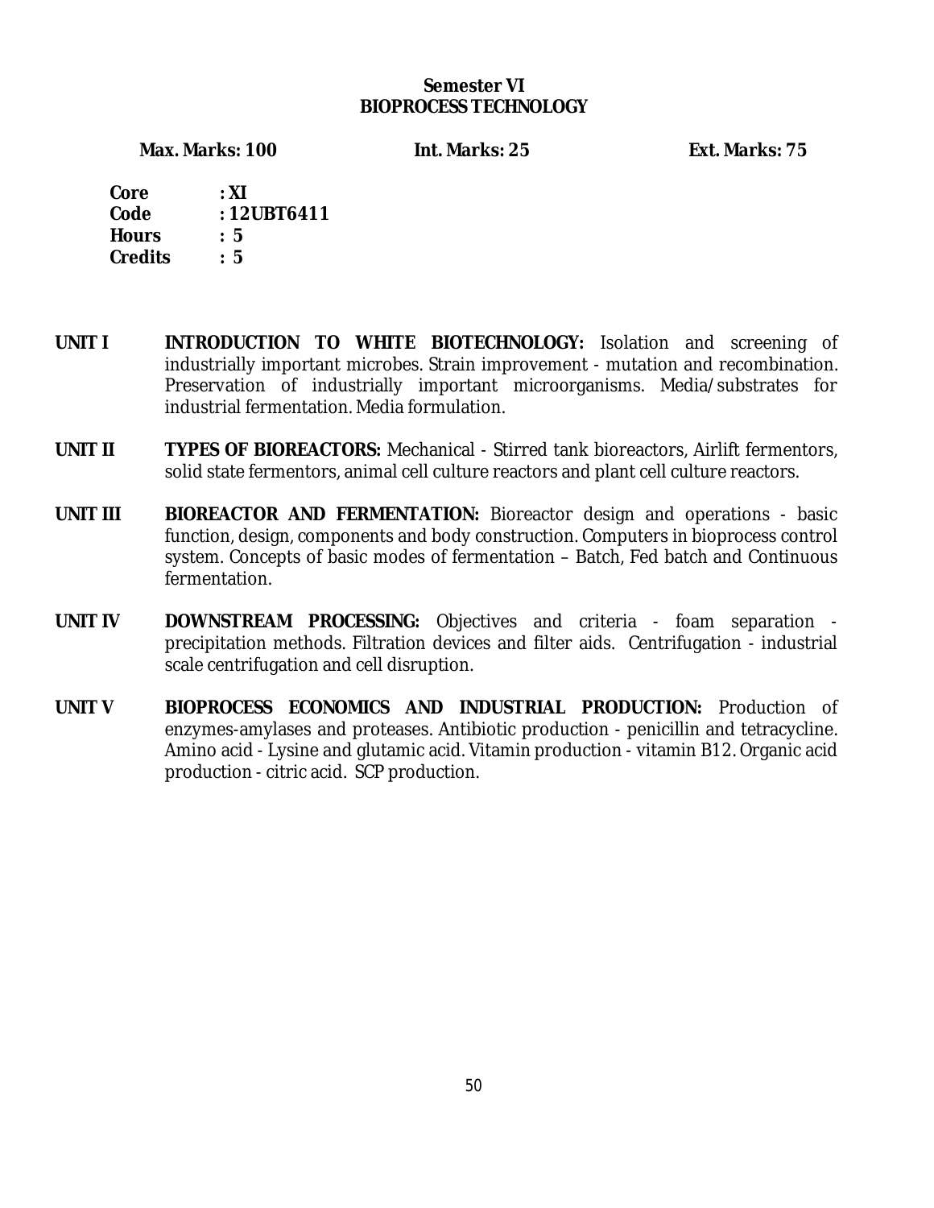## Semester VI
## BIOPROCESS TECHNOLOGY

**Max. Marks: 100** **Int. Marks: 25** **Ext. Marks: 75**

**Core** : **XI**
**Code** : **12UBT6411**
**Hours** : **5**
**Credits** : **5**

**UNIT I** **INTRODUCTION TO WHITE BIOTECHNOLOGY:** Isolation and screening of industrially important microbes. Strain improvement - mutation and recombination. Preservation of industrially important microorganisms. Media/substrates for industrial fermentation. Media formulation.

**UNIT II** **TYPES OF BIOREACTORS:** Mechanical - Stirred tank bioreactors, Airlift fermentors, solid state fermentors, animal cell culture reactors and plant cell culture reactors.

**UNIT III** **BIOREACTOR AND FERMENTATION:** Bioreactor design and operations - basic function, design, components and body construction. Computers in bioprocess control system. Concepts of basic modes of fermentation – Batch, Fed batch and Continuous fermentation.

**UNIT IV** **DOWNSTREAM PROCESSING:** Objectives and criteria - foam separation - precipitation methods. Filtration devices and filter aids. Centrifugation - industrial scale centrifugation and cell disruption.

**UNIT V** **BIOPROCESS ECONOMICS AND INDUSTRIAL PRODUCTION:** Production of enzymes-amylases and proteases. Antibiotic production - penicillin and tetracycline. Amino acid - Lysine and glutamic acid. Vitamin production - vitamin B12. Organic acid production - citric acid. SCP production.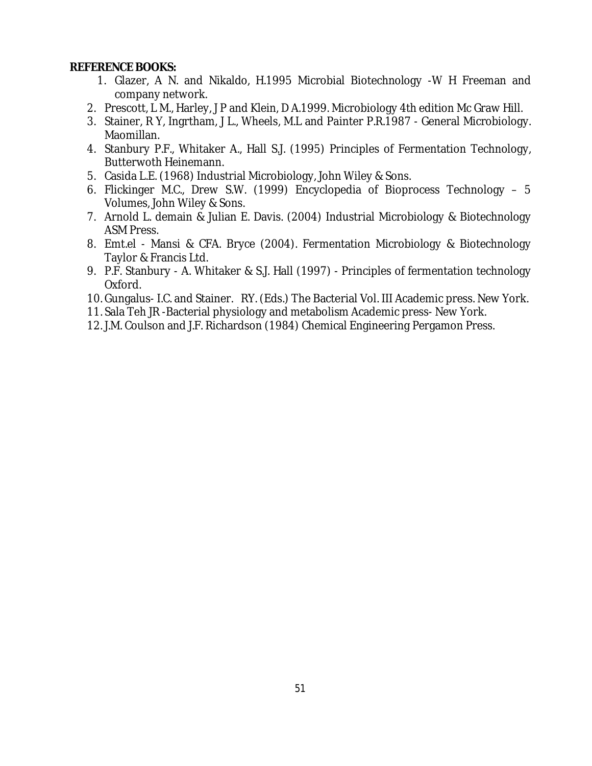**REFERENCE BOOKS:**

1. Glazer, A N. and Nikaldo, H.1995 Microbial Biotechnology -W H Freeman and company network.
2. Prescott, L M., Harley, J P and Klein, D A.1999. Microbiology 4th edition Mc Graw Hill.
3. Stainer, R Y, Ingrtham, J L., Wheels, M.L and Painter P.R.1987 - General Microbiology. Maomillan.
4. Stanbury P.F., Whitaker A., Hall S.J. (1995) Principles of Fermentation Technology, Butterwoth Heinemann.
5. Casida L.E. (1968) Industrial Microbiology, John Wiley & Sons.
6. Flickinger M.C., Drew S.W. (1999) Encyclopedia of Bioprocess Technology – 5 Volumes, John Wiley & Sons.
7. Arnold L. demain & Julian E. Davis. (2004) Industrial Microbiology & Biotechnology ASM Press.
8. Emt.el - Mansi & CFA. Bryce (2004). Fermentation Microbiology & Biotechnology Taylor & Francis Ltd.
9. P.F. Stanbury - A. Whitaker & S.J. Hall (1997) - Principles of fermentation technology Oxford.
10. Gungalus- I.C. and Stainer. RY. (Eds.) The Bacterial Vol. III Academic press. New York.
11. Sala Teh JR -Bacterial physiology and metabolism Academic press- New York.
12. J.M. Coulson and J.F. Richardson (1984) Chemical Engineering Pergamon Press.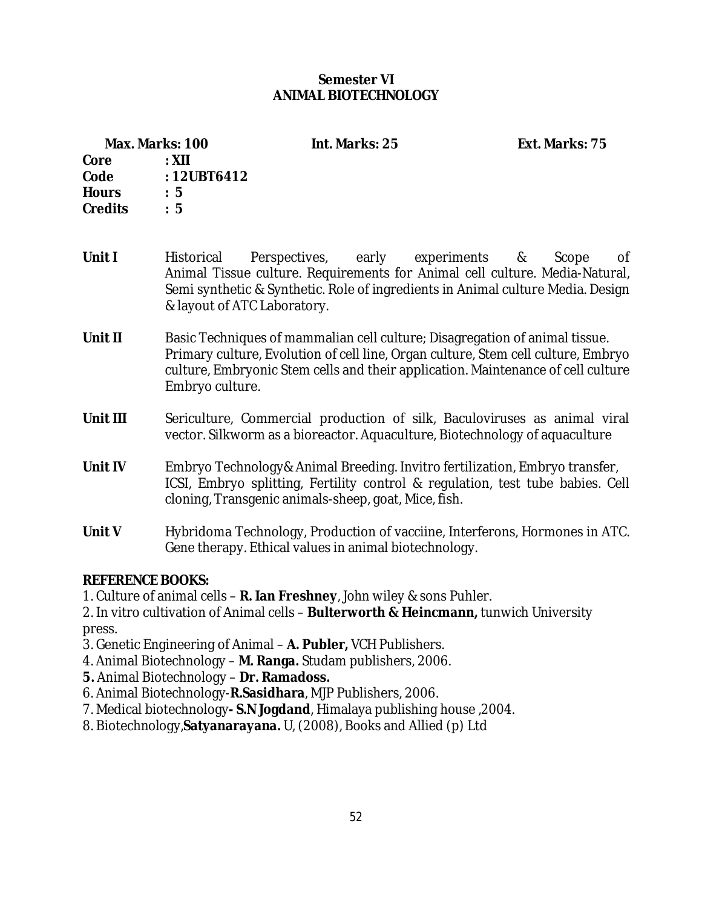## Semester VI
## ANIMAL BIOTECHNOLOGY

**Max. Marks: 100** **Int. Marks: 25** **Ext. Marks: 75**

**Core** **: XII**
**Code** **: 12UBT6412**
**Hours** **: 5**
**Credits** **: 5**

**Unit I** Historical Perspectives, early experiments & Scope of Animal Tissue culture. Requirements for Animal cell culture. Media-Natural, Semi synthetic & Synthetic. Role of ingredients in Animal culture Media. Design & layout of ATC Laboratory.

**Unit II** Basic Techniques of mammalian cell culture; Disagregation of animal tissue. Primary culture, Evolution of cell line, Organ culture, Stem cell culture, Embryo culture, Embryonic Stem cells and their application. Maintenance of cell culture Embryo culture.

**Unit III** Sericulture, Commercial production of silk, Baculoviruses as animal viral vector. Silkworm as a bioreactor. Aquaculture, Biotechnology of aquaculture

**Unit IV** Embryo Technology& Animal Breeding. Invitro fertilization, Embryo transfer, ICSI, Embryo splitting, Fertility control & regulation, test tube babies. Cell cloning, Transgenic animals-sheep, goat, Mice, fish.

**Unit V** Hybridoma Technology, Production of vacciine, Interferons, Hormones in ATC. Gene therapy. Ethical values in animal biotechnology.

**REFERENCE BOOKS:**

1. Culture of animal cells – **R. Ian Freshney**, John wiley & sons Puhler.
2. In vitro cultivation of Animal cells – **Bulterworth & Heincmann,** tunwich University press.
3. Genetic Engineering of Animal – **A. Publer,** VCH Publishers.
4. Animal Biotechnology – **M. Ranga.** Studam publishers, 2006.
5. Animal Biotechnology – **Dr. Ramadoss.**
6. Animal Biotechnology-**R.Sasidhara**, MJP Publishers, 2006.
7. Medical biotechnology**- S.N Jogdand**, Himalaya publishing house ,2004.
8. Biotechnology,**Satyanarayana.** U, (2008), Books and Allied (p) Ltd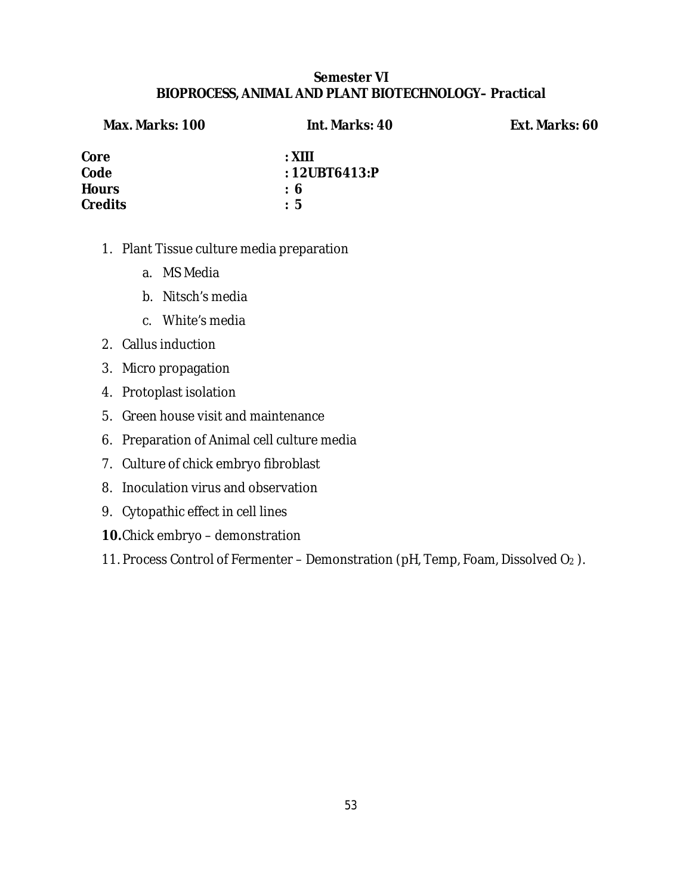## Semester VI
## BIOPROCESS, ANIMAL AND PLANT BIOTECHNOLOGY– Practical

**Max. Marks: 100** **Int. Marks: 40** **Ext. Marks: 60**

| | |
|---|---|
| **Core** | **: XIII** |
| **Code** | **: 12UBT6413:P** |
| **Hours** | **: 6** |
| **Credits** | **: 5** |

1. Plant Tissue culture media preparation
    a. MS Media
    b. Nitsch's media
    c. White's media
2. Callus induction
3. Micro propagation
4. Protoplast isolation
5. Green house visit and maintenance
6. Preparation of Animal cell culture media
7. Culture of chick embryo fibroblast
8. Inoculation virus and observation
9. Cytopathic effect in cell lines
10. Chick embryo – demonstration
11. Process Control of Fermenter – Demonstration (pH, Temp, Foam, Dissolved $O_2$ ).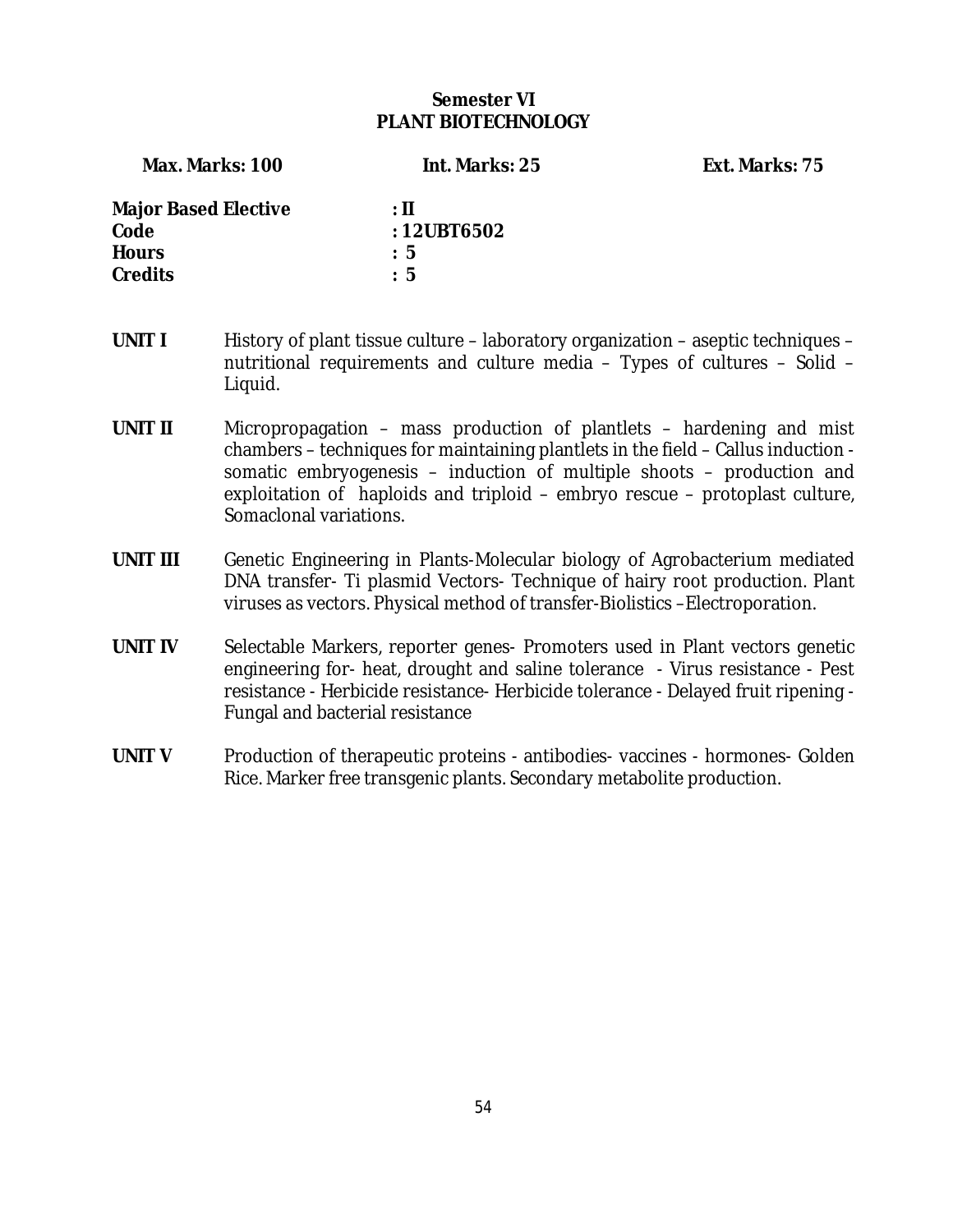## Semester VI
## PLANT BIOTECHNOLOGY

| | | |
|---|---|---|
| **Max. Marks: 100** | **Int. Marks: 25** | **Ext. Marks: 75** |

| | |
|---|---|
| **Major Based Elective** | **: II** |
| **Code** | **: 12UBT6502** |
| **Hours** | **: 5** |
| **Credits** | **: 5** |

**UNIT I** History of plant tissue culture – laboratory organization – aseptic techniques – nutritional requirements and culture media – Types of cultures – Solid – Liquid.

**UNIT II** Micropropagation – mass production of plantlets – hardening and mist chambers – techniques for maintaining plantlets in the field – Callus induction - somatic embryogenesis – induction of multiple shoots – production and exploitation of haploids and triploid – embryo rescue – protoplast culture, Somaclonal variations.

**UNIT III** Genetic Engineering in Plants-Molecular biology of Agrobacterium mediated DNA transfer- Ti plasmid Vectors- Technique of hairy root production. Plant viruses as vectors. Physical method of transfer-Biolistics –Electroporation.

**UNIT IV** Selectable Markers, reporter genes- Promoters used in Plant vectors genetic engineering for- heat, drought and saline tolerance - Virus resistance - Pest resistance - Herbicide resistance- Herbicide tolerance - Delayed fruit ripening - Fungal and bacterial resistance

**UNIT V** Production of therapeutic proteins - antibodies- vaccines - hormones- Golden Rice. Marker free transgenic plants. Secondary metabolite production.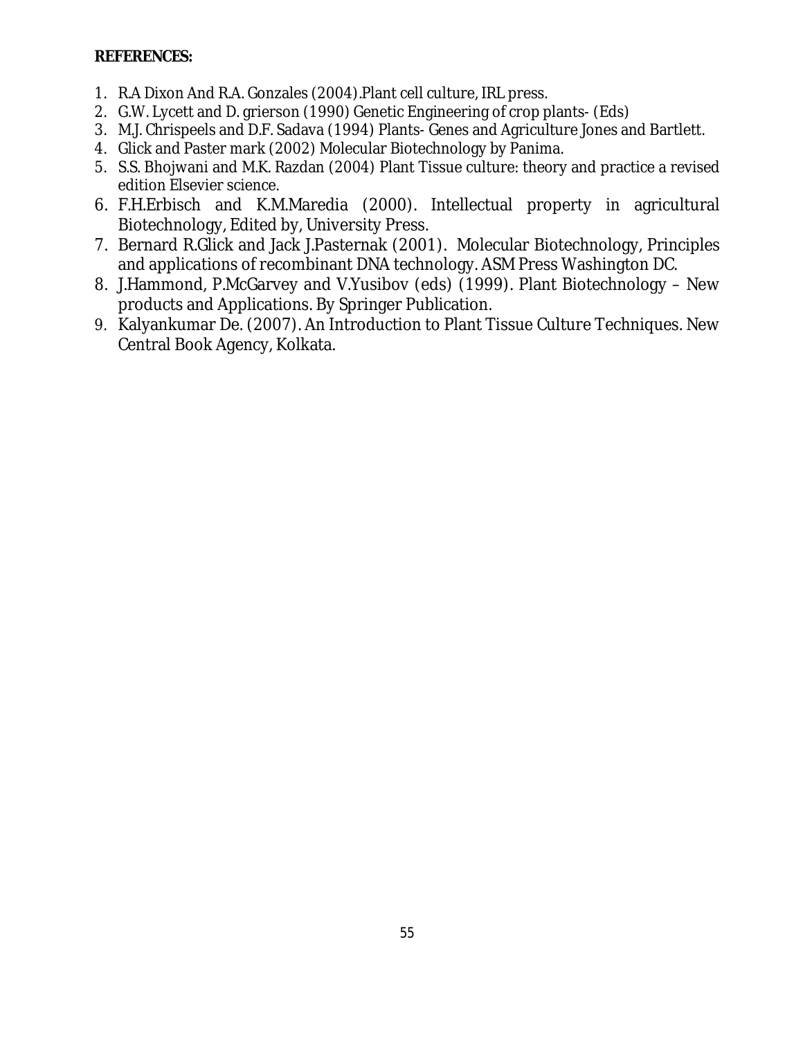**REFERENCES:**

1. R.A Dixon And R.A. Gonzales (2004).Plant cell culture, IRL press.
2. G.W. Lycett and D. grierson (1990) Genetic Engineering of crop plants- (Eds)
3. M.J. Chrispeels and D.F. Sadava (1994) Plants- Genes and Agriculture Jones and Bartlett.
4. Glick and Paster mark (2002) Molecular Biotechnology by Panima.
5. S.S. Bhojwani and M.K. Razdan (2004) Plant Tissue culture: theory and practice a revised edition Elsevier science.
6. F.H.Erbisch and K.M.Maredia (2000). Intellectual property in agricultural Biotechnology, Edited by, University Press.
7. Bernard R.Glick and Jack J.Pasternak (2001). Molecular Biotechnology, Principles and applications of recombinant DNA technology. ASM Press Washington DC.
8. J.Hammond, P.McGarvey and V.Yusibov (eds) (1999). Plant Biotechnology – New products and Applications. By Springer Publication.
9. Kalyankumar De. (2007). An Introduction to Plant Tissue Culture Techniques. New Central Book Agency, Kolkata.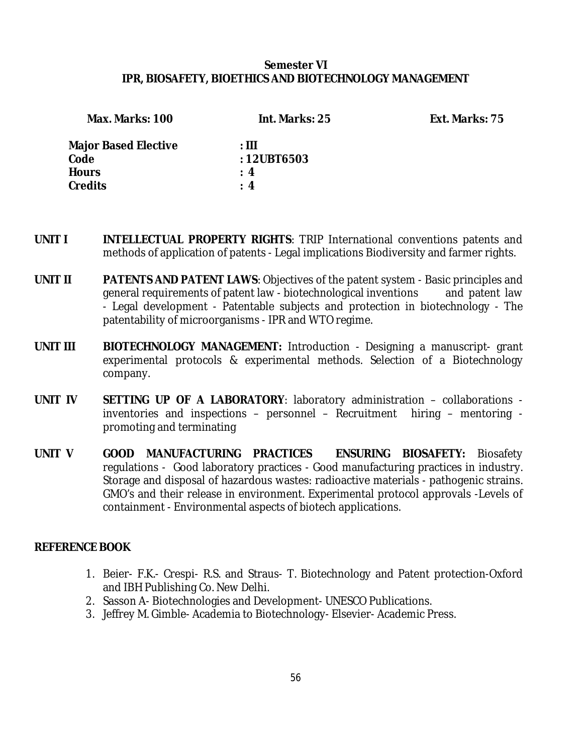**Semester VI**

**IPR, BIOSAFETY, BIOETHICS AND BIOTECHNOLOGY MANAGEMENT**

| | | |
|---|---|---|
| **Max. Marks: 100** | **Int. Marks: 25** | **Ext. Marks: 75** |

| | |
|---|---|
| **Major Based Elective** | **: III** |
| **Code** | **: 12UBT6503** |
| **Hours** | **: 4** |
| **Credits** | **: 4** |

**UNIT I** **INTELLECTUAL PROPERTY RIGHTS**: TRIP International conventions patents and methods of application of patents - Legal implications Biodiversity and farmer rights.

**UNIT II** **PATENTS AND PATENT LAWS**: Objectives of the patent system - Basic principles and general requirements of patent law - biotechnological inventions and patent law - Legal development - Patentable subjects and protection in biotechnology - The patentability of microorganisms - IPR and WTO regime.

**UNIT III** **BIOTECHNOLOGY MANAGEMENT:** Introduction - Designing a manuscript- grant experimental protocols & experimental methods. Selection of a Biotechnology company.

**UNIT IV** **SETTING UP OF A LABORATORY**: laboratory administration – collaborations - inventories and inspections – personnel – Recruitment hiring – mentoring - promoting and terminating

**UNIT V** **GOOD MANUFACTURING PRACTICES ENSURING BIOSAFETY:** Biosafety regulations - Good laboratory practices - Good manufacturing practices in industry. Storage and disposal of hazardous wastes: radioactive materials - pathogenic strains. GMO's and their release in environment. Experimental protocol approvals -Levels of containment - Environmental aspects of biotech applications.

**REFERENCE BOOK**

1. Beier- F.K.- Crespi- R.S. and Straus- T. Biotechnology and Patent protection-Oxford and IBH Publishing Co. New Delhi.
2. Sasson A- Biotechnologies and Development- UNESCO Publications.
3. Jeffrey M. Gimble- Academia to Biotechnology- Elsevier- Academic Press.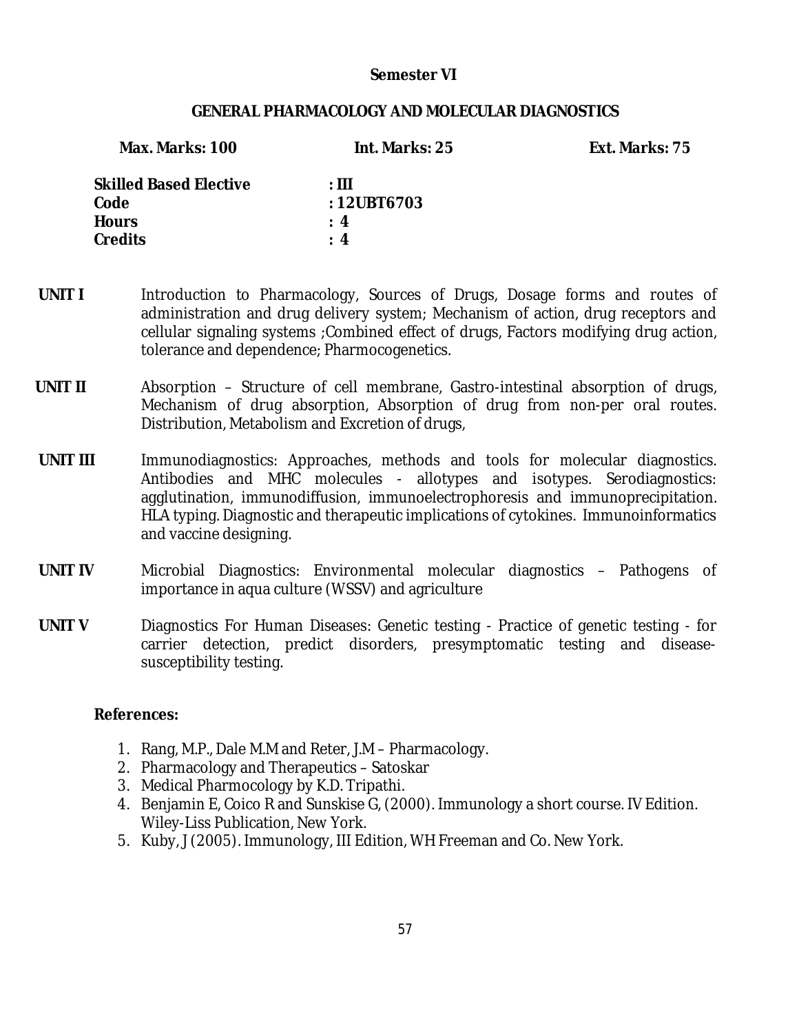## Semester VI

## GENERAL PHARMACOLOGY AND MOLECULAR DIAGNOSTICS

**Max. Marks: 100** **Int. Marks: 25** **Ext. Marks: 75**

| | |
|---|---|
| **Skilled Based Elective** | **: III** |
| **Code** | **: 12UBT6703** |
| **Hours** | **: 4** |
| **Credits** | **: 4** |

**UNIT I** Introduction to Pharmacology, Sources of Drugs, Dosage forms and routes of administration and drug delivery system; Mechanism of action, drug receptors and cellular signaling systems ;Combined effect of drugs, Factors modifying drug action, tolerance and dependence; Pharmocogenetics.

**UNIT II** Absorption – Structure of cell membrane, Gastro-intestinal absorption of drugs, Mechanism of drug absorption, Absorption of drug from non-per oral routes. Distribution, Metabolism and Excretion of drugs,

**UNIT III** Immunodiagnostics: Approaches, methods and tools for molecular diagnostics. Antibodies and MHC molecules - allotypes and isotypes. Serodiagnostics: agglutination, immunodiffusion, immunoelectrophoresis and immunoprecipitation. HLA typing. Diagnostic and therapeutic implications of cytokines. Immunoinformatics and vaccine designing.

**UNIT IV** Microbial Diagnostics: Environmental molecular diagnostics – Pathogens of importance in aqua culture (WSSV) and agriculture

**UNIT V** Diagnostics For Human Diseases: Genetic testing - Practice of genetic testing - for carrier detection, predict disorders, presymptomatic testing and disease-susceptibility testing.

**References:**

1. Rang, M.P., Dale M.M and Reter, J.M – Pharmacology.
2. Pharmacology and Therapeutics – Satoskar
3. Medical Pharmocology by K.D. Tripathi.
4. Benjamin E, Coico R and Sunskise G, (2000). Immunology a short course. IV Edition. Wiley-Liss Publication, New York.
5. Kuby, J (2005). Immunology, III Edition, WH Freeman and Co. New York.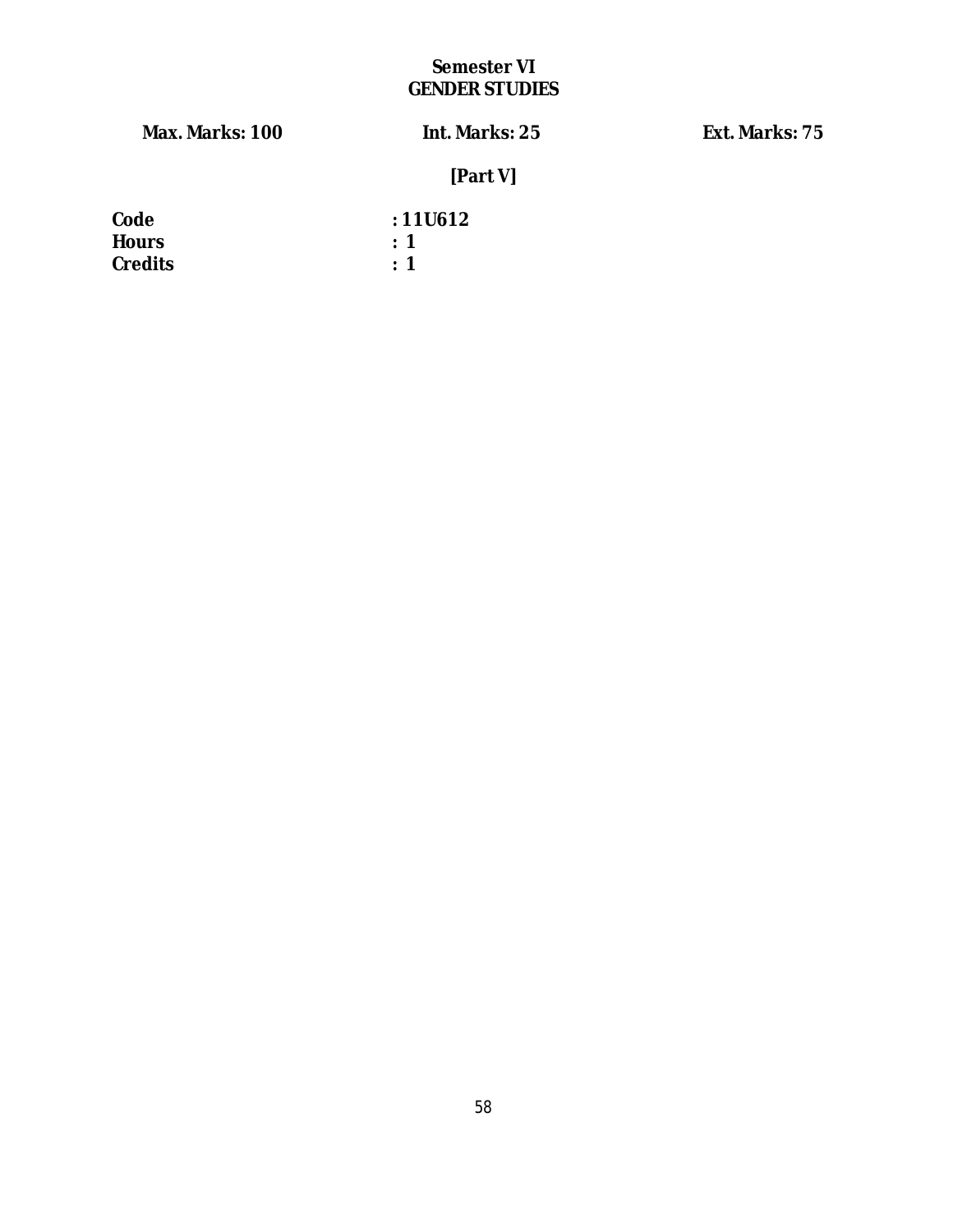**Semester VI**
**GENDER STUDIES**

| | | |
|---|---|---|
| **Max. Marks: 100** | **Int. Marks: 25** | **Ext. Marks: 75** |

**[Part V]**

| | |
|---|---|
| **Code** | **: 11U612** |
| **Hours** | **: 1** |
| **Credits** | **: 1** |